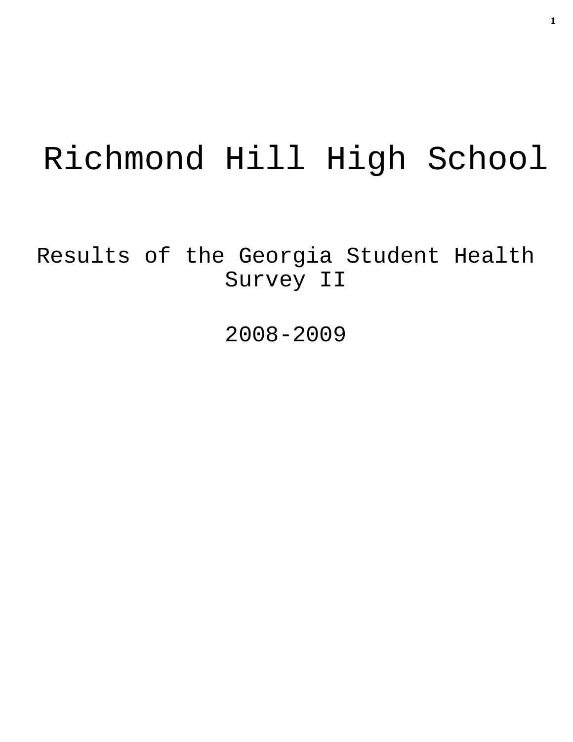# Richmond Hill High School

## Results of the Georgia Student Health Survey II

## 2008-2009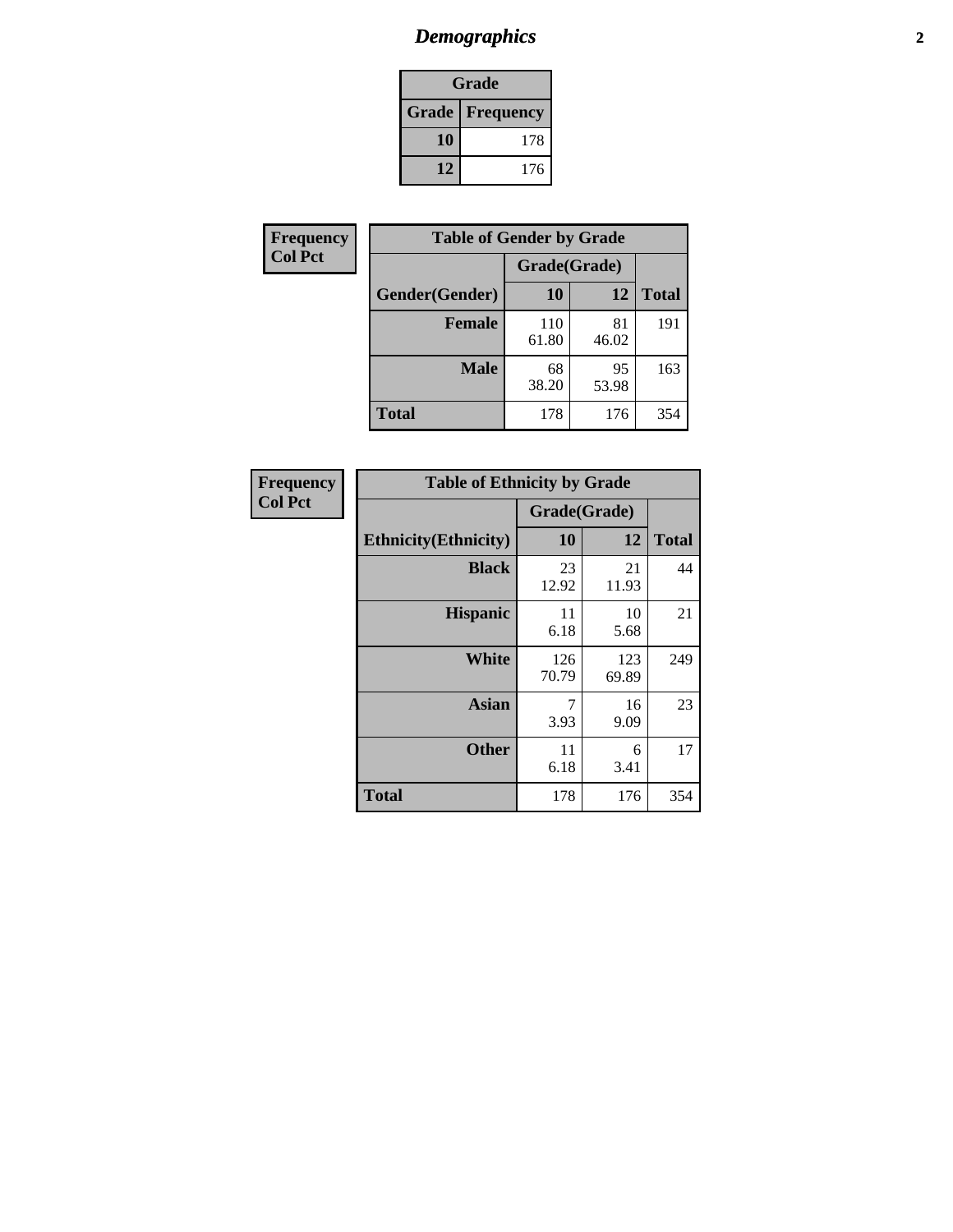# Demographics

| Grade | |
|---|---|
| **Grade** | **Frequency** |
| **10** | 178 |
| **12** | 176 |

**Frequency**
**Col Pct**

| Table of Gender by Grade | | | |
|---|---|---|---|
| | Grade(Grade) | | |
| **Gender(Gender)** | **10** | **12** | **Total** |
| **Female** | 110<br>61.80 | 81<br>46.02 | 191 |
| **Male** | 68<br>38.20 | 95<br>53.98 | 163 |
| **Total** | 178 | 176 | 354 |

**Frequency**
**Col Pct**

| Table of Ethnicity by Grade | | | |
|---|---|---|---|
| | Grade(Grade) | | |
| **Ethnicity(Ethnicity)** | **10** | **12** | **Total** |
| **Black** | 23<br>12.92 | 21<br>11.93 | 44 |
| **Hispanic** | 11<br>6.18 | 10<br>5.68 | 21 |
| **White** | 126<br>70.79 | 123<br>69.89 | 249 |
| **Asian** | 7<br>3.93 | 16<br>9.09 | 23 |
| **Other** | 11<br>6.18 | 6<br>3.41 | 17 |
| **Total** | 178 | 176 | 354 |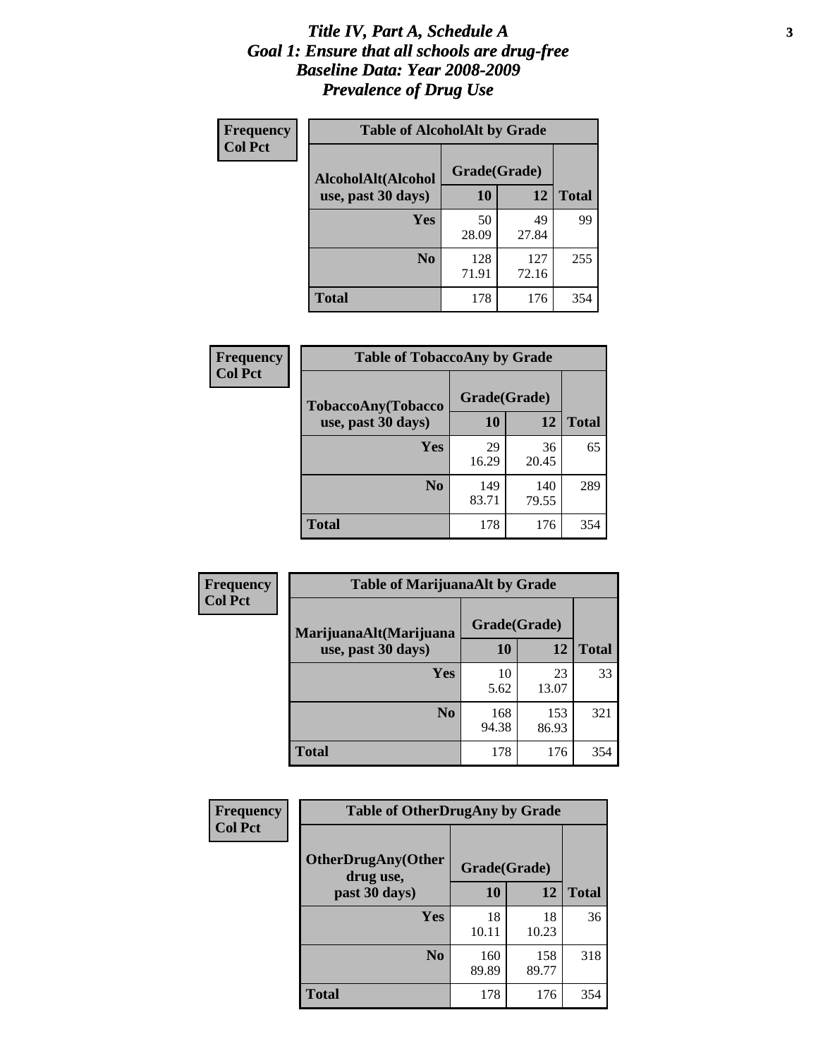# *Title IV, Part A, Schedule A*
# *Goal 1: Ensure that all schools are drug-free*
# *Baseline Data: Year 2008-2009*
# *Prevalence of Drug Use*

**Frequency**
**Col Pct**

**Table of AlcoholAlt by Grade**

| AlcoholAlt(Alcohol use, past 30 days) | Grade(Grade) | | Total |
|---|---|---|---|
| | 10 | 12 | |
| Yes | 50<br>28.09 | 49<br>27.84 | 99 |
| No | 128<br>71.91 | 127<br>72.16 | 255 |
| Total | 178 | 176 | 354 |

**Frequency**
**Col Pct**

**Table of TobaccoAny by Grade**

| TobaccoAny(Tobacco use, past 30 days) | Grade(Grade) | | Total |
|---|---|---|---|
| | 10 | 12 | |
| Yes | 29<br>16.29 | 36<br>20.45 | 65 |
| No | 149<br>83.71 | 140<br>79.55 | 289 |
| Total | 178 | 176 | 354 |

**Frequency**
**Col Pct**

**Table of MarijuanaAlt by Grade**

| MarijuanaAlt(Marijuana use, past 30 days) | Grade(Grade) | | Total |
|---|---|---|---|
| | 10 | 12 | |
| Yes | 10<br>5.62 | 23<br>13.07 | 33 |
| No | 168<br>94.38 | 153<br>86.93 | 321 |
| Total | 178 | 176 | 354 |

**Frequency**
**Col Pct**

**Table of OtherDrugAny by Grade**

| OtherDrugAny(Other drug use, past 30 days) | Grade(Grade) | | Total |
|---|---|---|---|
| | 10 | 12 | |
| Yes | 18<br>10.11 | 18<br>10.23 | 36 |
| No | 160<br>89.89 | 158<br>89.77 | 318 |
| Total | 178 | 176 | 354 |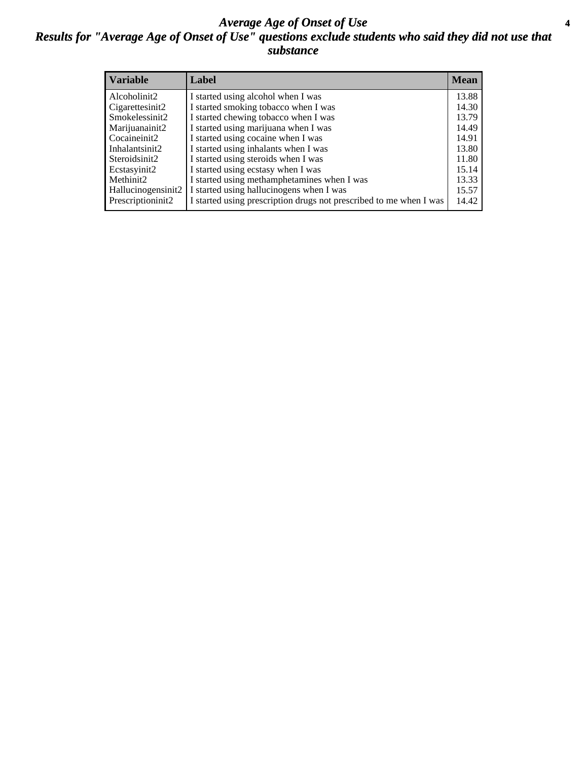# *Average Age of Onset of Use*

## *Results for "Average Age of Onset of Use" questions exclude students who said they did not use that substance*

| Variable | Label | Mean |
|---|---|---|
| Alcoholinit2 | I started using alcohol when I was | 13.88 |
| Cigarettesinit2 | I started smoking tobacco when I was | 14.30 |
| Smokelessinit2 | I started chewing tobacco when I was | 13.79 |
| Marijuanainit2 | I started using marijuana when I was | 14.49 |
| Cocaineinit2 | I started using cocaine when I was | 14.91 |
| Inhalantsinit2 | I started using inhalants when I was | 13.80 |
| Steroidsinit2 | I started using steroids when I was | 11.80 |
| Ecstasyinit2 | I started using ecstasy when I was | 15.14 |
| Methinit2 | I started using methamphetamines when I was | 13.33 |
| Hallucinogensinit2 | I started using hallucinogens when I was | 15.57 |
| Prescriptioninit2 | I started using prescription drugs not prescribed to me when I was | 14.42 |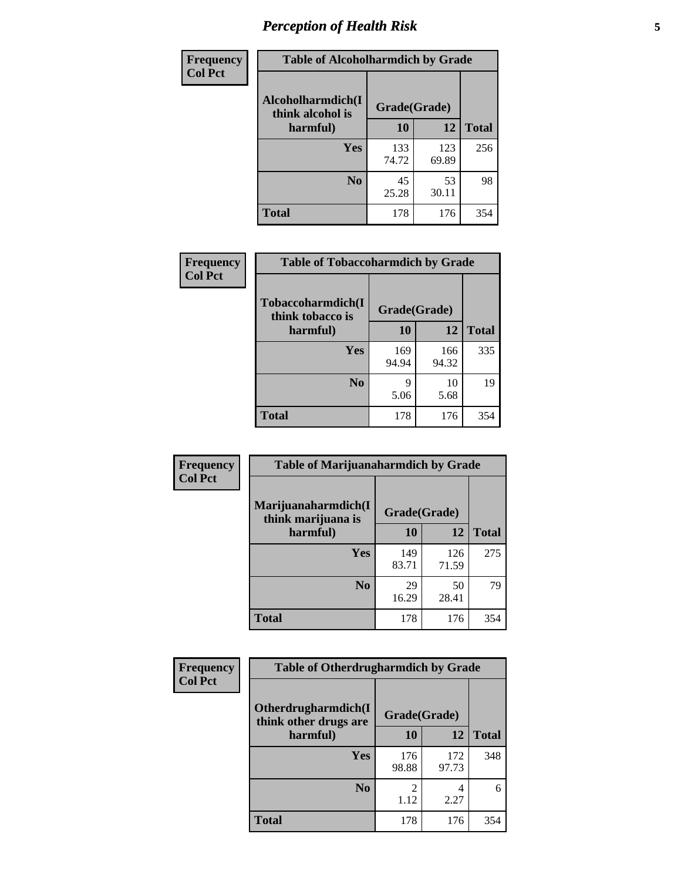# Perception of Health Risk

| Frequency<br>Col Pct | Table of Alcoholharmdich by Grade | | |
|---|---|---|---|
| **Alcoholharmdich(I think alcohol is harmful)** | **Grade(Grade)** | | **Total** |
| | **10** | **12** | |
| **Yes** | 133<br>74.72 | 123<br>69.89 | 256 |
| **No** | 45<br>25.28 | 53<br>30.11 | 98 |
| **Total** | 178 | 176 | 354 |

| Frequency<br>Col Pct | Table of Tobaccoharmdich by Grade | | |
|---|---|---|---|
| **Tobaccoharmdich(I think tobacco is harmful)** | **Grade(Grade)** | | **Total** |
| | **10** | **12** | |
| **Yes** | 169<br>94.94 | 166<br>94.32 | 335 |
| **No** | 9<br>5.06 | 10<br>5.68 | 19 |
| **Total** | 178 | 176 | 354 |

| Frequency<br>Col Pct | Table of Marijuanaharmdich by Grade | | |
|---|---|---|---|
| **Marijuanaharmdich(I think marijuana is harmful)** | **Grade(Grade)** | | **Total** |
| | **10** | **12** | |
| **Yes** | 149<br>83.71 | 126<br>71.59 | 275 |
| **No** | 29<br>16.29 | 50<br>28.41 | 79 |
| **Total** | 178 | 176 | 354 |

| Frequency<br>Col Pct | Table of Otherdrugharmdich by Grade | | |
|---|---|---|---|
| **Otherdrugharmdich(I think other drugs are harmful)** | **Grade(Grade)** | | **Total** |
| | **10** | **12** | |
| **Yes** | 176<br>98.88 | 172<br>97.73 | 348 |
| **No** | 2<br>1.12 | 4<br>2.27 | 6 |
| **Total** | 178 | 176 | 354 |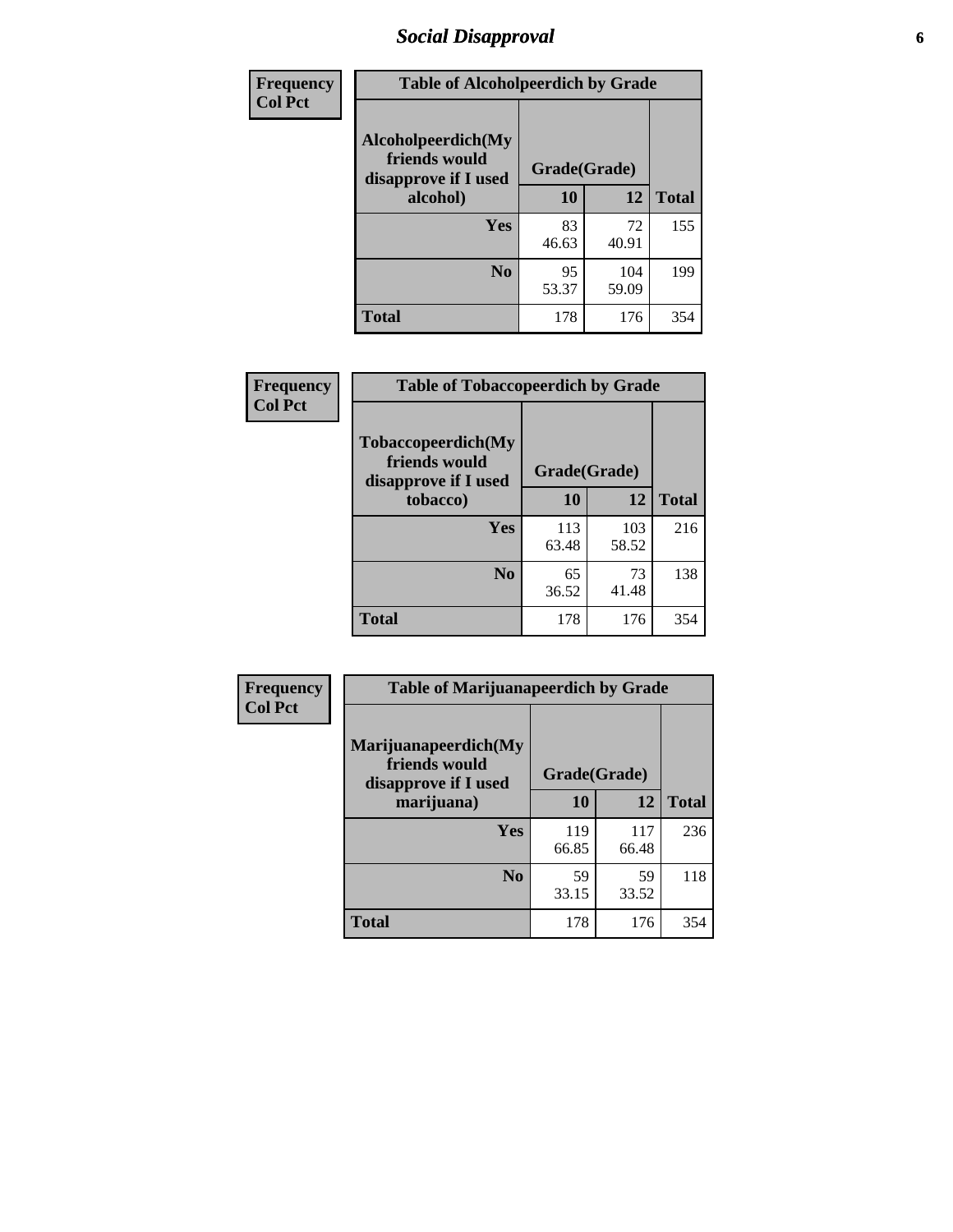# Social Disapproval

| Frequency<br>Col Pct | Table of Alcoholpeerdich by Grade | | |
|---|---|---|---|
| Alcoholpeerdich(My friends would disapprove if I used alcohol) | Grade(Grade) | | |
| | 10 | 12 | Total |
| Yes | 83<br>46.63 | 72<br>40.91 | 155 |
| No | 95<br>53.37 | 104<br>59.09 | 199 |
| Total | 178 | 176 | 354 |

| Frequency<br>Col Pct | Table of Tobaccopeerdich by Grade | | |
|---|---|---|---|
| Tobaccopeerdich(My friends would disapprove if I used tobacco) | Grade(Grade) | | |
| | 10 | 12 | Total |
| Yes | 113<br>63.48 | 103<br>58.52 | 216 |
| No | 65<br>36.52 | 73<br>41.48 | 138 |
| Total | 178 | 176 | 354 |

| Frequency<br>Col Pct | Table of Marijuanapeerdich by Grade | | |
|---|---|---|---|
| Marijuanapeerdich(My friends would disapprove if I used marijuana) | Grade(Grade) | | |
| | 10 | 12 | Total |
| Yes | 119<br>66.85 | 117<br>66.48 | 236 |
| No | 59<br>33.15 | 59<br>33.52 | 118 |
| Total | 178 | 176 | 354 |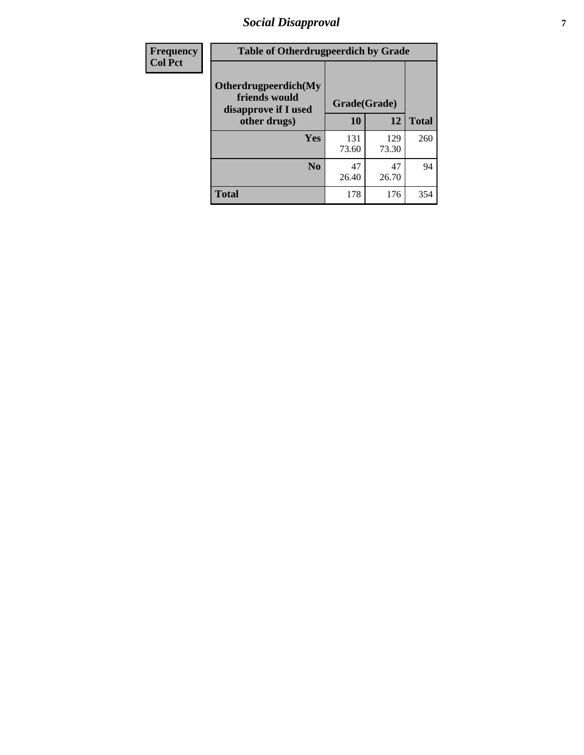# Social Disapproval

| Frequency<br>Col Pct | Table of Otherdrugpeerdich by Grade | | | |
|---|---|---|---|---|
| | Otherdrugpeerdich(My friends would disapprove if I used other drugs) | Grade(Grade) | | Total |
| | | 10 | 12 | |
| | Yes | 131<br>73.60 | 129<br>73.30 | 260 |
| | No | 47<br>26.40 | 47<br>26.70 | 94 |
| | Total | 178 | 176 | 354 |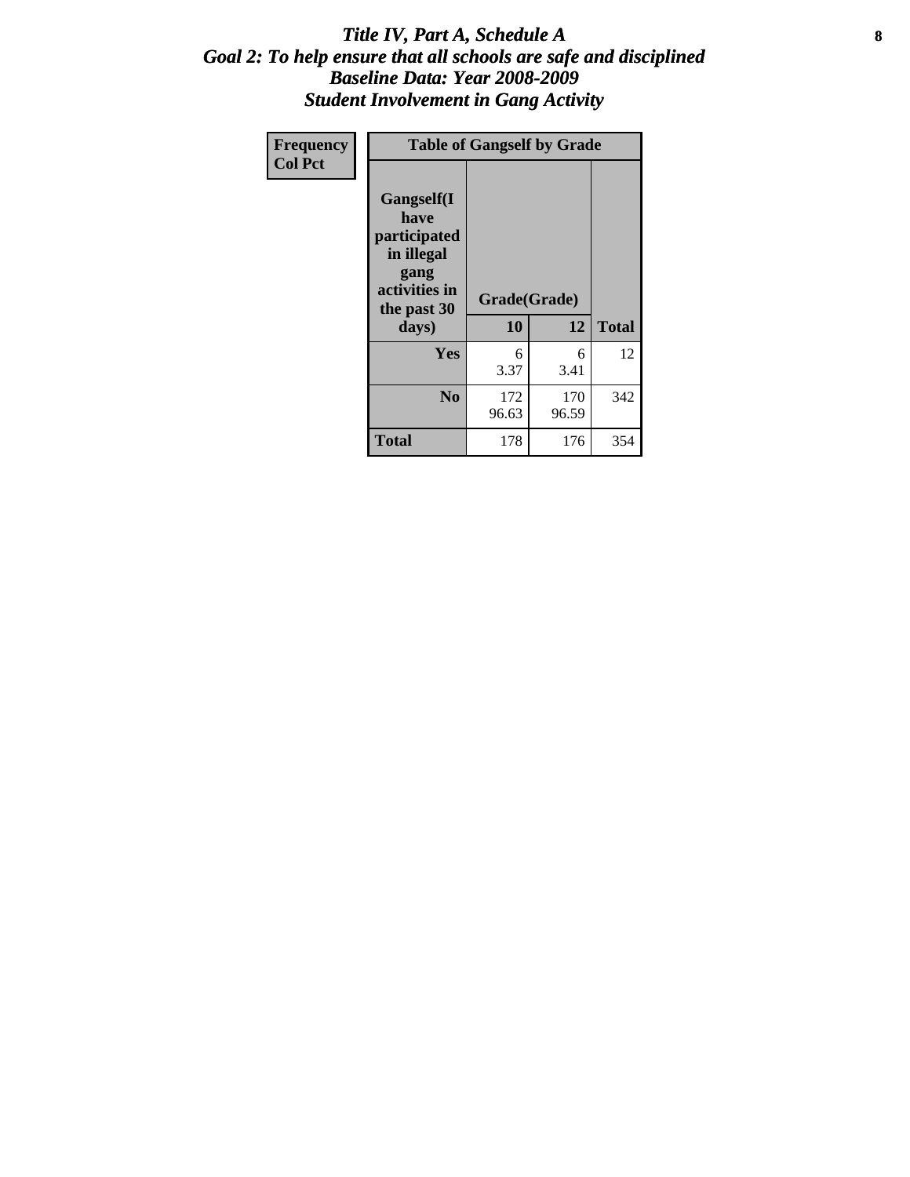# *Title IV, Part A, Schedule A*
## *Goal 2: To help ensure that all schools are safe and disciplined*
## *Baseline Data: Year 2008-2009*
## *Student Involvement in Gang Activity*

| Frequency<br>Col Pct | Table of Gangself by Grade | | |
|---|---|---|---|
| Gangself(I have participated in illegal gang activities in the past 30 days) | Grade(Grade) | | |
| | 10 | 12 | Total |
| Yes | 6<br>3.37 | 6<br>3.41 | 12 |
| No | 172<br>96.63 | 170<br>96.59 | 342 |
| Total | 178 | 176 | 354 |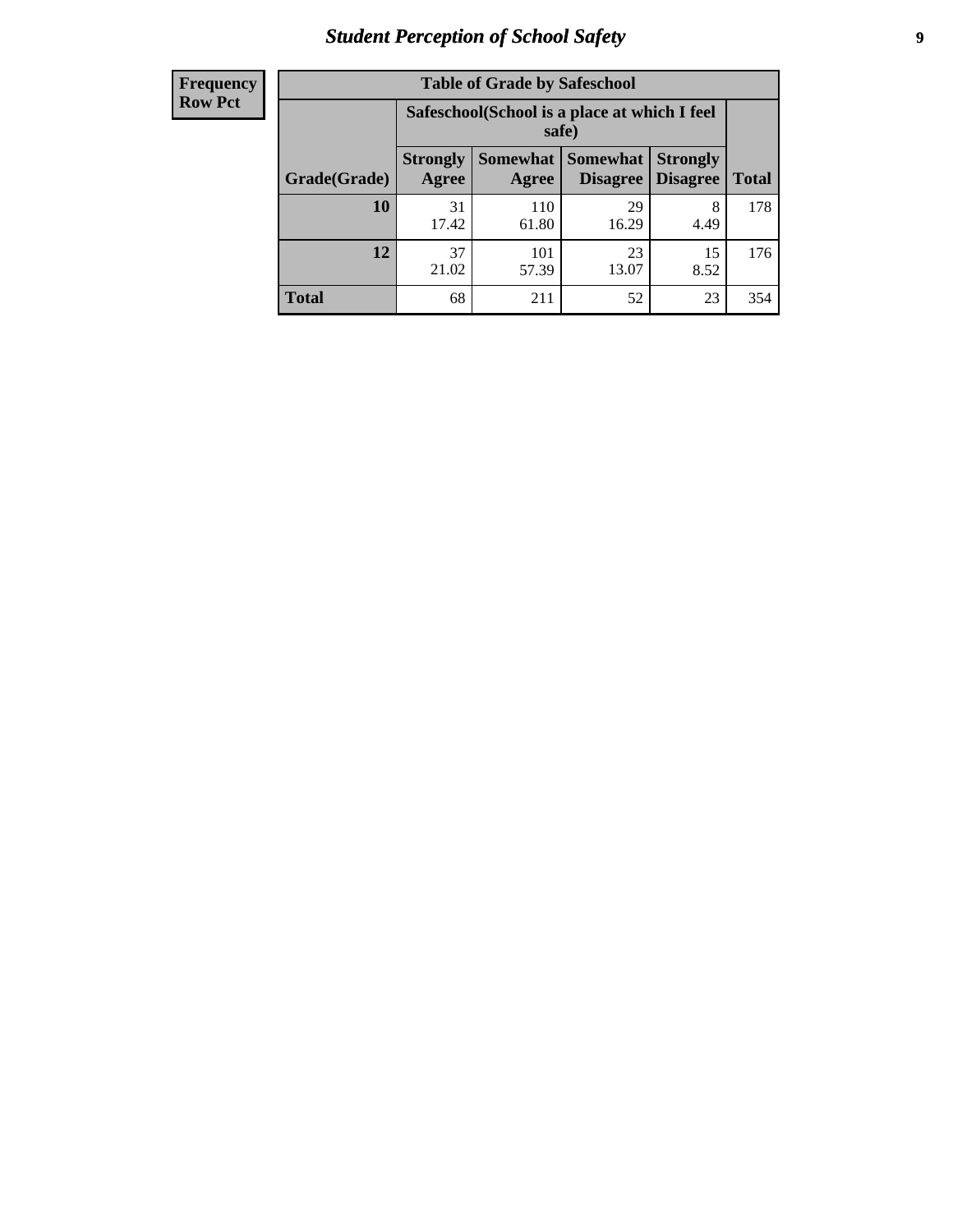| Frequency<br>Row Pct |
|---|

| Table of Grade by Safeschool | | | | | |
|---|---|---|---|---|---|
| | Safeschool(School is a place at which I feel safe) | | | | |
| Grade(Grade) | Strongly Agree | Somewhat Agree | Somewhat Disagree | Strongly Disagree | Total |
| 10 | 31<br>17.42 | 110<br>61.80 | 29<br>16.29 | 8<br>4.49 | 178 |
| 12 | 37<br>21.02 | 101<br>57.39 | 23<br>13.07 | 15<br>8.52 | 176 |
| Total | 68 | 211 | 52 | 23 | 354 |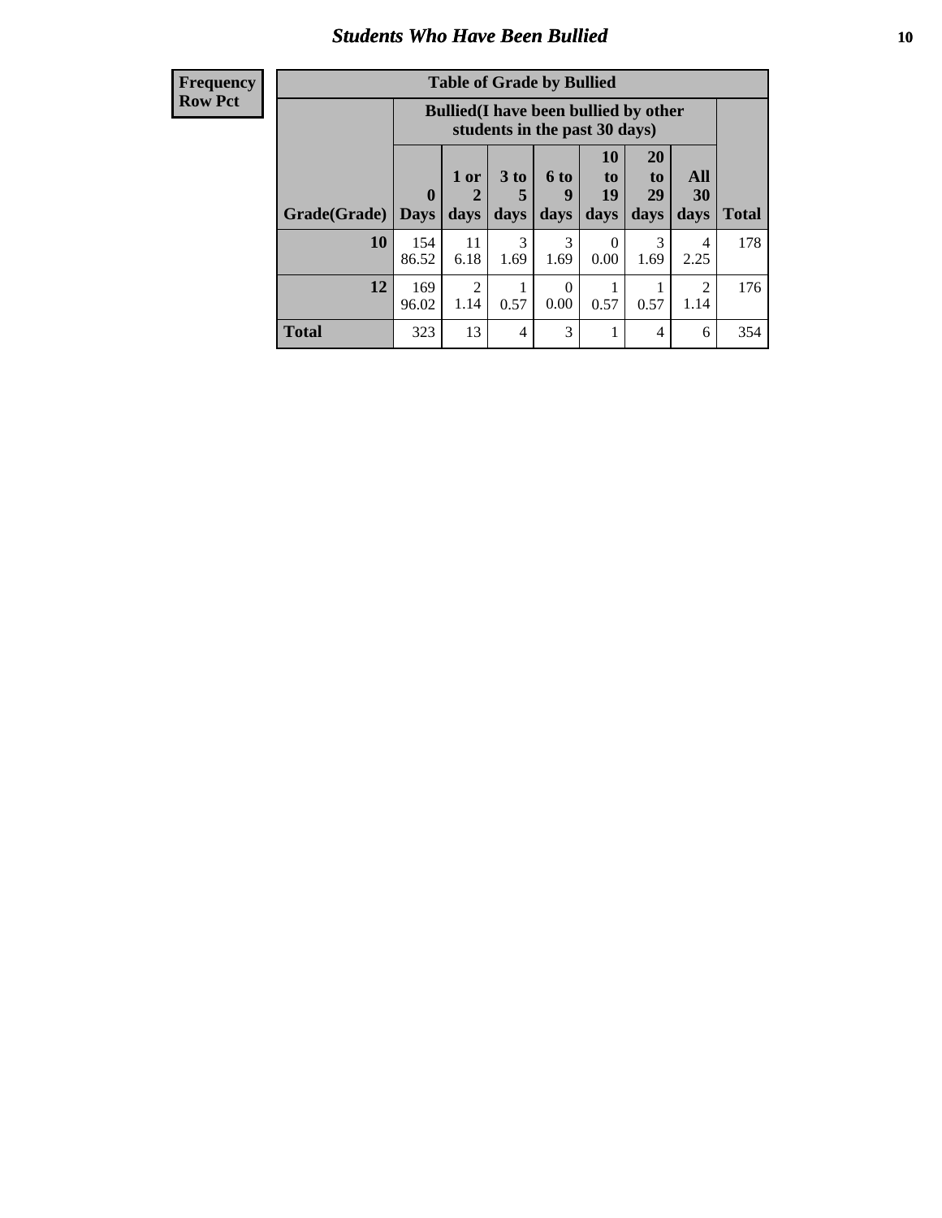# Students Who Have Been Bullied

**Frequency**
**Row Pct**

**Table of Grade by Bullied**

| Grade(Grade) | Bullied(I have been bullied by other students in the past 30 days) | | | | | | | Total |
|---|---|---|---|---|---|---|---|---|
| | 0 Days | 1 or 2 days | 3 to 5 days | 6 to 9 days | 10 to 19 days | 20 to 29 days | All 30 days | |
| **10** | 154<br>86.52 | 11<br>6.18 | 3<br>1.69 | 3<br>1.69 | 0<br>0.00 | 3<br>1.69 | 4<br>2.25 | 178 |
| **12** | 169<br>96.02 | 2<br>1.14 | 1<br>0.57 | 0<br>0.00 | 1<br>0.57 | 1<br>0.57 | 2<br>1.14 | 176 |
| **Total** | 323 | 13 | 4 | 3 | 1 | 4 | 6 | 354 |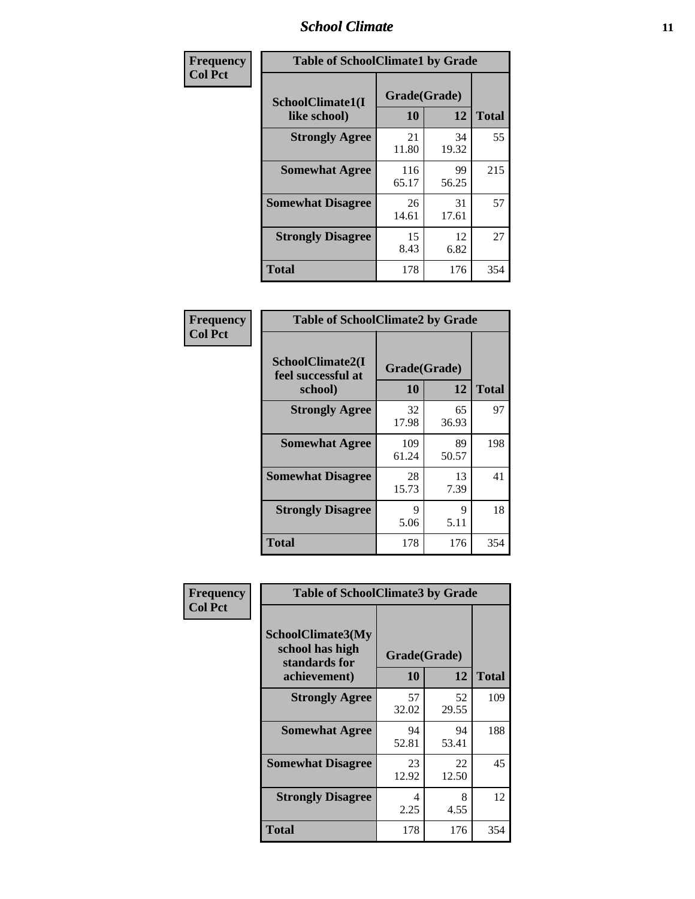| Frequency<br>Col Pct | Table of SchoolClimate1 by Grade | | |
|---|---|---|---|
| SchoolClimate1(I like school) | Grade(Grade) | | |
| | 10 | 12 | Total |
| Strongly Agree | 21<br>11.80 | 34<br>19.32 | 55 |
| Somewhat Agree | 116<br>65.17 | 99<br>56.25 | 215 |
| Somewhat Disagree | 26<br>14.61 | 31<br>17.61 | 57 |
| Strongly Disagree | 15<br>8.43 | 12<br>6.82 | 27 |
| Total | 178 | 176 | 354 |

| Frequency<br>Col Pct | Table of SchoolClimate2 by Grade | | |
|---|---|---|---|
| SchoolClimate2(I feel successful at school) | Grade(Grade) | | |
| | 10 | 12 | Total |
| Strongly Agree | 32<br>17.98 | 65<br>36.93 | 97 |
| Somewhat Agree | 109<br>61.24 | 89<br>50.57 | 198 |
| Somewhat Disagree | 28<br>15.73 | 13<br>7.39 | 41 |
| Strongly Disagree | 9<br>5.06 | 9<br>5.11 | 18 |
| Total | 178 | 176 | 354 |

| Frequency<br>Col Pct | Table of SchoolClimate3 by Grade | | |
|---|---|---|---|
| SchoolClimate3(My school has high standards for achievement) | Grade(Grade) | | |
| | 10 | 12 | Total |
| Strongly Agree | 57<br>32.02 | 52<br>29.55 | 109 |
| Somewhat Agree | 94<br>52.81 | 94<br>53.41 | 188 |
| Somewhat Disagree | 23<br>12.92 | 22<br>12.50 | 45 |
| Strongly Disagree | 4<br>2.25 | 8<br>4.55 | 12 |
| Total | 178 | 176 | 354 |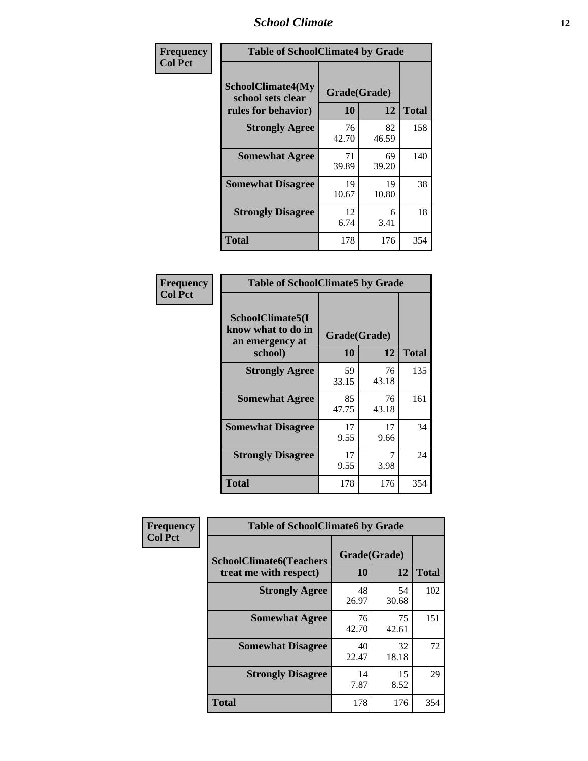| Frequency Col Pct | Table of SchoolClimate4 by Grade | | |
|---|---|---|---|
| SchoolClimate4(My school sets clear rules for behavior) | Grade(Grade) | | |
| | 10 | 12 | Total |
| Strongly Agree | 76<br>42.70 | 82<br>46.59 | 158 |
| Somewhat Agree | 71<br>39.89 | 69<br>39.20 | 140 |
| Somewhat Disagree | 19<br>10.67 | 19<br>10.80 | 38 |
| Strongly Disagree | 12<br>6.74 | 6<br>3.41 | 18 |
| Total | 178 | 176 | 354 |

| Frequency Col Pct | Table of SchoolClimate5 by Grade | | |
|---|---|---|---|
| SchoolClimate5(I know what to do in an emergency at school) | Grade(Grade) | | |
| | 10 | 12 | Total |
| Strongly Agree | 59<br>33.15 | 76<br>43.18 | 135 |
| Somewhat Agree | 85<br>47.75 | 76<br>43.18 | 161 |
| Somewhat Disagree | 17<br>9.55 | 17<br>9.66 | 34 |
| Strongly Disagree | 17<br>9.55 | 7<br>3.98 | 24 |
| Total | 178 | 176 | 354 |

| Frequency Col Pct | Table of SchoolClimate6 by Grade | | |
|---|---|---|---|
| SchoolClimate6(Teachers treat me with respect) | Grade(Grade) | | |
| | 10 | 12 | Total |
| Strongly Agree | 48<br>26.97 | 54<br>30.68 | 102 |
| Somewhat Agree | 76<br>42.70 | 75<br>42.61 | 151 |
| Somewhat Disagree | 40<br>22.47 | 32<br>18.18 | 72 |
| Strongly Disagree | 14<br>7.87 | 15<br>8.52 | 29 |
| Total | 178 | 176 | 354 |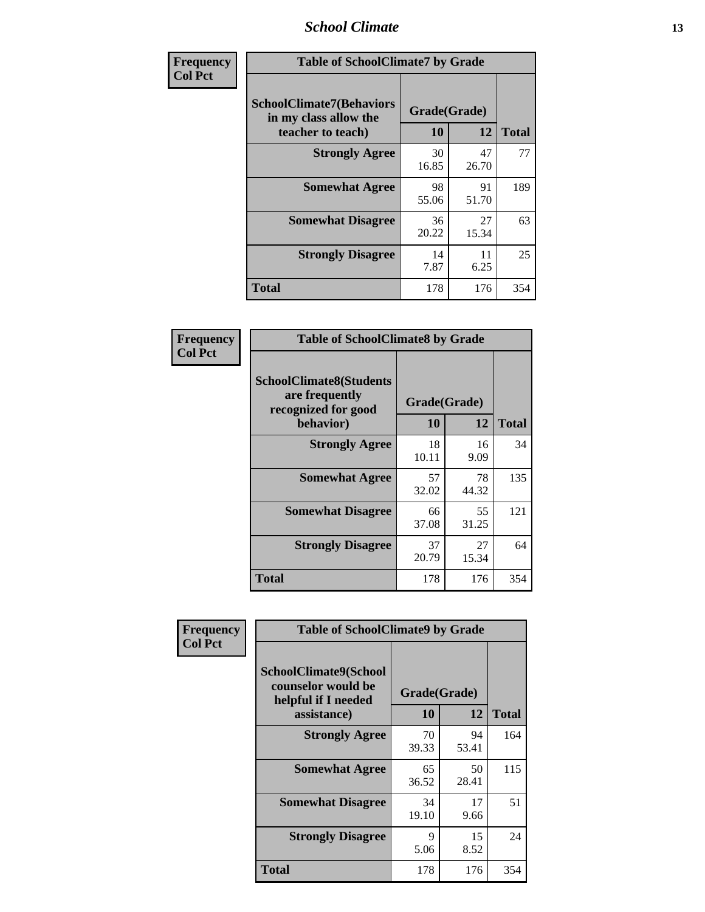| Frequency<br>Col Pct | Table of SchoolClimate7 by Grade | | |
|---|---|---|---|
| SchoolClimate7(Behaviors in my class allow the teacher to teach) | Grade(Grade) | | |
| | 10 | 12 | Total |
| Strongly Agree | 30<br>16.85 | 47<br>26.70 | 77 |
| Somewhat Agree | 98<br>55.06 | 91<br>51.70 | 189 |
| Somewhat Disagree | 36<br>20.22 | 27<br>15.34 | 63 |
| Strongly Disagree | 14<br>7.87 | 11<br>6.25 | 25 |
| Total | 178 | 176 | 354 |

| Frequency<br>Col Pct | Table of SchoolClimate8 by Grade | | |
|---|---|---|---|
| SchoolClimate8(Students are frequently recognized for good behavior) | Grade(Grade) | | |
| | 10 | 12 | Total |
| Strongly Agree | 18<br>10.11 | 16<br>9.09 | 34 |
| Somewhat Agree | 57<br>32.02 | 78<br>44.32 | 135 |
| Somewhat Disagree | 66<br>37.08 | 55<br>31.25 | 121 |
| Strongly Disagree | 37<br>20.79 | 27<br>15.34 | 64 |
| Total | 178 | 176 | 354 |

| Frequency<br>Col Pct | Table of SchoolClimate9 by Grade | | |
|---|---|---|---|
| SchoolClimate9(School counselor would be helpful if I needed assistance) | Grade(Grade) | | |
| | 10 | 12 | Total |
| Strongly Agree | 70<br>39.33 | 94<br>53.41 | 164 |
| Somewhat Agree | 65<br>36.52 | 50<br>28.41 | 115 |
| Somewhat Disagree | 34<br>19.10 | 17<br>9.66 | 51 |
| Strongly Disagree | 9<br>5.06 | 15<br>8.52 | 24 |
| Total | 178 | 176 | 354 |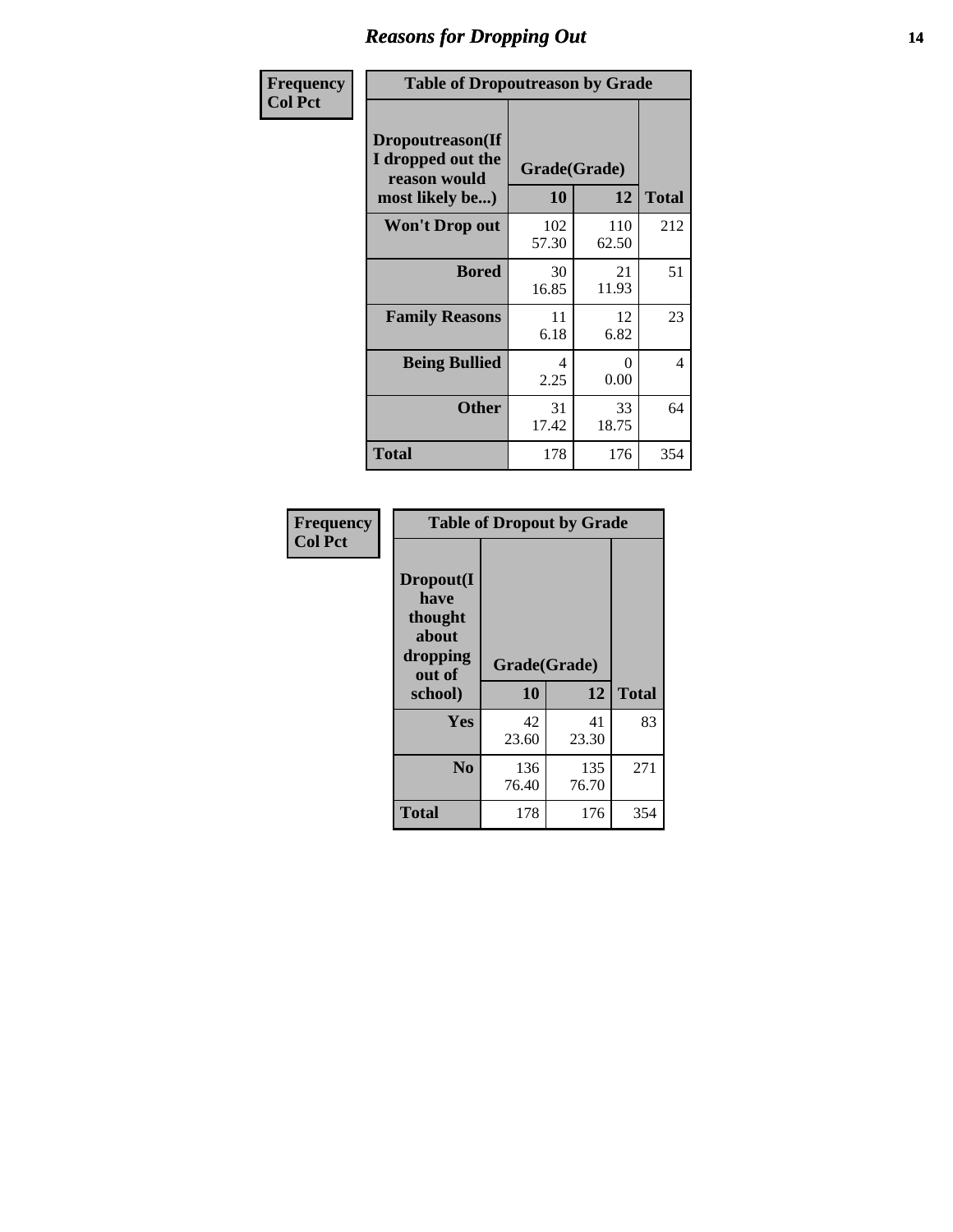# Reasons for Dropping Out

**Frequency**
**Col Pct**

| Table of Dropoutreason by Grade | | | |
|---|---|---|---|
| **Dropoutreason(If I dropped out the reason would most likely be...)** | **Grade(Grade)** | | **Total** |
| | **10** | **12** | |
| **Won't Drop out** | 102<br>57.30 | 110<br>62.50 | 212 |
| **Bored** | 30<br>16.85 | 21<br>11.93 | 51 |
| **Family Reasons** | 11<br>6.18 | 12<br>6.82 | 23 |
| **Being Bullied** | 4<br>2.25 | 0<br>0.00 | 4 |
| **Other** | 31<br>17.42 | 33<br>18.75 | 64 |
| **Total** | 178 | 176 | 354 |

**Frequency**
**Col Pct**

| Table of Dropout by Grade | | | |
|---|---|---|---|
| **Dropout(I have thought about dropping out of school)** | **Grade(Grade)** | | **Total** |
| | **10** | **12** | |
| **Yes** | 42<br>23.60 | 41<br>23.30 | 83 |
| **No** | 136<br>76.40 | 135<br>76.70 | 271 |
| **Total** | 178 | 176 | 354 |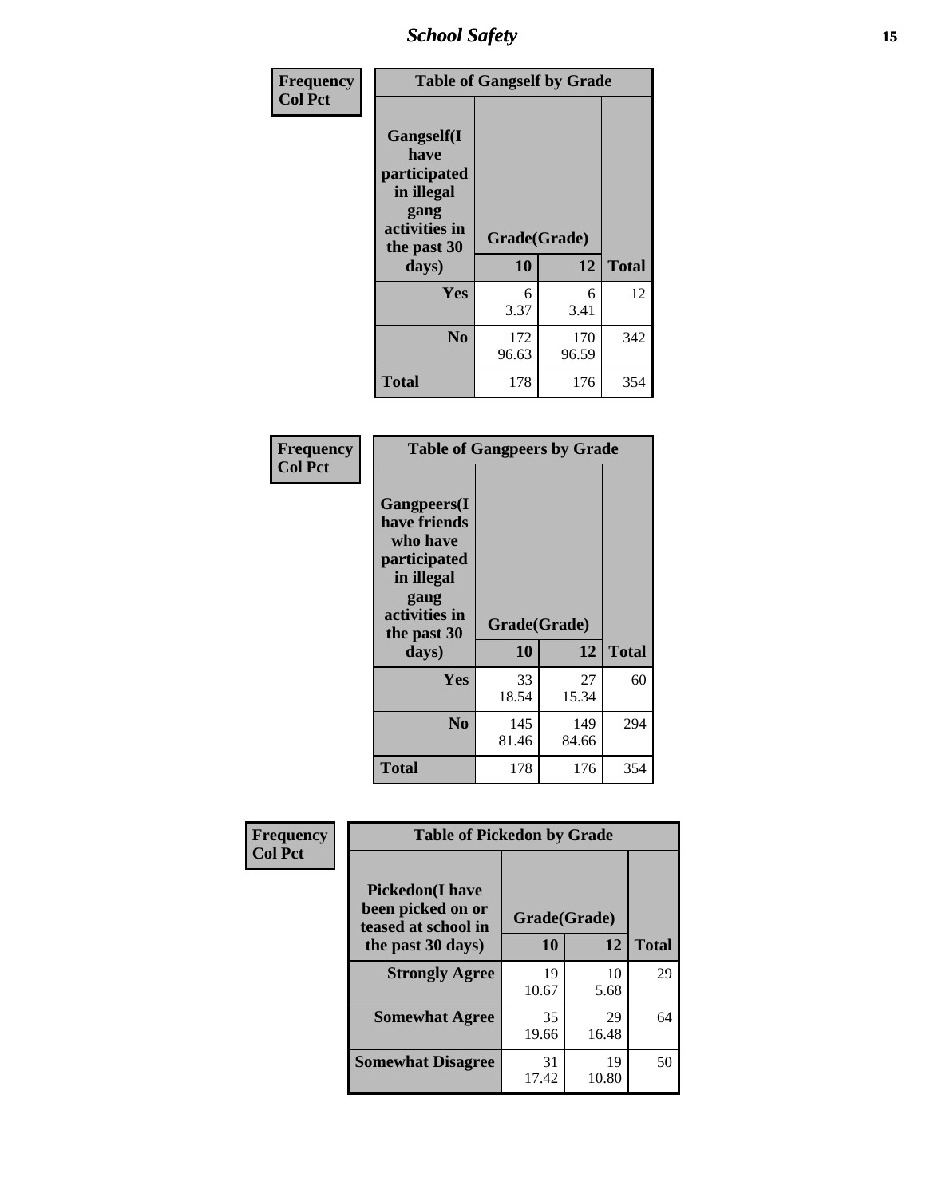| Frequency<br>Col Pct | Table of Gangself by Grade | | |
|---|---|---|---|
| Gangself(I have participated in illegal gang activities in the past 30 days) | Grade(Grade) | | |
| | 10 | 12 | Total |
| Yes | 6<br>3.37 | 6<br>3.41 | 12 |
| No | 172<br>96.63 | 170<br>96.59 | 342 |
| Total | 178 | 176 | 354 |

| Frequency<br>Col Pct | Table of Gangpeers by Grade | | |
|---|---|---|---|
| Gangpeers(I have friends who have participated in illegal gang activities in the past 30 days) | Grade(Grade) | | |
| | 10 | 12 | Total |
| Yes | 33<br>18.54 | 27<br>15.34 | 60 |
| No | 145<br>81.46 | 149<br>84.66 | 294 |
| Total | 178 | 176 | 354 |

| Frequency<br>Col Pct | Table of Pickedon by Grade | | |
|---|---|---|---|
| Pickedon(I have been picked on or teased at school in the past 30 days) | Grade(Grade) | | |
| | 10 | 12 | Total |
| Strongly Agree | 19<br>10.67 | 10<br>5.68 | 29 |
| Somewhat Agree | 35<br>19.66 | 29<br>16.48 | 64 |
| Somewhat Disagree | 31<br>17.42 | 19<br>10.80 | 50 |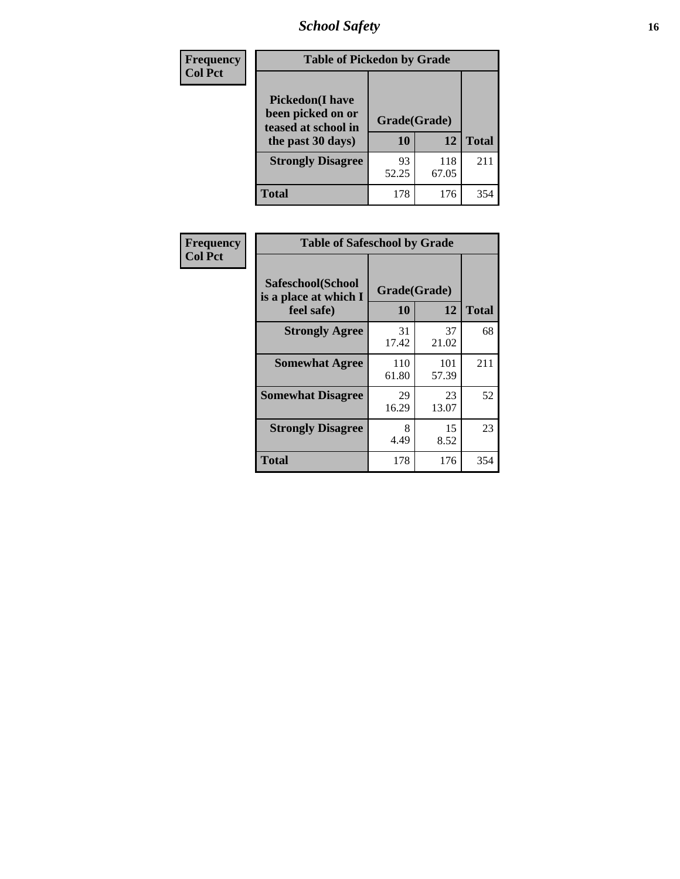| Frequency Col Pct | Table of Pickedon by Grade | | |
|---|---|---|---|
| Pickedon(I have been picked on or teased at school in the past 30 days) | Grade(Grade) | | |
| | 10 | 12 | Total |
| Strongly Disagree | 93<br>52.25 | 118<br>67.05 | 211 |
| Total | 178 | 176 | 354 |

| Frequency Col Pct | Table of Safeschool by Grade | | |
|---|---|---|---|
| Safeschool(School is a place at which I feel safe) | Grade(Grade) | | |
| | 10 | 12 | Total |
| Strongly Agree | 31<br>17.42 | 37<br>21.02 | 68 |
| Somewhat Agree | 110<br>61.80 | 101<br>57.39 | 211 |
| Somewhat Disagree | 29<br>16.29 | 23<br>13.07 | 52 |
| Strongly Disagree | 8<br>4.49 | 15<br>8.52 | 23 |
| Total | 178 | 176 | 354 |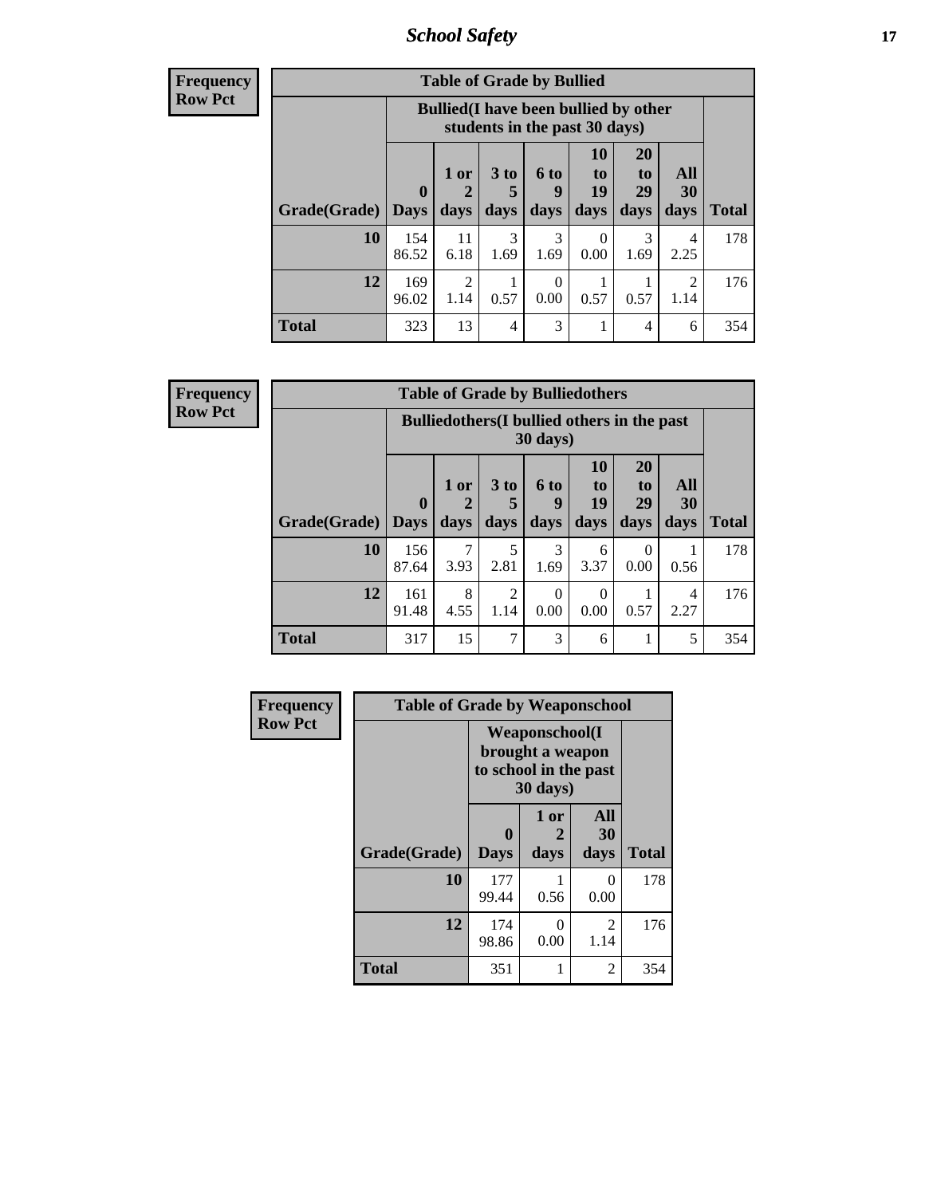# School Safety

**Frequency**
**Row Pct**

| Table of Grade by Bullied | | | | | | | | |
|---|---|---|---|---|---|---|---|---|
| | Bullied(I have been bullied by other students in the past 30 days) | | | | | | | |
| Grade(Grade) | 0 Days | 1 or 2 days | 3 to 5 days | 6 to 9 days | 10 to 19 days | 20 to 29 days | All 30 days | Total |
| 10 | 154<br>86.52 | 11<br>6.18 | 3<br>1.69 | 3<br>1.69 | 0<br>0.00 | 3<br>1.69 | 4<br>2.25 | 178 |
| 12 | 169<br>96.02 | 2<br>1.14 | 1<br>0.57 | 0<br>0.00 | 1<br>0.57 | 1<br>0.57 | 2<br>1.14 | 176 |
| Total | 323 | 13 | 4 | 3 | 1 | 4 | 6 | 354 |

**Frequency**
**Row Pct**

| Table of Grade by Bulliedothers | | | | | | | | |
|---|---|---|---|---|---|---|---|---|
| | Bulliedothers(I bullied others in the past 30 days) | | | | | | | |
| Grade(Grade) | 0 Days | 1 or 2 days | 3 to 5 days | 6 to 9 days | 10 to 19 days | 20 to 29 days | All 30 days | Total |
| 10 | 156<br>87.64 | 7<br>3.93 | 5<br>2.81 | 3<br>1.69 | 6<br>3.37 | 0<br>0.00 | 1<br>0.56 | 178 |
| 12 | 161<br>91.48 | 8<br>4.55 | 2<br>1.14 | 0<br>0.00 | 0<br>0.00 | 1<br>0.57 | 4<br>2.27 | 176 |
| Total | 317 | 15 | 7 | 3 | 6 | 1 | 5 | 354 |

**Frequency**
**Row Pct**

| Table of Grade by Weaponschool | | | | |
|---|---|---|---|---|
| | Weaponschool(I brought a weapon to school in the past 30 days) | | | |
| Grade(Grade) | 0 Days | 1 or 2 days | All 30 days | Total |
| 10 | 177<br>99.44 | 1<br>0.56 | 0<br>0.00 | 178 |
| 12 | 174<br>98.86 | 0<br>0.00 | 2<br>1.14 | 176 |
| Total | 351 | 1 | 2 | 354 |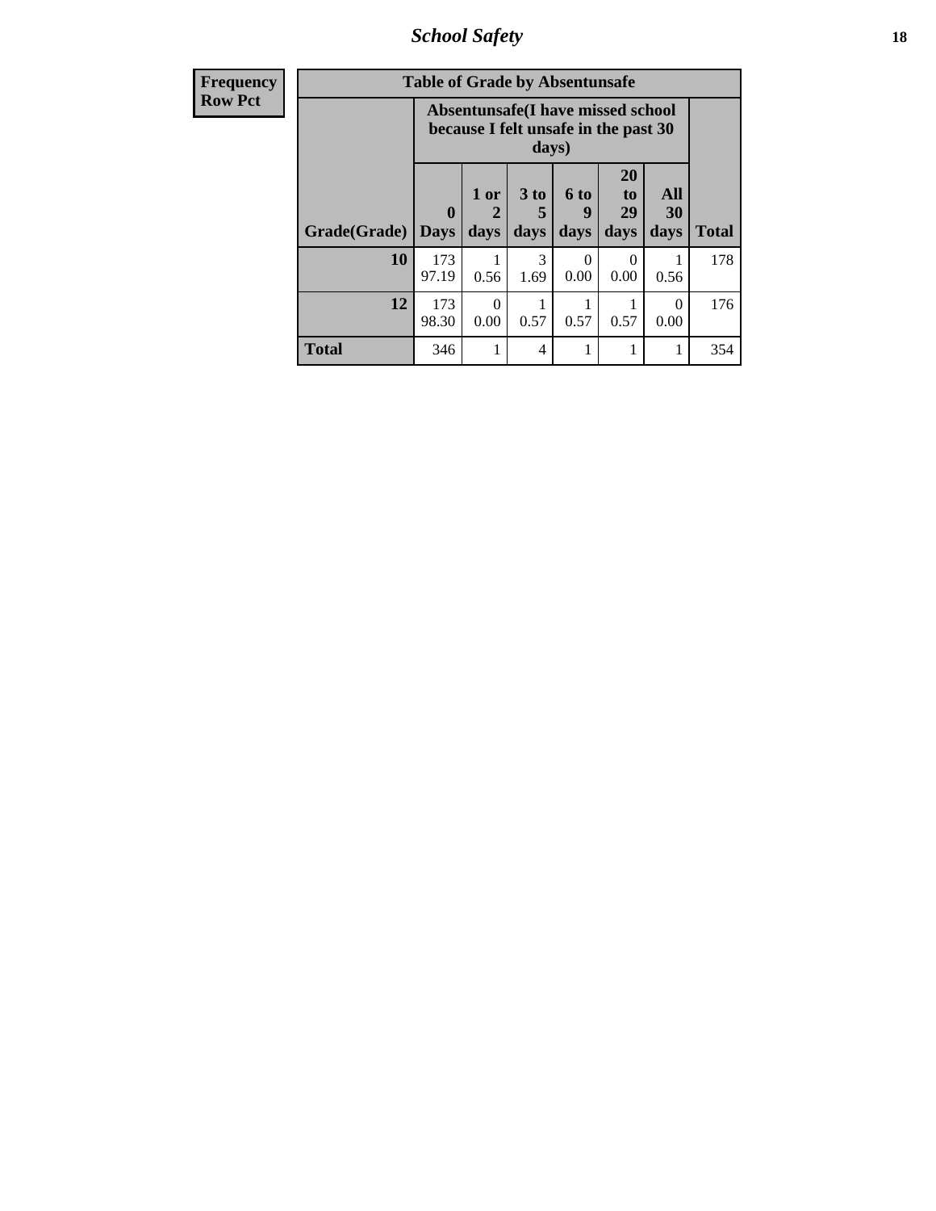| Frequency Row Pct | Table of Grade by Absentunsafe | | | | | | |
|---|---|---|---|---|---|---|---|
| | Absentunsafe(I have missed school because I felt unsafe in the past 30 days) | | | | | | |
| Grade(Grade) | 0 Days | 1 or 2 days | 3 to 5 days | 6 to 9 days | 20 to 29 days | All 30 days | Total |
| 10 | 173 97.19 | 1 0.56 | 3 1.69 | 0 0.00 | 0 0.00 | 1 0.56 | 178 |
| 12 | 173 98.30 | 0 0.00 | 1 0.57 | 1 0.57 | 1 0.57 | 0 0.00 | 176 |
| Total | 346 | 1 | 4 | 1 | 1 | 1 | 354 |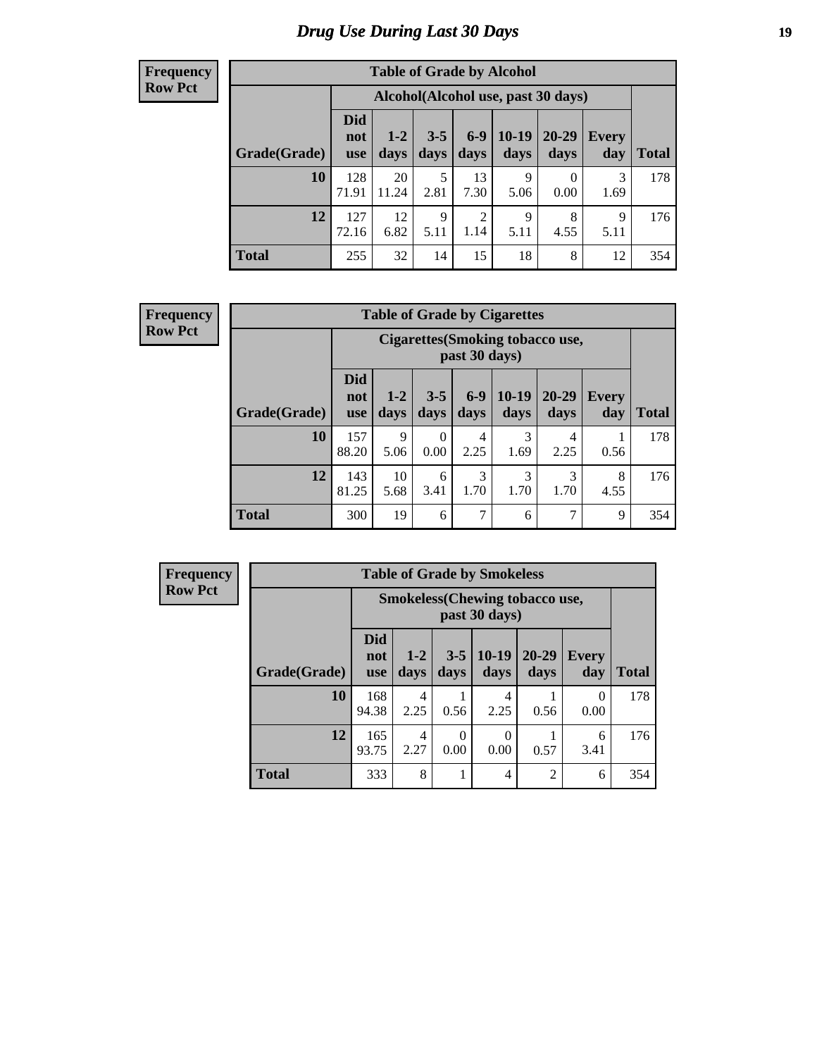# Drug Use During Last 30 Days

**Frequency**
**Row Pct**

| Table of Grade by Alcohol | | | | | | | | |
|---|---|---|---|---|---|---|---|---|
| | Alcohol(Alcohol use, past 30 days) | | | | | | | |
| Grade(Grade) | Did not use | 1-2 days | 3-5 days | 6-9 days | 10-19 days | 20-29 days | Every day | Total |
| 10 | 128<br>71.91 | 20<br>11.24 | 5<br>2.81 | 13<br>7.30 | 9<br>5.06 | 0<br>0.00 | 3<br>1.69 | 178 |
| 12 | 127<br>72.16 | 12<br>6.82 | 9<br>5.11 | 2<br>1.14 | 9<br>5.11 | 8<br>4.55 | 9<br>5.11 | 176 |
| Total | 255 | 32 | 14 | 15 | 18 | 8 | 12 | 354 |

**Frequency**
**Row Pct**

| Table of Grade by Cigarettes | | | | | | | | |
|---|---|---|---|---|---|---|---|---|
| | Cigarettes(Smoking tobacco use, past 30 days) | | | | | | | |
| Grade(Grade) | Did not use | 1-2 days | 3-5 days | 6-9 days | 10-19 days | 20-29 days | Every day | Total |
| 10 | 157<br>88.20 | 9<br>5.06 | 0<br>0.00 | 4<br>2.25 | 3<br>1.69 | 4<br>2.25 | 1<br>0.56 | 178 |
| 12 | 143<br>81.25 | 10<br>5.68 | 6<br>3.41 | 3<br>1.70 | 3<br>1.70 | 3<br>1.70 | 8<br>4.55 | 176 |
| Total | 300 | 19 | 6 | 7 | 6 | 7 | 9 | 354 |

**Frequency**
**Row Pct**

| Table of Grade by Smokeless | | | | | | | |
|---|---|---|---|---|---|---|---|
| | Smokeless(Chewing tobacco use, past 30 days) | | | | | | |
| Grade(Grade) | Did not use | 1-2 days | 3-5 days | 10-19 days | 20-29 days | Every day | Total |
| 10 | 168<br>94.38 | 4<br>2.25 | 1<br>0.56 | 4<br>2.25 | 1<br>0.56 | 0<br>0.00 | 178 |
| 12 | 165<br>93.75 | 4<br>2.27 | 0<br>0.00 | 0<br>0.00 | 1<br>0.57 | 6<br>3.41 | 176 |
| Total | 333 | 8 | 1 | 4 | 2 | 6 | 354 |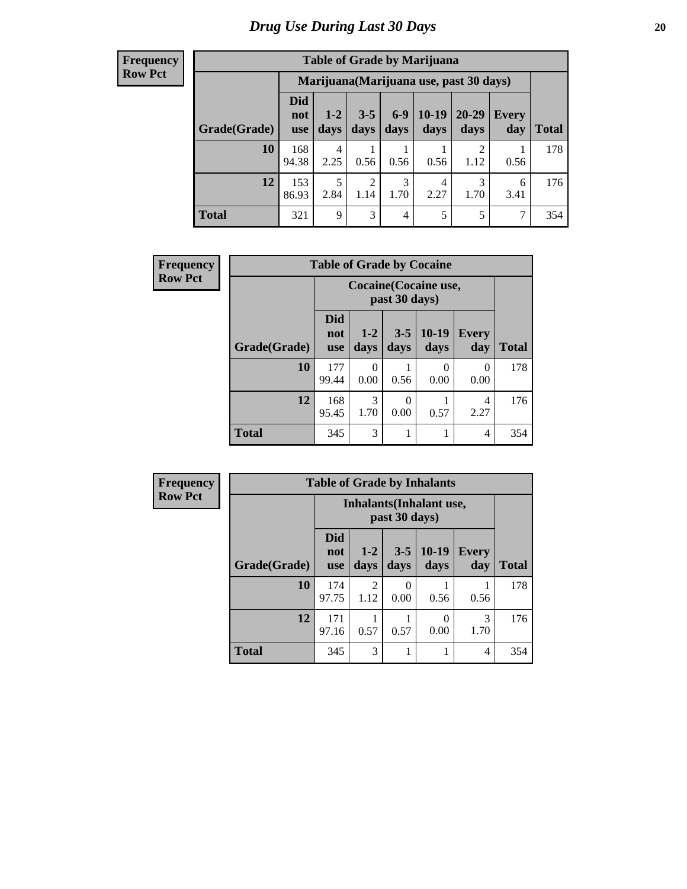# Drug Use During Last 30 Days

**Frequency**
**Row Pct**

| Table of Grade by Marijuana | | | | | | | | |
|---|---|---|---|---|---|---|---|---|
| | Marijuana(Marijuana use, past 30 days) | | | | | | | |
| Grade(Grade) | Did not use | 1-2 days | 3-5 days | 6-9 days | 10-19 days | 20-29 days | Every day | Total |
| **10** | 168<br>94.38 | 4<br>2.25 | 1<br>0.56 | 1<br>0.56 | 1<br>0.56 | 2<br>1.12 | 1<br>0.56 | 178 |
| **12** | 153<br>86.93 | 5<br>2.84 | 2<br>1.14 | 3<br>1.70 | 4<br>2.27 | 3<br>1.70 | 6<br>3.41 | 176 |
| **Total** | 321 | 9 | 3 | 4 | 5 | 5 | 7 | 354 |

**Frequency**
**Row Pct**

| Table of Grade by Cocaine | | | | | | |
|---|---|---|---|---|---|---|
| | Cocaine(Cocaine use, past 30 days) | | | | | |
| Grade(Grade) | Did not use | 1-2 days | 3-5 days | 10-19 days | Every day | Total |
| **10** | 177<br>99.44 | 0<br>0.00 | 1<br>0.56 | 0<br>0.00 | 0<br>0.00 | 178 |
| **12** | 168<br>95.45 | 3<br>1.70 | 0<br>0.00 | 1<br>0.57 | 4<br>2.27 | 176 |
| **Total** | 345 | 3 | 1 | 1 | 4 | 354 |

**Frequency**
**Row Pct**

| Table of Grade by Inhalants | | | | | | |
|---|---|---|---|---|---|---|
| | Inhalants(Inhalant use, past 30 days) | | | | | |
| Grade(Grade) | Did not use | 1-2 days | 3-5 days | 10-19 days | Every day | Total |
| **10** | 174<br>97.75 | 2<br>1.12 | 0<br>0.00 | 1<br>0.56 | 1<br>0.56 | 178 |
| **12** | 171<br>97.16 | 1<br>0.57 | 1<br>0.57 | 0<br>0.00 | 3<br>1.70 | 176 |
| **Total** | 345 | 3 | 1 | 1 | 4 | 354 |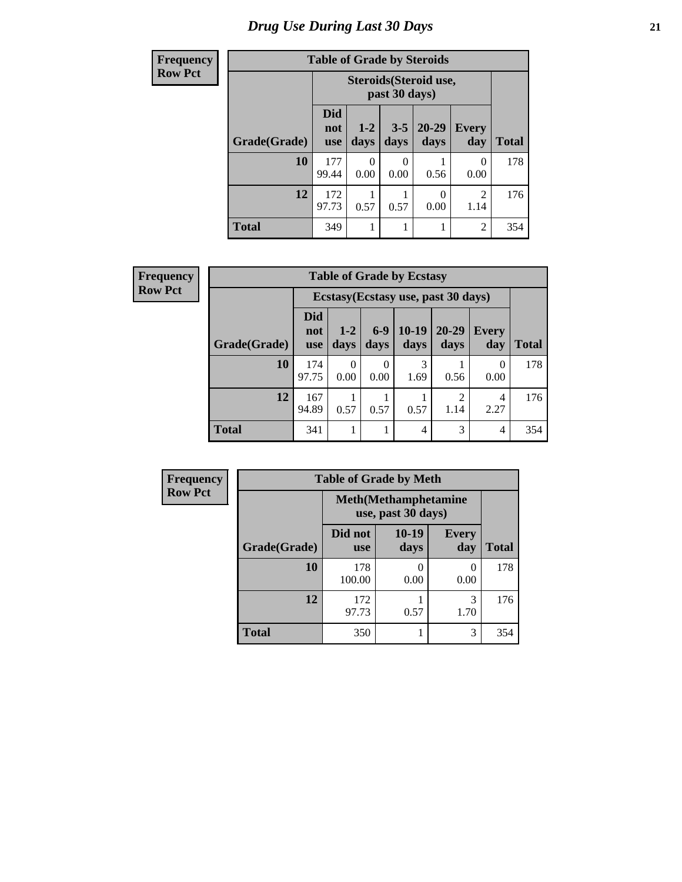# Drug Use During Last 30 Days

**Frequency**
**Row Pct**

**Table of Grade by Steroids**

| | Steroids(Steroid use, past 30 days) | | | | | |
|---|---|---|---|---|---|---|
| Grade(Grade) | Did not use | 1-2 days | 3-5 days | 20-29 days | Every day | Total |
| 10 | 177<br>99.44 | 0<br>0.00 | 0<br>0.00 | 1<br>0.56 | 0<br>0.00 | 178 |
| 12 | 172<br>97.73 | 1<br>0.57 | 1<br>0.57 | 0<br>0.00 | 2<br>1.14 | 176 |
| Total | 349 | 1 | 1 | 1 | 2 | 354 |

**Frequency**
**Row Pct**

**Table of Grade by Ecstasy**

| | Ecstasy(Ecstasy use, past 30 days) | | | | | | |
|---|---|---|---|---|---|---|---|
| Grade(Grade) | Did not use | 1-2 days | 6-9 days | 10-19 days | 20-29 days | Every day | Total |
| 10 | 174<br>97.75 | 0<br>0.00 | 0<br>0.00 | 3<br>1.69 | 1<br>0.56 | 0<br>0.00 | 178 |
| 12 | 167<br>94.89 | 1<br>0.57 | 1<br>0.57 | 1<br>0.57 | 2<br>1.14 | 4<br>2.27 | 176 |
| Total | 341 | 1 | 1 | 4 | 3 | 4 | 354 |

**Frequency**
**Row Pct**

**Table of Grade by Meth**

| | Meth(Methamphetamine use, past 30 days) | | | |
|---|---|---|---|---|
| Grade(Grade) | Did not use | 10-19 days | Every day | Total |
| 10 | 178<br>100.00 | 0<br>0.00 | 0<br>0.00 | 178 |
| 12 | 172<br>97.73 | 1<br>0.57 | 3<br>1.70 | 176 |
| Total | 350 | 1 | 3 | 354 |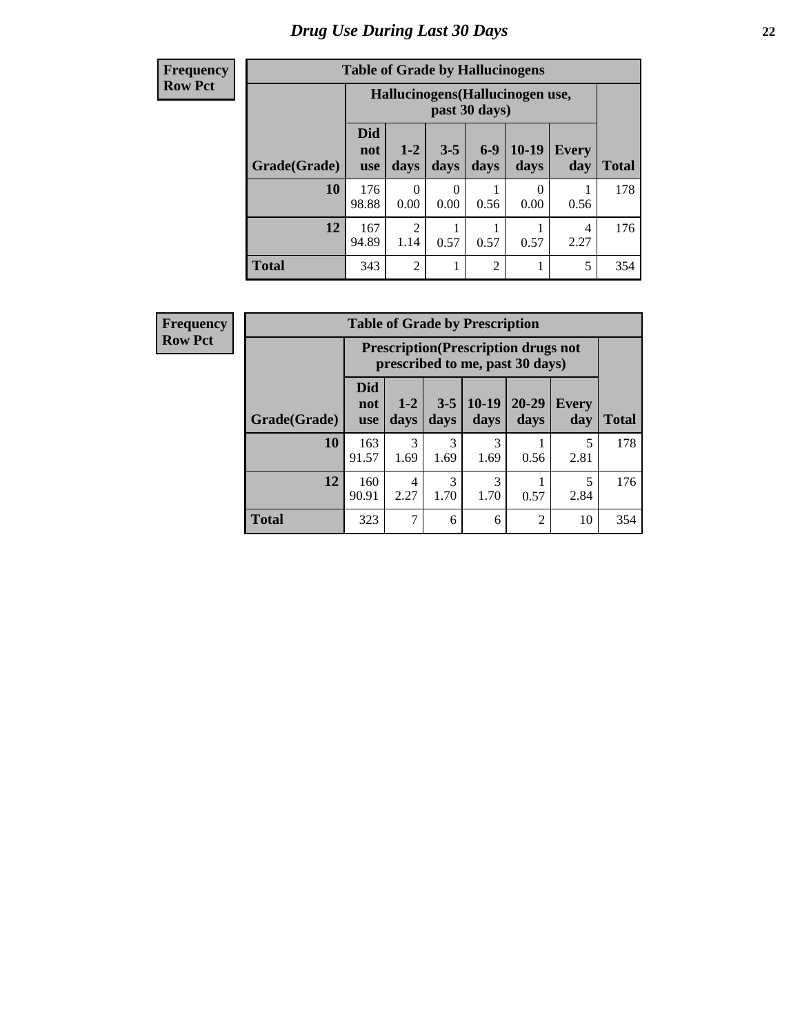# Drug Use During Last 30 Days

**Frequency**
**Row Pct**

| Table of Grade by Hallucinogens | | | | | | | |
|---|---|---|---|---|---|---|---|
| | Hallucinogens(Hallucinogen use, past 30 days) | | | | | | |
| Grade(Grade) | Did not use | 1-2 days | 3-5 days | 6-9 days | 10-19 days | Every day | Total |
| 10 | 176<br>98.88 | 0<br>0.00 | 0<br>0.00 | 1<br>0.56 | 0<br>0.00 | 1<br>0.56 | 178 |
| 12 | 167<br>94.89 | 2<br>1.14 | 1<br>0.57 | 1<br>0.57 | 1<br>0.57 | 4<br>2.27 | 176 |
| Total | 343 | 2 | 1 | 2 | 1 | 5 | 354 |

**Frequency**
**Row Pct**

| Table of Grade by Prescription | | | | | | | |
|---|---|---|---|---|---|---|---|
| | Prescription(Prescription drugs not prescribed to me, past 30 days) | | | | | | |
| Grade(Grade) | Did not use | 1-2 days | 3-5 days | 10-19 days | 20-29 days | Every day | Total |
| 10 | 163<br>91.57 | 3<br>1.69 | 3<br>1.69 | 3<br>1.69 | 1<br>0.56 | 5<br>2.81 | 178 |
| 12 | 160<br>90.91 | 4<br>2.27 | 3<br>1.70 | 3<br>1.70 | 1<br>0.57 | 5<br>2.84 | 176 |
| Total | 323 | 7 | 6 | 6 | 2 | 10 | 354 |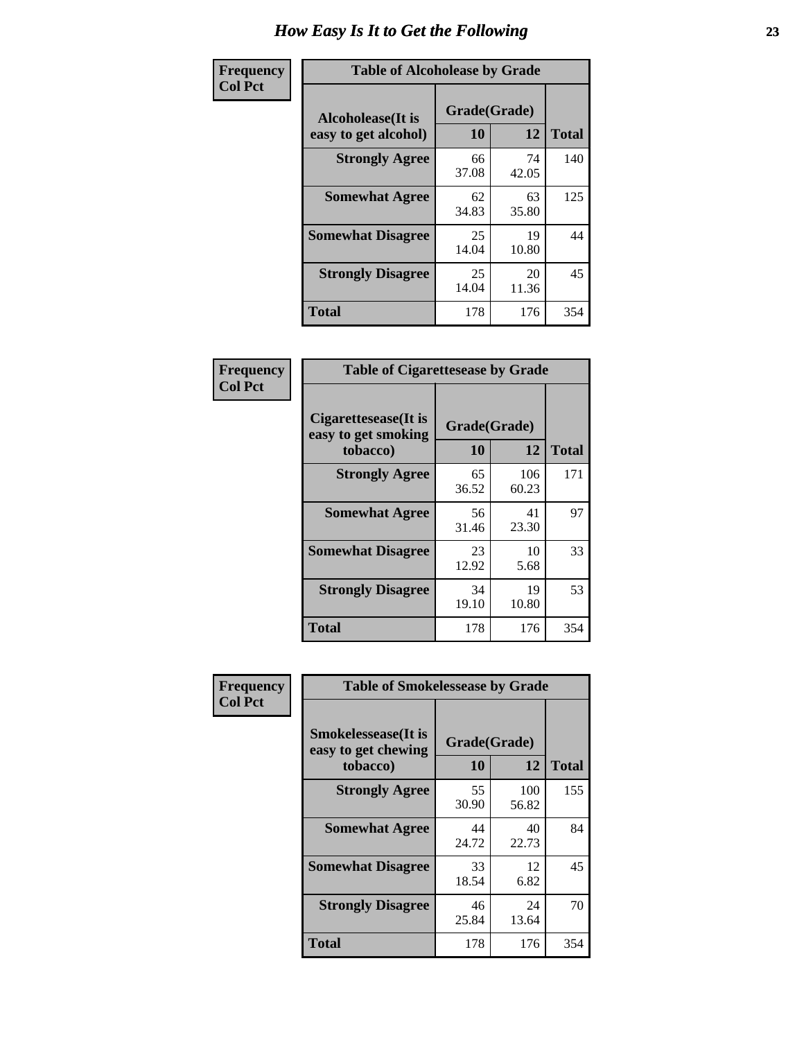# How Easy Is It to Get the Following

**Frequency**
**Col Pct**

| Table of Alcoholease by Grade | | | |
|---|---|---|---|
| Alcoholease(It is easy to get alcohol) | Grade(Grade) | | Total |
| | 10 | 12 | |
| **Strongly Agree** | 66<br>37.08 | 74<br>42.05 | 140 |
| **Somewhat Agree** | 62<br>34.83 | 63<br>35.80 | 125 |
| **Somewhat Disagree** | 25<br>14.04 | 19<br>10.80 | 44 |
| **Strongly Disagree** | 25<br>14.04 | 20<br>11.36 | 45 |
| **Total** | 178 | 176 | 354 |

**Frequency**
**Col Pct**

| Table of Cigarettesease by Grade | | | |
|---|---|---|---|
| Cigarettesease(It is easy to get smoking tobacco) | Grade(Grade) | | Total |
| | 10 | 12 | |
| **Strongly Agree** | 65<br>36.52 | 106<br>60.23 | 171 |
| **Somewhat Agree** | 56<br>31.46 | 41<br>23.30 | 97 |
| **Somewhat Disagree** | 23<br>12.92 | 10<br>5.68 | 33 |
| **Strongly Disagree** | 34<br>19.10 | 19<br>10.80 | 53 |
| **Total** | 178 | 176 | 354 |

**Frequency**
**Col Pct**

| Table of Smokelessease by Grade | | | |
|---|---|---|---|
| Smokelessease(It is easy to get chewing tobacco) | Grade(Grade) | | Total |
| | 10 | 12 | |
| **Strongly Agree** | 55<br>30.90 | 100<br>56.82 | 155 |
| **Somewhat Agree** | 44<br>24.72 | 40<br>22.73 | 84 |
| **Somewhat Disagree** | 33<br>18.54 | 12<br>6.82 | 45 |
| **Strongly Disagree** | 46<br>25.84 | 24<br>13.64 | 70 |
| **Total** | 178 | 176 | 354 |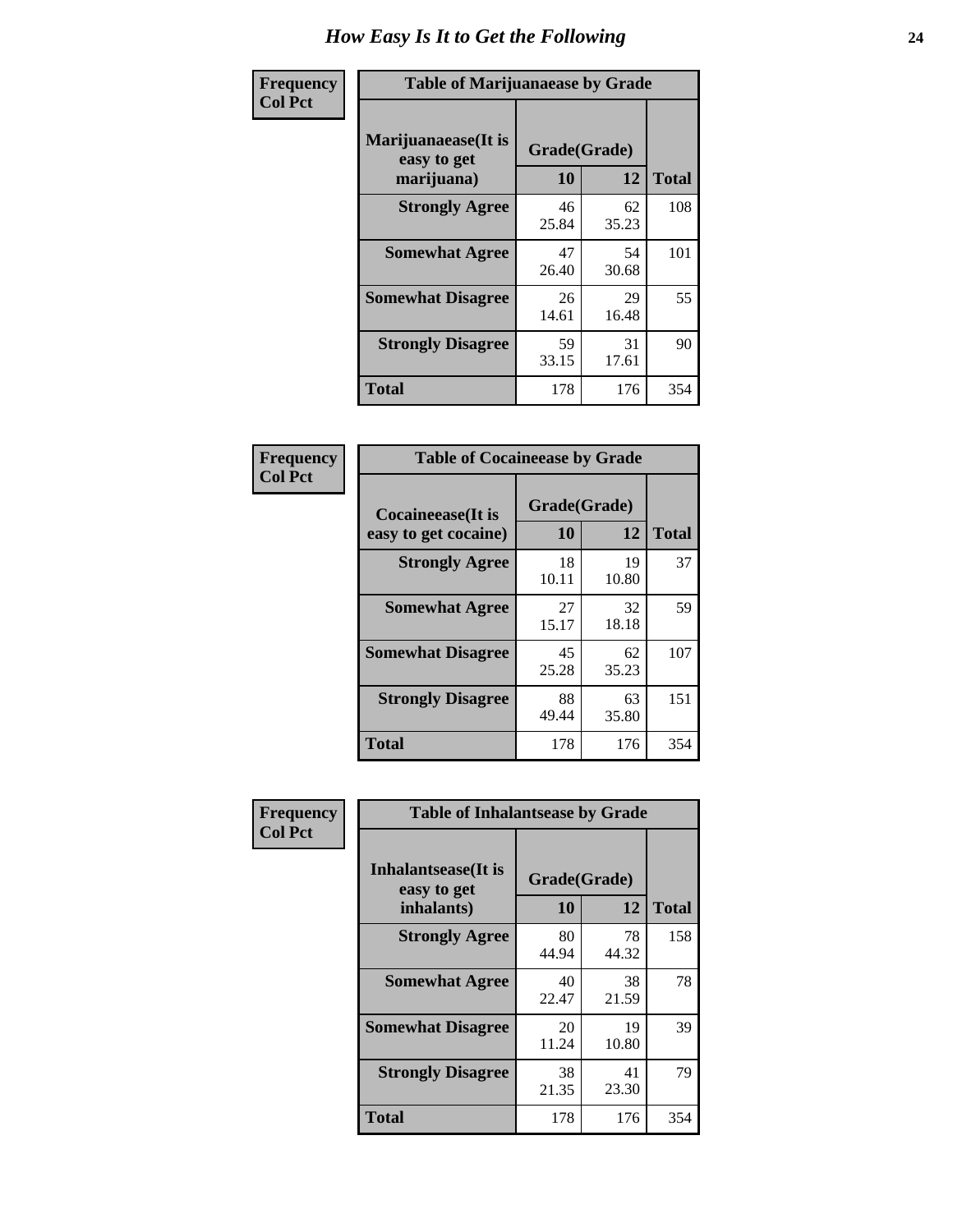# How Easy Is It to Get the Following

**Frequency**
**Col Pct**

| Table of Marijuanaease by Grade | | | |
|---|---|---|---|
| Marijuanaease(It is easy to get marijuana) | Grade(Grade) | | Total |
| | 10 | 12 | |
| Strongly Agree | 46<br>25.84 | 62<br>35.23 | 108 |
| Somewhat Agree | 47<br>26.40 | 54<br>30.68 | 101 |
| Somewhat Disagree | 26<br>14.61 | 29<br>16.48 | 55 |
| Strongly Disagree | 59<br>33.15 | 31<br>17.61 | 90 |
| Total | 178 | 176 | 354 |

**Frequency**
**Col Pct**

| Table of Cocaineease by Grade | | | |
|---|---|---|---|
| Cocaineease(It is easy to get cocaine) | Grade(Grade) | | Total |
| | 10 | 12 | |
| Strongly Agree | 18<br>10.11 | 19<br>10.80 | 37 |
| Somewhat Agree | 27<br>15.17 | 32<br>18.18 | 59 |
| Somewhat Disagree | 45<br>25.28 | 62<br>35.23 | 107 |
| Strongly Disagree | 88<br>49.44 | 63<br>35.80 | 151 |
| Total | 178 | 176 | 354 |

**Frequency**
**Col Pct**

| Table of Inhalantsease by Grade | | | |
|---|---|---|---|
| Inhalantsease(It is easy to get inhalants) | Grade(Grade) | | Total |
| | 10 | 12 | |
| Strongly Agree | 80<br>44.94 | 78<br>44.32 | 158 |
| Somewhat Agree | 40<br>22.47 | 38<br>21.59 | 78 |
| Somewhat Disagree | 20<br>11.24 | 19<br>10.80 | 39 |
| Strongly Disagree | 38<br>21.35 | 41<br>23.30 | 79 |
| Total | 178 | 176 | 354 |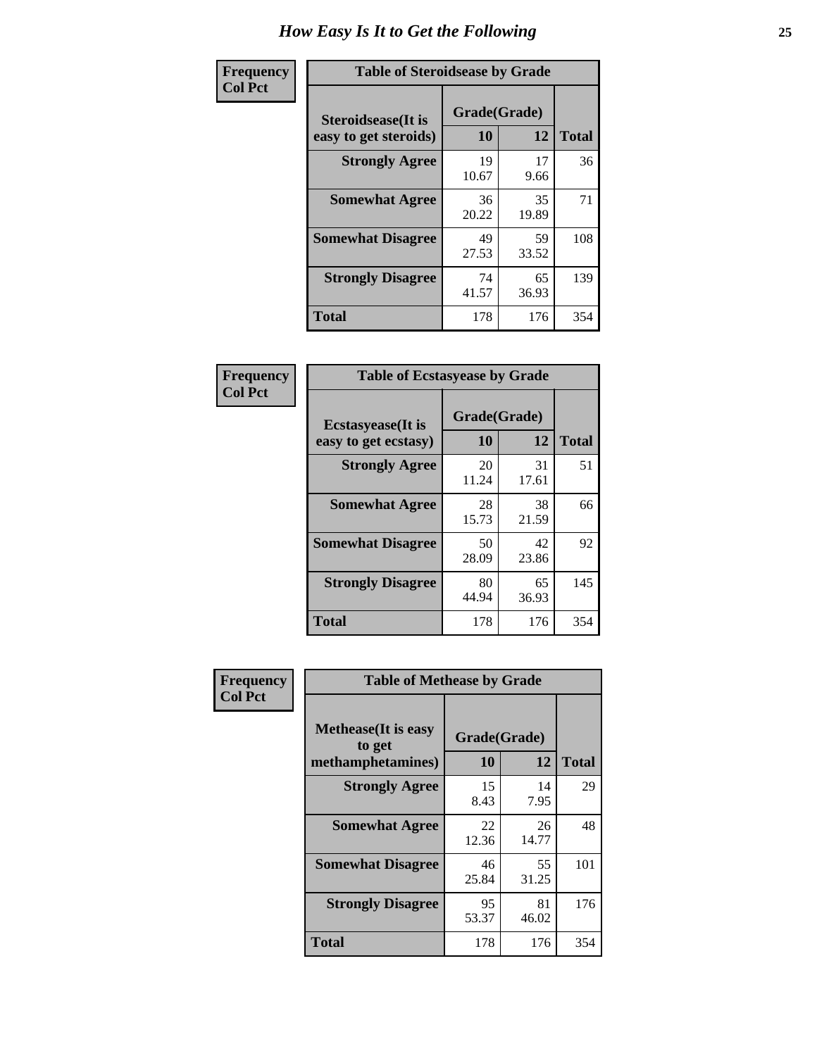# How Easy Is It to Get the Following

**Frequency**
**Col Pct**

**Table of Steroidsease by Grade**

| Steroidsease(It is easy to get steroids) | Grade(Grade) | | Total |
|---|---|---|---|
| | 10 | 12 | |
| **Strongly Agree** | 19<br>10.67 | 17<br>9.66 | 36 |
| **Somewhat Agree** | 36<br>20.22 | 35<br>19.89 | 71 |
| **Somewhat Disagree** | 49<br>27.53 | 59<br>33.52 | 108 |
| **Strongly Disagree** | 74<br>41.57 | 65<br>36.93 | 139 |
| **Total** | 178 | 176 | 354 |

**Frequency**
**Col Pct**

**Table of Ecstasyease by Grade**

| Ecstasyease(It is easy to get ecstasy) | Grade(Grade) | | Total |
|---|---|---|---|
| | 10 | 12 | |
| **Strongly Agree** | 20<br>11.24 | 31<br>17.61 | 51 |
| **Somewhat Agree** | 28<br>15.73 | 38<br>21.59 | 66 |
| **Somewhat Disagree** | 50<br>28.09 | 42<br>23.86 | 92 |
| **Strongly Disagree** | 80<br>44.94 | 65<br>36.93 | 145 |
| **Total** | 178 | 176 | 354 |

**Frequency**
**Col Pct**

**Table of Methease by Grade**

| Methease(It is easy to get methamphetamines) | Grade(Grade) | | Total |
|---|---|---|---|
| | 10 | 12 | |
| **Strongly Agree** | 15<br>8.43 | 14<br>7.95 | 29 |
| **Somewhat Agree** | 22<br>12.36 | 26<br>14.77 | 48 |
| **Somewhat Disagree** | 46<br>25.84 | 55<br>31.25 | 101 |
| **Strongly Disagree** | 95<br>53.37 | 81<br>46.02 | 176 |
| **Total** | 178 | 176 | 354 |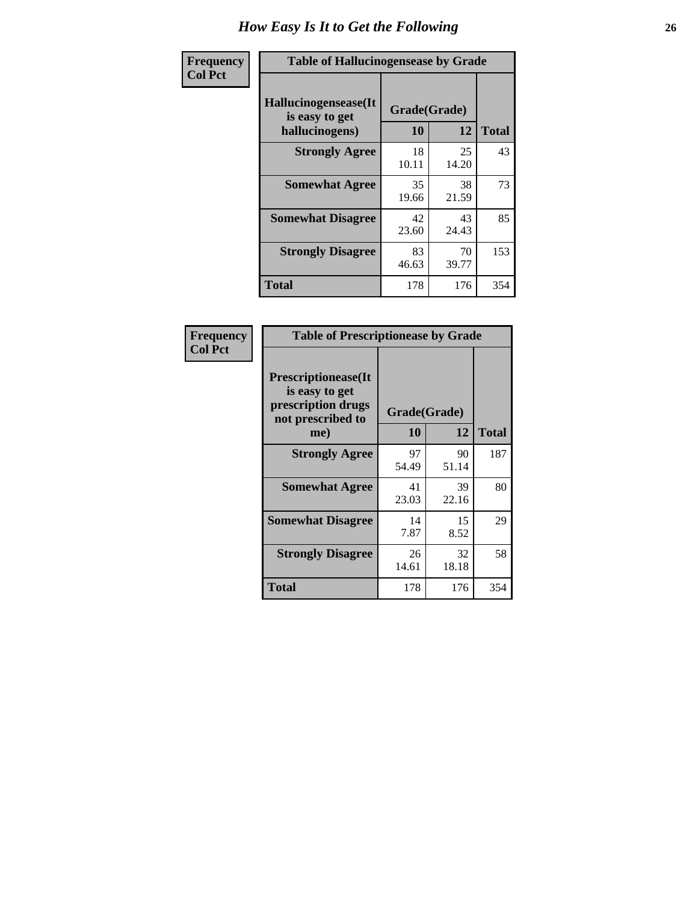# How Easy Is It to Get the Following

| Frequency<br>Col Pct | Table of Hallucinogensease by Grade | | |
|---|---|---|---|
| **Hallucinogensease(It is easy to get hallucinogens)** | **Grade(Grade)** | | |
| | **10** | **12** | **Total** |
| **Strongly Agree** | 18<br>10.11 | 25<br>14.20 | 43 |
| **Somewhat Agree** | 35<br>19.66 | 38<br>21.59 | 73 |
| **Somewhat Disagree** | 42<br>23.60 | 43<br>24.43 | 85 |
| **Strongly Disagree** | 83<br>46.63 | 70<br>39.77 | 153 |
| **Total** | 178 | 176 | 354 |

| Frequency<br>Col Pct | Table of Prescriptionease by Grade | | |
|---|---|---|---|
| **Prescriptionease(It is easy to get prescription drugs not prescribed to me)** | **Grade(Grade)** | | |
| | **10** | **12** | **Total** |
| **Strongly Agree** | 97<br>54.49 | 90<br>51.14 | 187 |
| **Somewhat Agree** | 41<br>23.03 | 39<br>22.16 | 80 |
| **Somewhat Disagree** | 14<br>7.87 | 15<br>8.52 | 29 |
| **Strongly Disagree** | 26<br>14.61 | 32<br>18.18 | 58 |
| **Total** | 178 | 176 | 354 |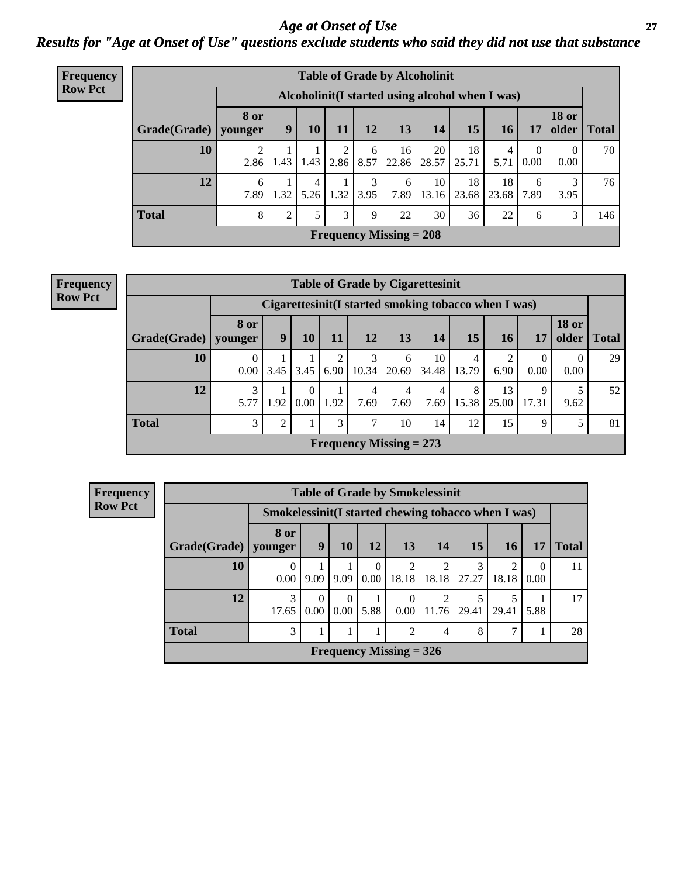# *Age at Onset of Use*

## *Results for "Age at Onset of Use" questions exclude students who said they did not use that substance*

**Frequency**
**Row Pct**

| Table of Grade by Alcoholinit | | | | | | | | | | | | |
|---|---|---|---|---|---|---|---|---|---|---|---|---|
| | Alcoholinit(I started using alcohol when I was) | | | | | | | | | | | |
| Grade(Grade) | 8 or younger | 9 | 10 | 11 | 12 | 13 | 14 | 15 | 16 | 17 | 18 or older | Total |
| 10 | 2<br>2.86 | 1<br>1.43 | 1<br>1.43 | 2<br>2.86 | 6<br>8.57 | 16<br>22.86 | 20<br>28.57 | 18<br>25.71 | 4<br>5.71 | 0<br>0.00 | 0<br>0.00 | 70 |
| 12 | 6<br>7.89 | 1<br>1.32 | 4<br>5.26 | 1<br>1.32 | 3<br>3.95 | 6<br>7.89 | 10<br>13.16 | 18<br>23.68 | 18<br>23.68 | 6<br>7.89 | 3<br>3.95 | 76 |
| **Total** | 8 | 2 | 5 | 3 | 9 | 22 | 30 | 36 | 22 | 6 | 3 | 146 |
| Frequency Missing = 208 | | | | | | | | | | | | |

**Frequency**
**Row Pct**

| Table of Grade by Cigarettesinit | | | | | | | | | | | | |
|---|---|---|---|---|---|---|---|---|---|---|---|---|
| | Cigarettesinit(I started smoking tobacco when I was) | | | | | | | | | | | |
| Grade(Grade) | 8 or younger | 9 | 10 | 11 | 12 | 13 | 14 | 15 | 16 | 17 | 18 or older | Total |
| 10 | 0<br>0.00 | 1<br>3.45 | 1<br>3.45 | 2<br>6.90 | 3<br>10.34 | 6<br>20.69 | 10<br>34.48 | 4<br>13.79 | 2<br>6.90 | 0<br>0.00 | 0<br>0.00 | 29 |
| 12 | 3<br>5.77 | 1<br>1.92 | 0<br>0.00 | 1<br>1.92 | 4<br>7.69 | 4<br>7.69 | 4<br>7.69 | 8<br>15.38 | 13<br>25.00 | 9<br>17.31 | 5<br>9.62 | 52 |
| **Total** | 3 | 2 | 1 | 3 | 7 | 10 | 14 | 12 | 15 | 9 | 5 | 81 |
| Frequency Missing = 273 | | | | | | | | | | | | |

**Frequency**
**Row Pct**

| Table of Grade by Smokelessinit | | | | | | | | | | |
|---|---|---|---|---|---|---|---|---|---|---|
| | Smokelessinit(I started chewing tobacco when I was) | | | | | | | | | |
| Grade(Grade) | 8 or younger | 9 | 10 | 12 | 13 | 14 | 15 | 16 | 17 | Total |
| 10 | 0<br>0.00 | 1<br>9.09 | 1<br>9.09 | 0<br>0.00 | 2<br>18.18 | 2<br>18.18 | 3<br>27.27 | 2<br>18.18 | 0<br>0.00 | 11 |
| 12 | 3<br>17.65 | 0<br>0.00 | 0<br>0.00 | 1<br>5.88 | 0<br>0.00 | 2<br>11.76 | 5<br>29.41 | 5<br>29.41 | 1<br>5.88 | 17 |
| **Total** | 3 | 1 | 1 | 1 | 2 | 4 | 8 | 7 | 1 | 28 |
| Frequency Missing = 326 | | | | | | | | | | |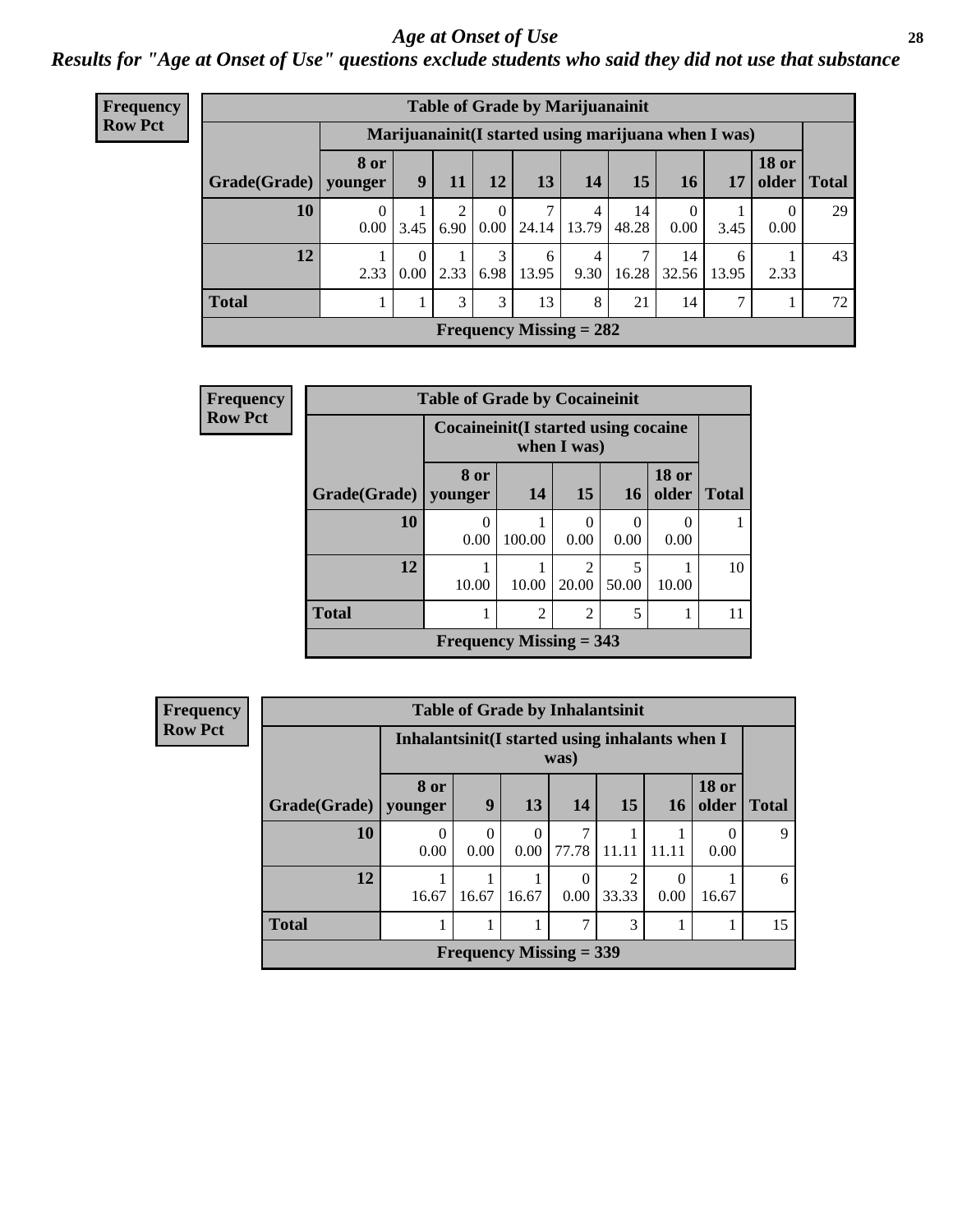# *Age at Onset of Use*

***Results for "Age at Onset of Use" questions exclude students who said they did not use that substance***

**Frequency**
**Row Pct**

| Table of Grade by Marijuanainit | | | | | | | | | | | |
|---|---|---|---|---|---|---|---|---|---|---|---|
| | Marijuanainit(I started using marijuana when I was) | | | | | | | | | | |
| Grade(Grade) | 8 or younger | 9 | 11 | 12 | 13 | 14 | 15 | 16 | 17 | 18 or older | Total |
| 10 | 0<br>0.00 | 1<br>3.45 | 2<br>6.90 | 0<br>0.00 | 7<br>24.14 | 4<br>13.79 | 14<br>48.28 | 0<br>0.00 | 1<br>3.45 | 0<br>0.00 | 29 |
| 12 | 1<br>2.33 | 0<br>0.00 | 1<br>2.33 | 3<br>6.98 | 6<br>13.95 | 4<br>9.30 | 7<br>16.28 | 14<br>32.56 | 6<br>13.95 | 1<br>2.33 | 43 |
| Total | 1 | 1 | 3 | 3 | 13 | 8 | 21 | 14 | 7 | 1 | 72 |
| Frequency Missing = 282 | | | | | | | | | | | |

**Frequency**
**Row Pct**

| Table of Grade by Cocaineinit | | | | | | |
|---|---|---|---|---|---|---|
| | Cocaineinit(I started using cocaine when I was) | | | | | |
| Grade(Grade) | 8 or younger | 14 | 15 | 16 | 18 or older | Total |
| 10 | 0<br>0.00 | 1<br>100.00 | 0<br>0.00 | 0<br>0.00 | 0<br>0.00 | 1 |
| 12 | 1<br>10.00 | 1<br>10.00 | 2<br>20.00 | 5<br>50.00 | 1<br>10.00 | 10 |
| Total | 1 | 2 | 2 | 5 | 1 | 11 |
| Frequency Missing = 343 | | | | | | |

**Frequency**
**Row Pct**

| Table of Grade by Inhalantsinit | | | | | | | | |
|---|---|---|---|---|---|---|---|---|
| | Inhalantsinit(I started using inhalants when I was) | | | | | | | |
| Grade(Grade) | 8 or younger | 9 | 13 | 14 | 15 | 16 | 18 or older | Total |
| 10 | 0<br>0.00 | 0<br>0.00 | 0<br>0.00 | 7<br>77.78 | 1<br>11.11 | 1<br>11.11 | 0<br>0.00 | 9 |
| 12 | 1<br>16.67 | 1<br>16.67 | 1<br>16.67 | 0<br>0.00 | 2<br>33.33 | 0<br>0.00 | 1<br>16.67 | 6 |
| Total | 1 | 1 | 1 | 7 | 3 | 1 | 1 | 15 |
| Frequency Missing = 339 | | | | | | | | |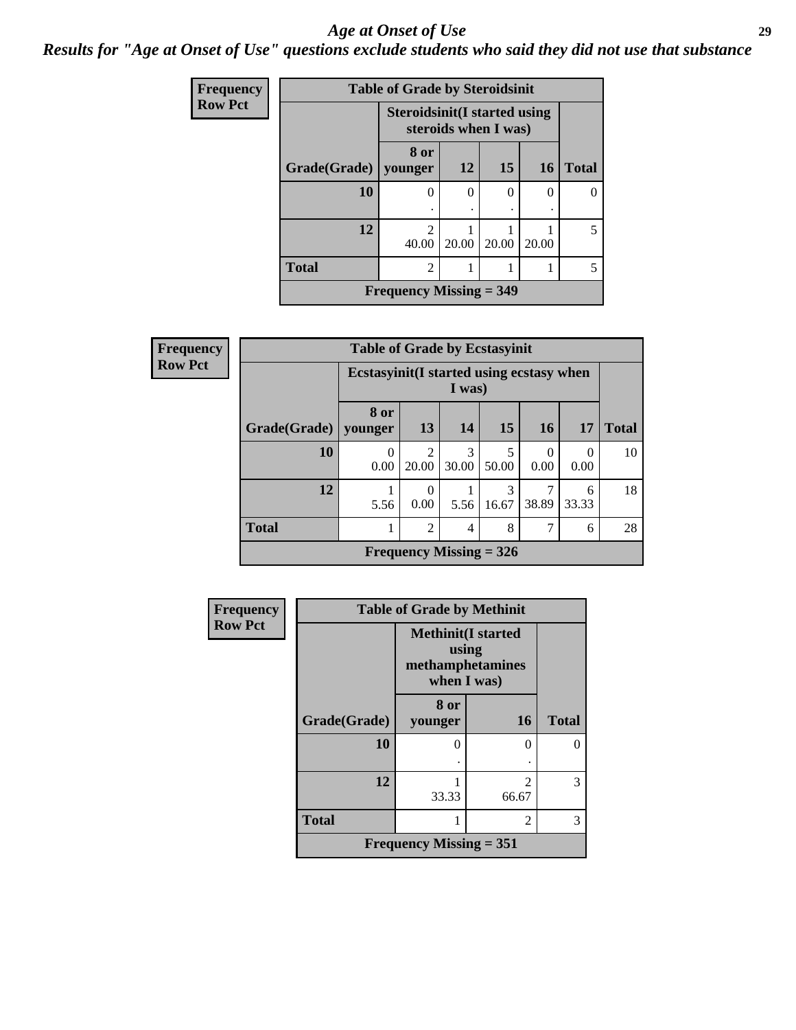# Age at Onset of Use

***Results for "Age at Onset of Use" questions exclude students who said they did not use that substance***

**Frequency**
**Row Pct**

**Table of Grade by Steroidsinit**

| Grade(Grade) | Steroidsinit(I started using steroids when I was) 8 or younger | 12 | 15 | 16 | Total |
|---|---|---|---|---|---|
| **10** | 0<br>. | 0<br>. | 0<br>. | 0<br>. | 0 |
| **12** | 2<br>40.00 | 1<br>20.00 | 1<br>20.00 | 1<br>20.00 | 5 |
| **Total** | 2 | 1 | 1 | 1 | 5 |
| **Frequency Missing = 349** | | | | | |

**Frequency**
**Row Pct**

**Table of Grade by Ecstasyinit**

| Grade(Grade) | Ecstasyinit(I started using ecstasy when I was) 8 or younger | 13 | 14 | 15 | 16 | 17 | Total |
|---|---|---|---|---|---|---|---|
| **10** | 0<br>0.00 | 2<br>20.00 | 3<br>30.00 | 5<br>50.00 | 0<br>0.00 | 0<br>0.00 | 10 |
| **12** | 1<br>5.56 | 0<br>0.00 | 1<br>5.56 | 3<br>16.67 | 7<br>38.89 | 6<br>33.33 | 18 |
| **Total** | 1 | 2 | 4 | 8 | 7 | 6 | 28 |
| **Frequency Missing = 326** | | | | | | | |

**Frequency**
**Row Pct**

**Table of Grade by Methinit**

| Grade(Grade) | Methinit(I started using methamphetamines when I was) 8 or younger | 16 | Total |
|---|---|---|---|
| **10** | 0<br>. | 0<br>. | 0 |
| **12** | 1<br>33.33 | 2<br>66.67 | 3 |
| **Total** | 1 | 2 | 3 |
| **Frequency Missing = 351** | | | |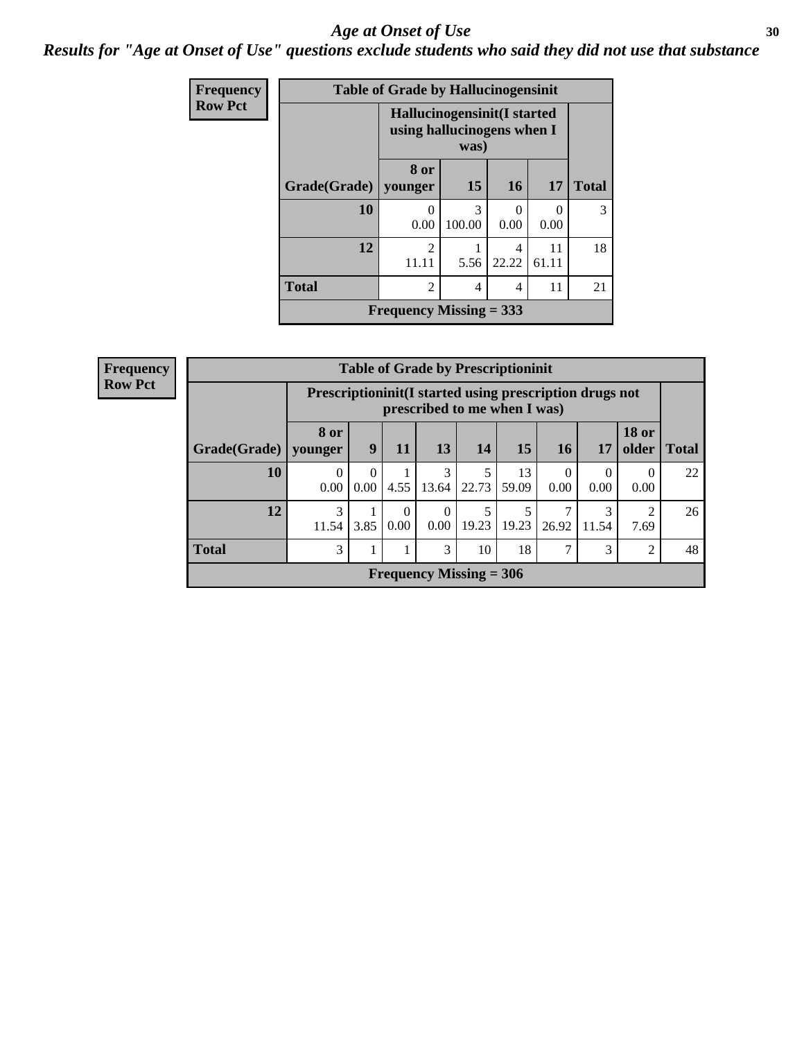# Age at Onset of Use

***Results for "Age at Onset of Use" questions exclude students who said they did not use that substance***

**Frequency**
**Row Pct**

| Table of Grade by Hallucinogensinit | | | | | |
|---|---|---|---|---|---|
| | Hallucinogensinit(I started using hallucinogens when I was) | | | | |
| Grade(Grade) | 8 or younger | 15 | 16 | 17 | Total |
| 10 | 0<br>0.00 | 3<br>100.00 | 0<br>0.00 | 0<br>0.00 | 3 |
| 12 | 2<br>11.11 | 1<br>5.56 | 4<br>22.22 | 11<br>61.11 | 18 |
| Total | 2 | 4 | 4 | 11 | 21 |
| Frequency Missing = 333 | | | | | |

**Frequency**
**Row Pct**

| Table of Grade by Prescriptioninit | | | | | | | | | | |
|---|---|---|---|---|---|---|---|---|---|---|
| | Prescriptioninit(I started using prescription drugs not prescribed to me when I was) | | | | | | | | | |
| Grade(Grade) | 8 or younger | 9 | 11 | 13 | 14 | 15 | 16 | 17 | 18 or older | Total |
| 10 | 0<br>0.00 | 0<br>0.00 | 1<br>4.55 | 3<br>13.64 | 5<br>22.73 | 13<br>59.09 | 0<br>0.00 | 0<br>0.00 | 0<br>0.00 | 22 |
| 12 | 3<br>11.54 | 1<br>3.85 | 0<br>0.00 | 0<br>0.00 | 5<br>19.23 | 5<br>19.23 | 7<br>26.92 | 3<br>11.54 | 2<br>7.69 | 26 |
| Total | 3 | 1 | 1 | 3 | 10 | 18 | 7 | 3 | 2 | 48 |
| Frequency Missing = 306 | | | | | | | | | | |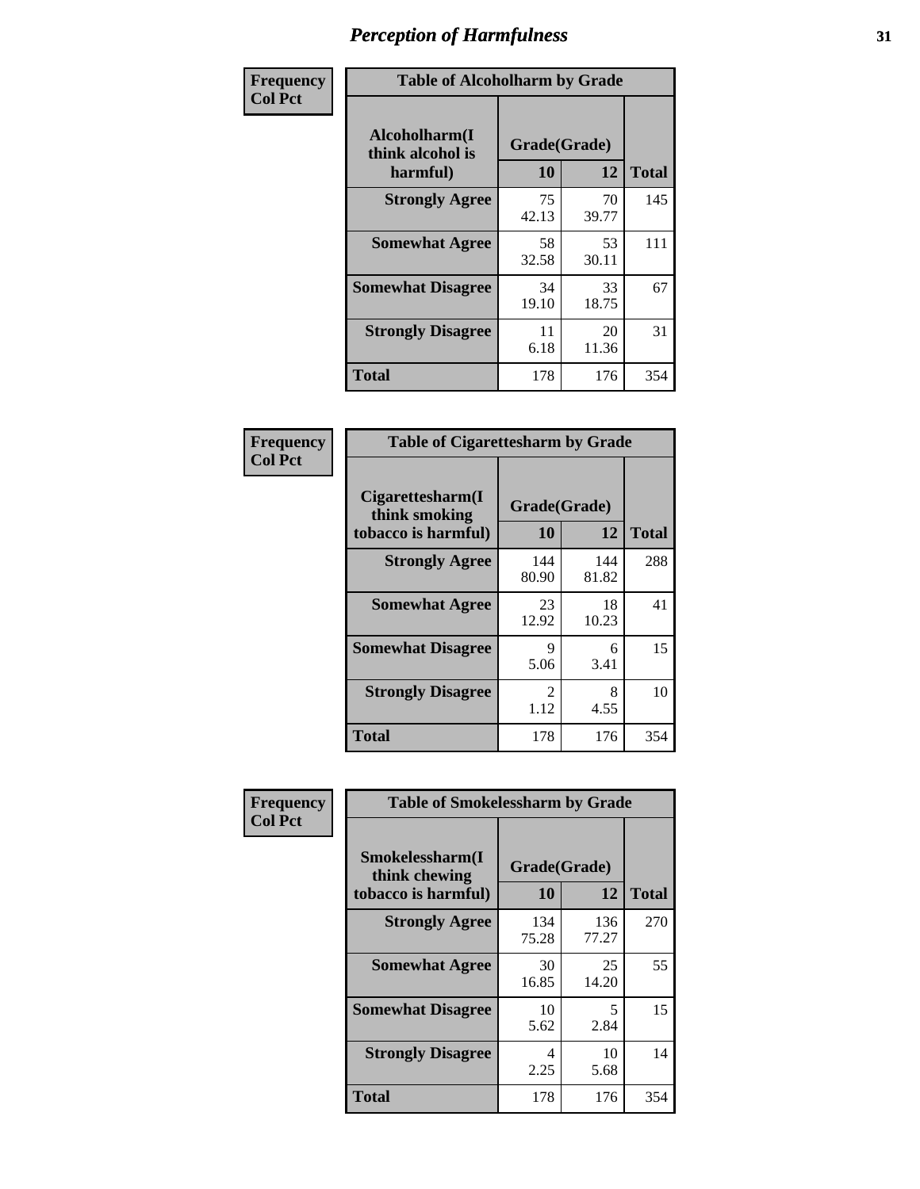# Perception of Harmfulness

| Frequency<br>Col Pct | Table of Alcoholharm by Grade | | |
|---|---|---|---|
| Alcoholharm(I think alcohol is harmful) | Grade(Grade) | | |
| | 10 | 12 | Total |
| Strongly Agree | 75<br>42.13 | 70<br>39.77 | 145 |
| Somewhat Agree | 58<br>32.58 | 53<br>30.11 | 111 |
| Somewhat Disagree | 34<br>19.10 | 33<br>18.75 | 67 |
| Strongly Disagree | 11<br>6.18 | 20<br>11.36 | 31 |
| Total | 178 | 176 | 354 |

| Frequency<br>Col Pct | Table of Cigarettesharm by Grade | | |
|---|---|---|---|
| Cigarettesharm(I think smoking tobacco is harmful) | Grade(Grade) | | |
| | 10 | 12 | Total |
| Strongly Agree | 144<br>80.90 | 144<br>81.82 | 288 |
| Somewhat Agree | 23<br>12.92 | 18<br>10.23 | 41 |
| Somewhat Disagree | 9<br>5.06 | 6<br>3.41 | 15 |
| Strongly Disagree | 2<br>1.12 | 8<br>4.55 | 10 |
| Total | 178 | 176 | 354 |

| Frequency<br>Col Pct | Table of Smokelessharm by Grade | | |
|---|---|---|---|
| Smokelessharm(I think chewing tobacco is harmful) | Grade(Grade) | | |
| | 10 | 12 | Total |
| Strongly Agree | 134<br>75.28 | 136<br>77.27 | 270 |
| Somewhat Agree | 30<br>16.85 | 25<br>14.20 | 55 |
| Somewhat Disagree | 10<br>5.62 | 5<br>2.84 | 15 |
| Strongly Disagree | 4<br>2.25 | 10<br>5.68 | 14 |
| Total | 178 | 176 | 354 |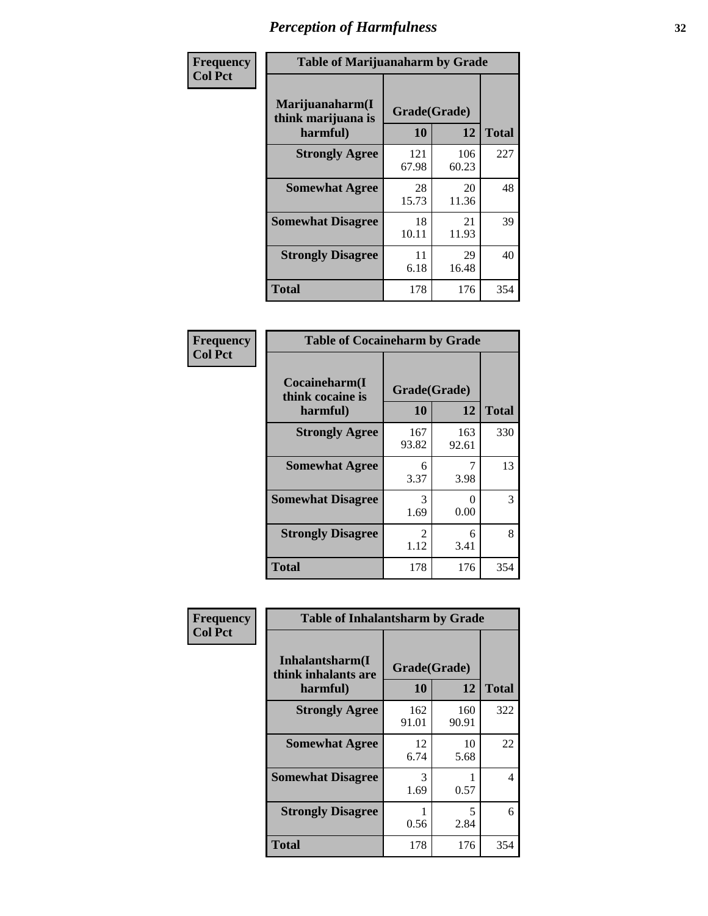# Perception of Harmfulness

| Frequency<br>Col Pct | Table of Marijuanaharm by Grade | | |
|---|---|---|---|
| Marijuanaharm(I think marijuana is harmful) | Grade(Grade) | | |
| | 10 | 12 | Total |
| Strongly Agree | 121<br>67.98 | 106<br>60.23 | 227 |
| Somewhat Agree | 28<br>15.73 | 20<br>11.36 | 48 |
| Somewhat Disagree | 18<br>10.11 | 21<br>11.93 | 39 |
| Strongly Disagree | 11<br>6.18 | 29<br>16.48 | 40 |
| Total | 178 | 176 | 354 |

| Frequency<br>Col Pct | Table of Cocaineharm by Grade | | |
|---|---|---|---|
| Cocaineharm(I think cocaine is harmful) | Grade(Grade) | | |
| | 10 | 12 | Total |
| Strongly Agree | 167<br>93.82 | 163<br>92.61 | 330 |
| Somewhat Agree | 6<br>3.37 | 7<br>3.98 | 13 |
| Somewhat Disagree | 3<br>1.69 | 0<br>0.00 | 3 |
| Strongly Disagree | 2<br>1.12 | 6<br>3.41 | 8 |
| Total | 178 | 176 | 354 |

| Frequency<br>Col Pct | Table of Inhalantsharm by Grade | | |
|---|---|---|---|
| Inhalantsharm(I think inhalants are harmful) | Grade(Grade) | | |
| | 10 | 12 | Total |
| Strongly Agree | 162<br>91.01 | 160<br>90.91 | 322 |
| Somewhat Agree | 12<br>6.74 | 10<br>5.68 | 22 |
| Somewhat Disagree | 3<br>1.69 | 1<br>0.57 | 4 |
| Strongly Disagree | 1<br>0.56 | 5<br>2.84 | 6 |
| Total | 178 | 176 | 354 |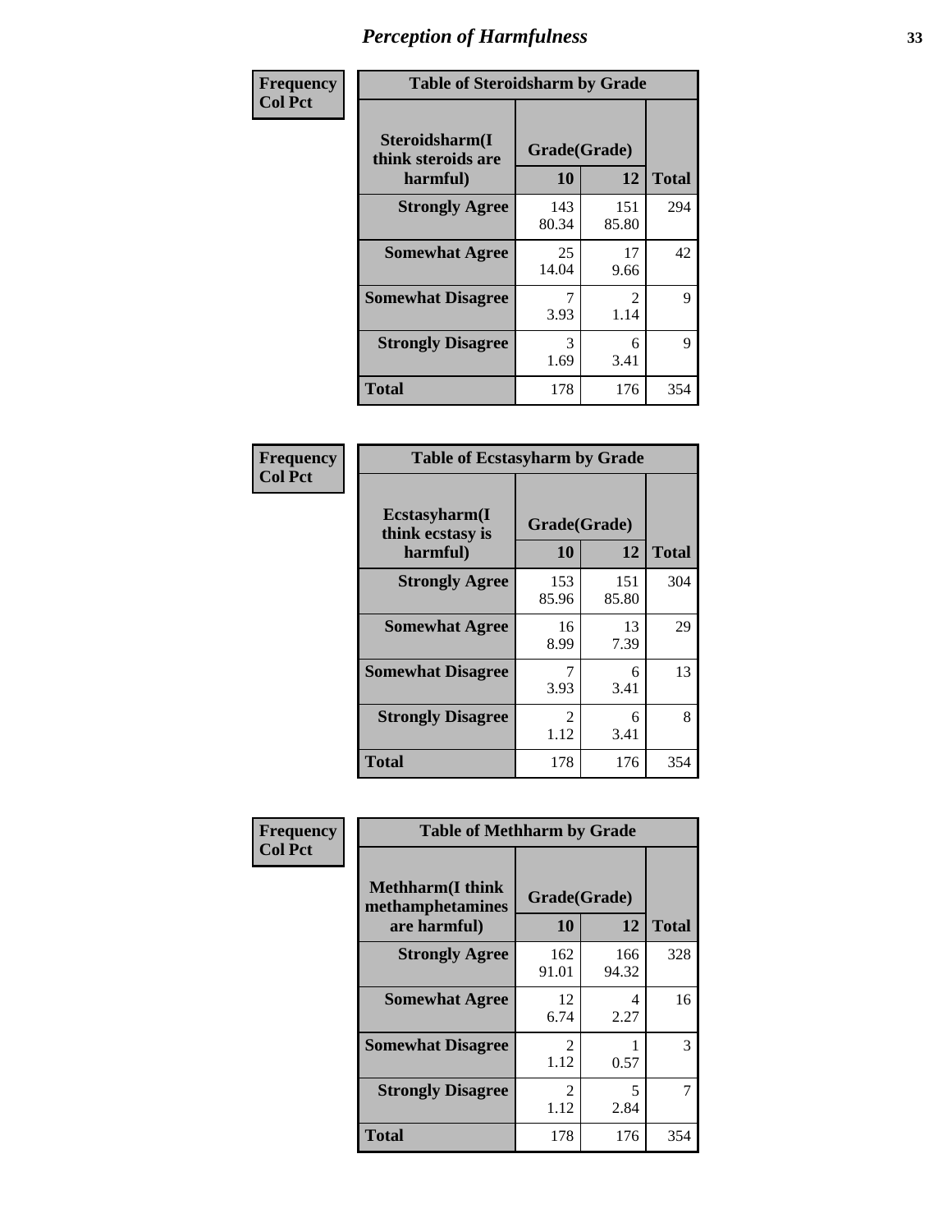# Perception of Harmfulness

| Frequency Col Pct | Table of Steroidsharm by Grade | | |
|---|---|---|---|
| Steroidsharm(I think steroids are harmful) | Grade(Grade) | | |
| | 10 | 12 | Total |
| Strongly Agree | 143<br>80.34 | 151<br>85.80 | 294 |
| Somewhat Agree | 25<br>14.04 | 17<br>9.66 | 42 |
| Somewhat Disagree | 7<br>3.93 | 2<br>1.14 | 9 |
| Strongly Disagree | 3<br>1.69 | 6<br>3.41 | 9 |
| Total | 178 | 176 | 354 |

| Frequency Col Pct | Table of Ecstasyharm by Grade | | |
|---|---|---|---|
| Ecstasyharm(I think ecstasy is harmful) | Grade(Grade) | | |
| | 10 | 12 | Total |
| Strongly Agree | 153<br>85.96 | 151<br>85.80 | 304 |
| Somewhat Agree | 16<br>8.99 | 13<br>7.39 | 29 |
| Somewhat Disagree | 7<br>3.93 | 6<br>3.41 | 13 |
| Strongly Disagree | 2<br>1.12 | 6<br>3.41 | 8 |
| Total | 178 | 176 | 354 |

| Frequency Col Pct | Table of Methharm by Grade | | |
|---|---|---|---|
| Methharm(I think methamphetamines are harmful) | Grade(Grade) | | |
| | 10 | 12 | Total |
| Strongly Agree | 162<br>91.01 | 166<br>94.32 | 328 |
| Somewhat Agree | 12<br>6.74 | 4<br>2.27 | 16 |
| Somewhat Disagree | 2<br>1.12 | 1<br>0.57 | 3 |
| Strongly Disagree | 2<br>1.12 | 5<br>2.84 | 7 |
| Total | 178 | 176 | 354 |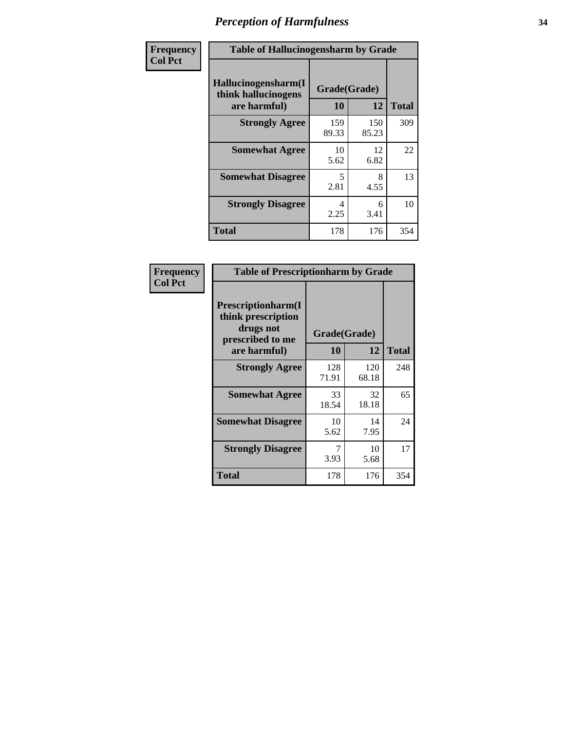# Perception of Harmfulness

| Frequency<br>Col Pct | Table of Hallucinogensharm by Grade | | |
|---|---|---|---|
| Hallucinogensharm(I think hallucinogens are harmful) | Grade(Grade) | | |
| | 10 | 12 | Total |
| Strongly Agree | 159<br>89.33 | 150<br>85.23 | 309 |
| Somewhat Agree | 10<br>5.62 | 12<br>6.82 | 22 |
| Somewhat Disagree | 5<br>2.81 | 8<br>4.55 | 13 |
| Strongly Disagree | 4<br>2.25 | 6<br>3.41 | 10 |
| Total | 178 | 176 | 354 |

| Frequency<br>Col Pct | Table of Prescriptionharm by Grade | | |
|---|---|---|---|
| Prescriptionharm(I think prescription drugs not prescribed to me are harmful) | Grade(Grade) | | |
| | 10 | 12 | Total |
| Strongly Agree | 128<br>71.91 | 120<br>68.18 | 248 |
| Somewhat Agree | 33<br>18.54 | 32<br>18.18 | 65 |
| Somewhat Disagree | 10<br>5.62 | 14<br>7.95 | 24 |
| Strongly Disagree | 7<br>3.93 | 10<br>5.68 | 17 |
| Total | 178 | 176 | 354 |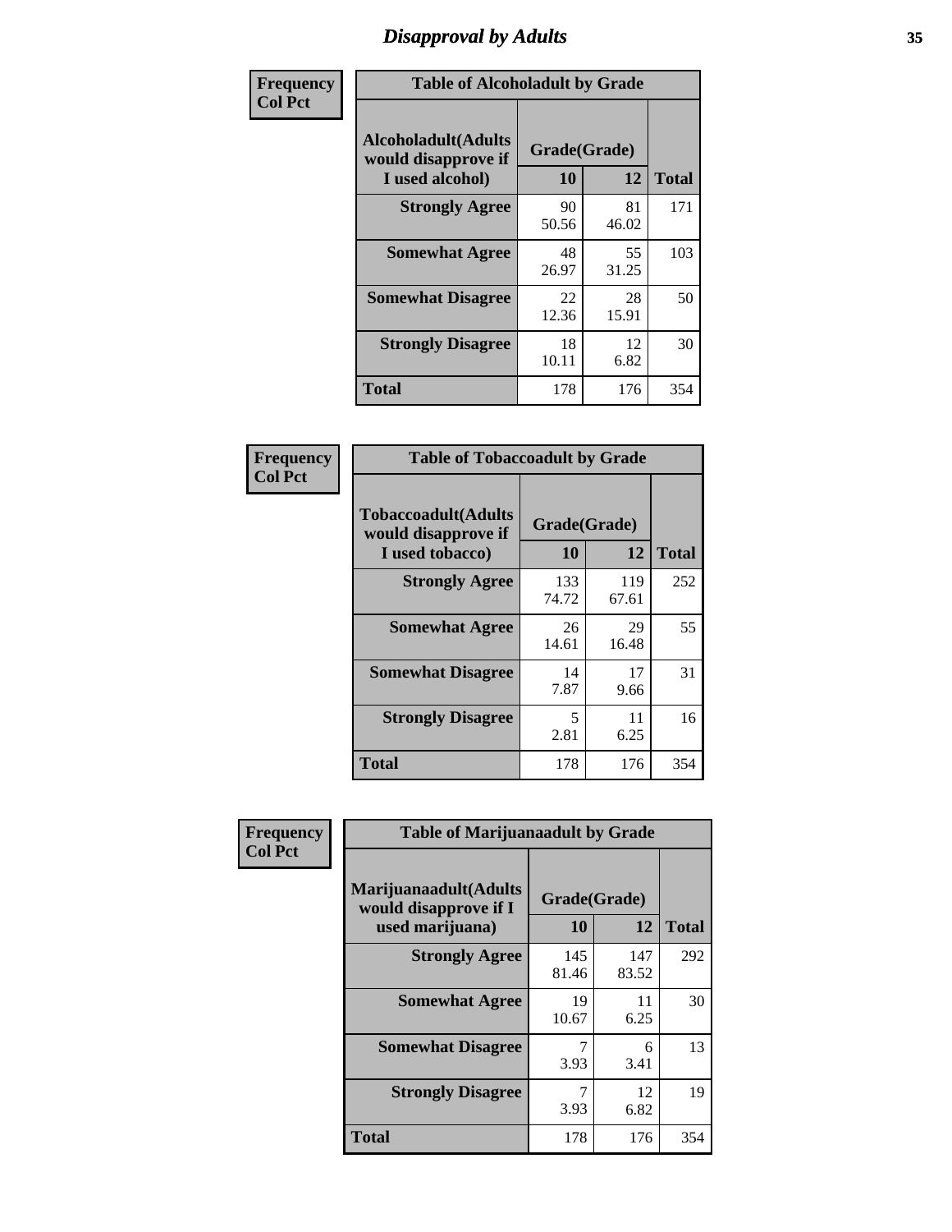# Disapproval by Adults

**Frequency**
**Col Pct**

**Table of Alcoholadult by Grade**

| Alcoholadult(Adults would disapprove if I used alcohol) | Grade(Grade) | | Total |
|---|---|---|---|
| | 10 | 12 | |
| **Strongly Agree** | 90<br>50.56 | 81<br>46.02 | 171 |
| **Somewhat Agree** | 48<br>26.97 | 55<br>31.25 | 103 |
| **Somewhat Disagree** | 22<br>12.36 | 28<br>15.91 | 50 |
| **Strongly Disagree** | 18<br>10.11 | 12<br>6.82 | 30 |
| **Total** | 178 | 176 | 354 |

**Frequency**
**Col Pct**

**Table of Tobaccoadult by Grade**

| Tobaccoadult(Adults would disapprove if I used tobacco) | Grade(Grade) | | Total |
|---|---|---|---|
| | 10 | 12 | |
| **Strongly Agree** | 133<br>74.72 | 119<br>67.61 | 252 |
| **Somewhat Agree** | 26<br>14.61 | 29<br>16.48 | 55 |
| **Somewhat Disagree** | 14<br>7.87 | 17<br>9.66 | 31 |
| **Strongly Disagree** | 5<br>2.81 | 11<br>6.25 | 16 |
| **Total** | 178 | 176 | 354 |

**Frequency**
**Col Pct**

**Table of Marijuanaadult by Grade**

| Marijuanaadult(Adults would disapprove if I used marijuana) | Grade(Grade) | | Total |
|---|---|---|---|
| | 10 | 12 | |
| **Strongly Agree** | 145<br>81.46 | 147<br>83.52 | 292 |
| **Somewhat Agree** | 19<br>10.67 | 11<br>6.25 | 30 |
| **Somewhat Disagree** | 7<br>3.93 | 6<br>3.41 | 13 |
| **Strongly Disagree** | 7<br>3.93 | 12<br>6.82 | 19 |
| **Total** | 178 | 176 | 354 |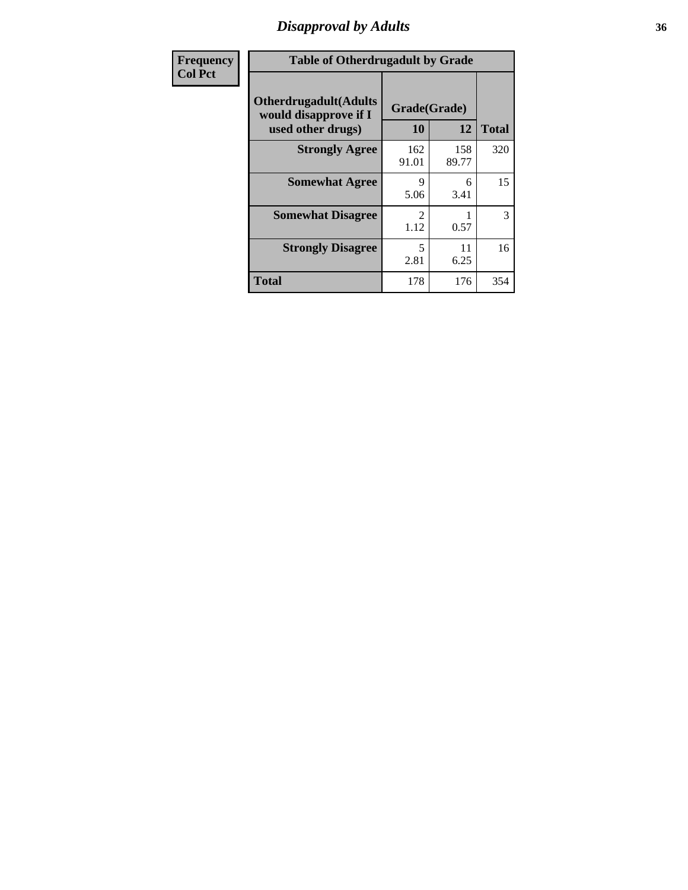# Disapproval by Adults

| Frequency Col Pct |
|---|

**Table of Otherdrugadult by Grade**

| Otherdrugadult(Adults would disapprove if I used other drugs) | Grade(Grade) | | |
|---|---|---|---|
| | 10 | 12 | Total |
| **Strongly Agree** | 162<br>91.01 | 158<br>89.77 | 320 |
| **Somewhat Agree** | 9<br>5.06 | 6<br>3.41 | 15 |
| **Somewhat Disagree** | 2<br>1.12 | 1<br>0.57 | 3 |
| **Strongly Disagree** | 5<br>2.81 | 11<br>6.25 | 16 |
| **Total** | 178 | 176 | 354 |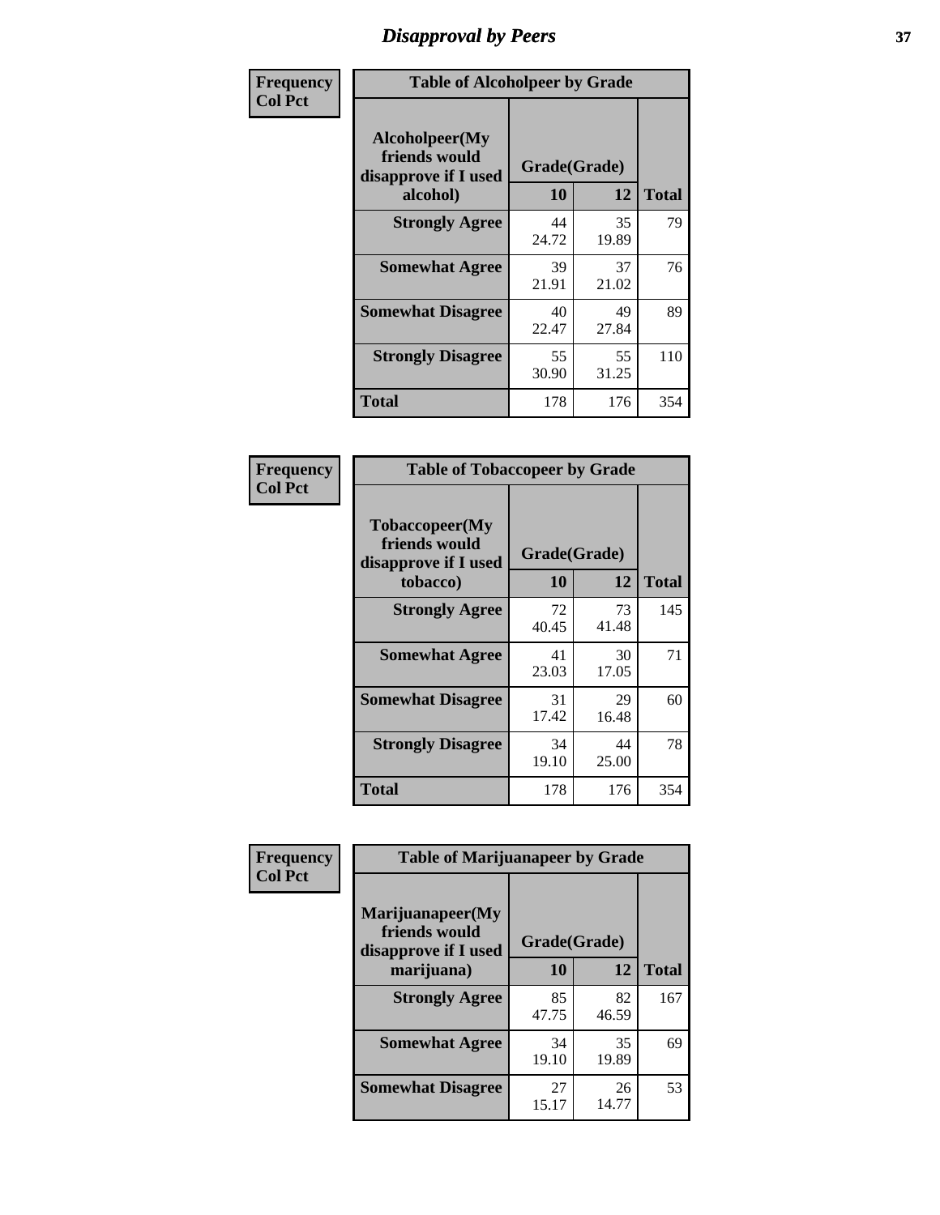# Disapproval by Peers

**Frequency**
**Col Pct**

**Table of Alcoholpeer by Grade**

| Alcoholpeer(My friends would disapprove if I used alcohol) | Grade(Grade) | | Total |
|---|---|---|---|
| | 10 | 12 | |
| **Strongly Agree** | 44<br>24.72 | 35<br>19.89 | 79 |
| **Somewhat Agree** | 39<br>21.91 | 37<br>21.02 | 76 |
| **Somewhat Disagree** | 40<br>22.47 | 49<br>27.84 | 89 |
| **Strongly Disagree** | 55<br>30.90 | 55<br>31.25 | 110 |
| **Total** | 178 | 176 | 354 |

**Frequency**
**Col Pct**

**Table of Tobaccopeer by Grade**

| Tobaccopeer(My friends would disapprove if I used tobacco) | Grade(Grade) | | Total |
|---|---|---|---|
| | 10 | 12 | |
| **Strongly Agree** | 72<br>40.45 | 73<br>41.48 | 145 |
| **Somewhat Agree** | 41<br>23.03 | 30<br>17.05 | 71 |
| **Somewhat Disagree** | 31<br>17.42 | 29<br>16.48 | 60 |
| **Strongly Disagree** | 34<br>19.10 | 44<br>25.00 | 78 |
| **Total** | 178 | 176 | 354 |

**Frequency**
**Col Pct**

**Table of Marijuanapeer by Grade**

| Marijuanapeer(My friends would disapprove if I used marijuana) | Grade(Grade) | | Total |
|---|---|---|---|
| | 10 | 12 | |
| **Strongly Agree** | 85<br>47.75 | 82<br>46.59 | 167 |
| **Somewhat Agree** | 34<br>19.10 | 35<br>19.89 | 69 |
| **Somewhat Disagree** | 27<br>15.17 | 26<br>14.77 | 53 |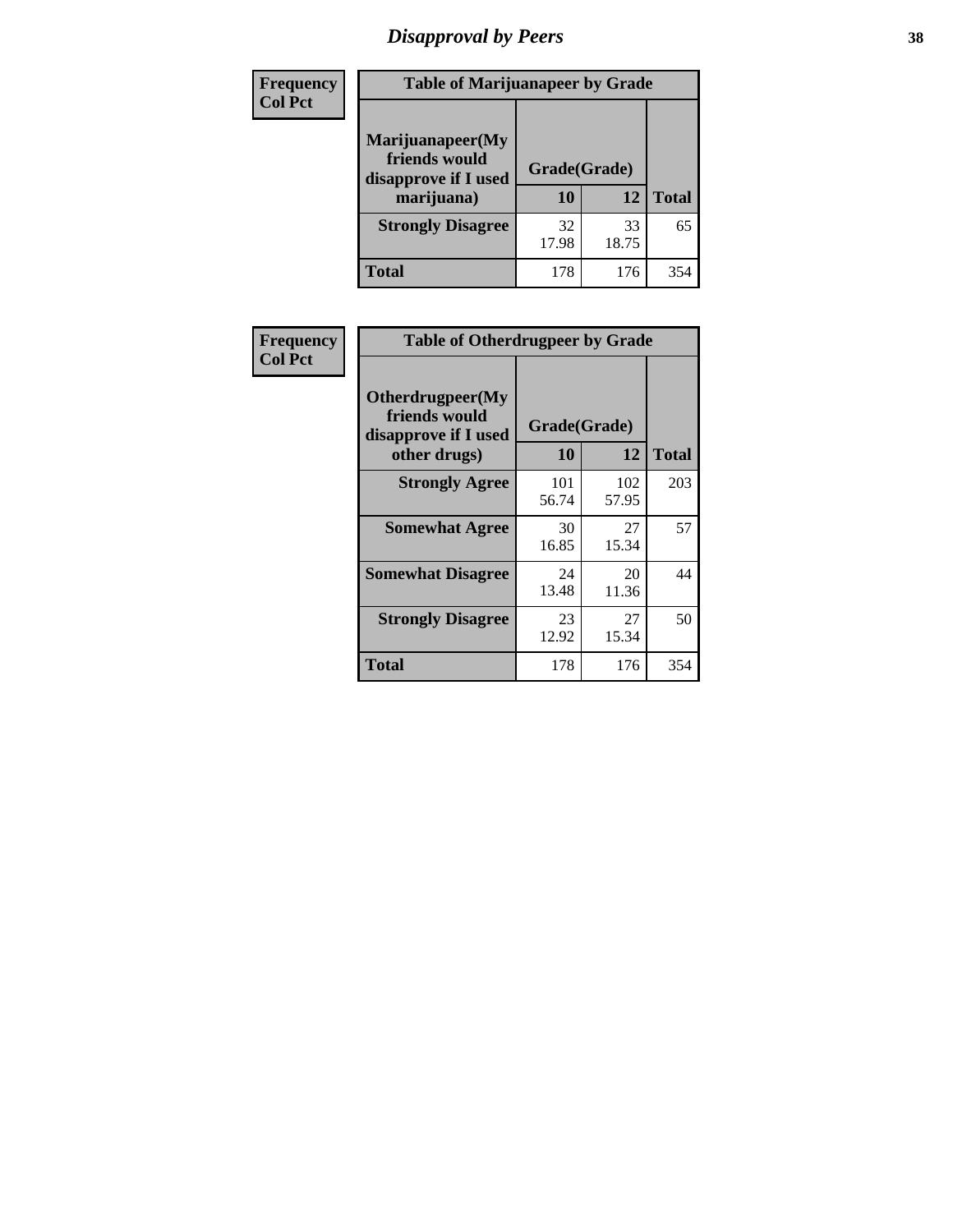# Disapproval by Peers

| Frequency Col Pct | Table of Marijuanapeer by Grade | | |
|---|---|---|---|
| Marijuanapeer(My friends would disapprove if I used marijuana) | Grade(Grade) | | |
| | 10 | 12 | Total |
| Strongly Disagree | 32<br>17.98 | 33<br>18.75 | 65 |
| Total | 178 | 176 | 354 |

| Frequency Col Pct | Table of Otherdrugpeer by Grade | | |
|---|---|---|---|
| Otherdrugpeer(My friends would disapprove if I used other drugs) | Grade(Grade) | | |
| | 10 | 12 | Total |
| Strongly Agree | 101<br>56.74 | 102<br>57.95 | 203 |
| Somewhat Agree | 30<br>16.85 | 27<br>15.34 | 57 |
| Somewhat Disagree | 24<br>13.48 | 20<br>11.36 | 44 |
| Strongly Disagree | 23<br>12.92 | 27<br>15.34 | 50 |
| Total | 178 | 176 | 354 |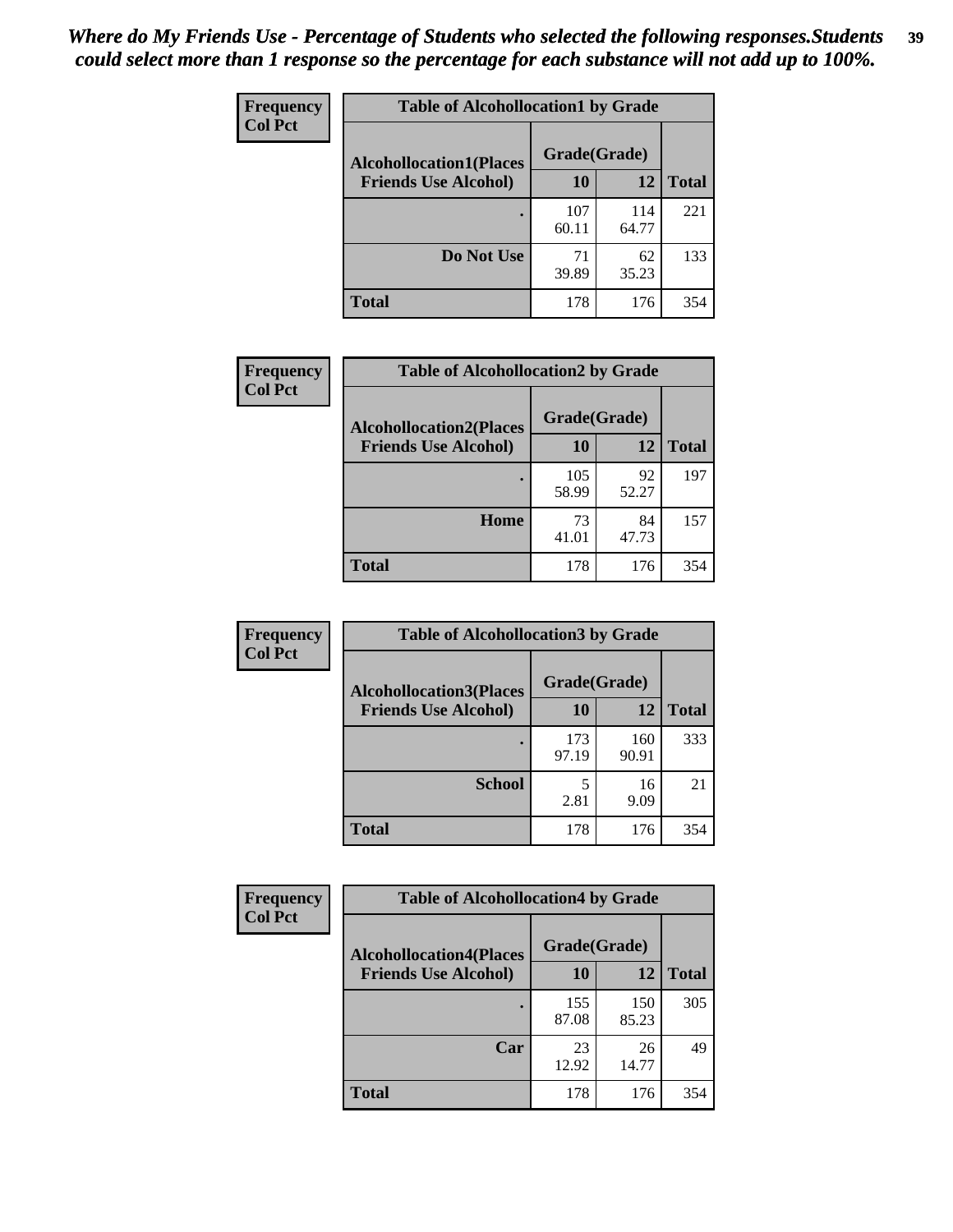*Where do My Friends Use - Percentage of Students who selected the following responses.Students could select more than 1 response so the percentage for each substance will not add up to 100%.*

**Frequency**
**Col Pct**

| Table of Alcohollocation1 by Grade | | | |
|---|---|---|---|
| **Alcohollocation1(Places Friends Use Alcohol)** | **Grade(Grade)** | | **Total** |
| | **10** | **12** | |
| **.** | 107<br>60.11 | 114<br>64.77 | 221 |
| **Do Not Use** | 71<br>39.89 | 62<br>35.23 | 133 |
| **Total** | 178 | 176 | 354 |

**Frequency**
**Col Pct**

| Table of Alcohollocation2 by Grade | | | |
|---|---|---|---|
| **Alcohollocation2(Places Friends Use Alcohol)** | **Grade(Grade)** | | **Total** |
| | **10** | **12** | |
| **.** | 105<br>58.99 | 92<br>52.27 | 197 |
| **Home** | 73<br>41.01 | 84<br>47.73 | 157 |
| **Total** | 178 | 176 | 354 |

**Frequency**
**Col Pct**

| Table of Alcohollocation3 by Grade | | | |
|---|---|---|---|
| **Alcohollocation3(Places Friends Use Alcohol)** | **Grade(Grade)** | | **Total** |
| | **10** | **12** | |
| **.** | 173<br>97.19 | 160<br>90.91 | 333 |
| **School** | 5<br>2.81 | 16<br>9.09 | 21 |
| **Total** | 178 | 176 | 354 |

**Frequency**
**Col Pct**

| Table of Alcohollocation4 by Grade | | | |
|---|---|---|---|
| **Alcohollocation4(Places Friends Use Alcohol)** | **Grade(Grade)** | | **Total** |
| | **10** | **12** | |
| **.** | 155<br>87.08 | 150<br>85.23 | 305 |
| **Car** | 23<br>12.92 | 26<br>14.77 | 49 |
| **Total** | 178 | 176 | 354 |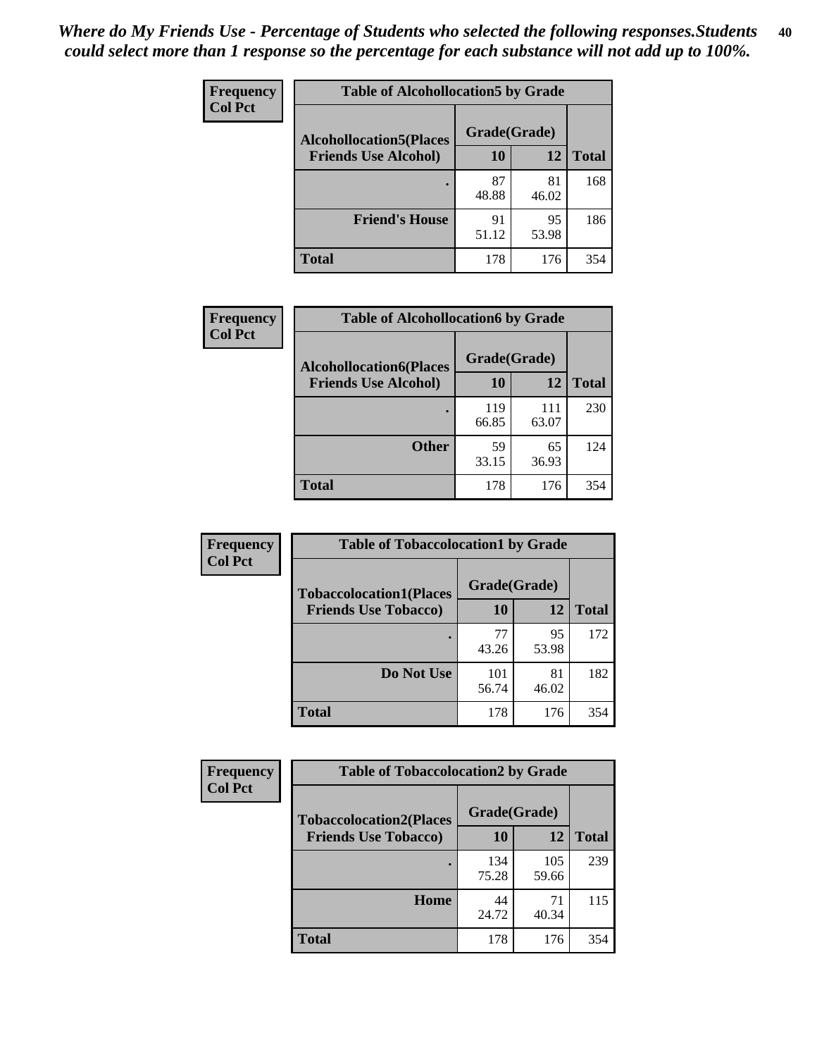*Where do My Friends Use - Percentage of Students who selected the following responses.Students could select more than 1 response so the percentage for each substance will not add up to 100%.*

**Frequency**
**Col Pct**

| Table of Alcohollocation5 by Grade | | | |
|---|---|---|---|
| **Alcohollocation5(Places Friends Use Alcohol)** | **Grade(Grade)** | | |
| | **10** | **12** | **Total** |
| **.** | 87<br>48.88 | 81<br>46.02 | 168 |
| **Friend's House** | 91<br>51.12 | 95<br>53.98 | 186 |
| **Total** | 178 | 176 | 354 |

**Frequency**
**Col Pct**

| Table of Alcohollocation6 by Grade | | | |
|---|---|---|---|
| **Alcohollocation6(Places Friends Use Alcohol)** | **Grade(Grade)** | | |
| | **10** | **12** | **Total** |
| **.** | 119<br>66.85 | 111<br>63.07 | 230 |
| **Other** | 59<br>33.15 | 65<br>36.93 | 124 |
| **Total** | 178 | 176 | 354 |

**Frequency**
**Col Pct**

| Table of Tobaccolocation1 by Grade | | | |
|---|---|---|---|
| **Tobaccolocation1(Places Friends Use Tobacco)** | **Grade(Grade)** | | |
| | **10** | **12** | **Total** |
| **.** | 77<br>43.26 | 95<br>53.98 | 172 |
| **Do Not Use** | 101<br>56.74 | 81<br>46.02 | 182 |
| **Total** | 178 | 176 | 354 |

**Frequency**
**Col Pct**

| Table of Tobaccolocation2 by Grade | | | |
|---|---|---|---|
| **Tobaccolocation2(Places Friends Use Tobacco)** | **Grade(Grade)** | | |
| | **10** | **12** | **Total** |
| **.** | 134<br>75.28 | 105<br>59.66 | 239 |
| **Home** | 44<br>24.72 | 71<br>40.34 | 115 |
| **Total** | 178 | 176 | 354 |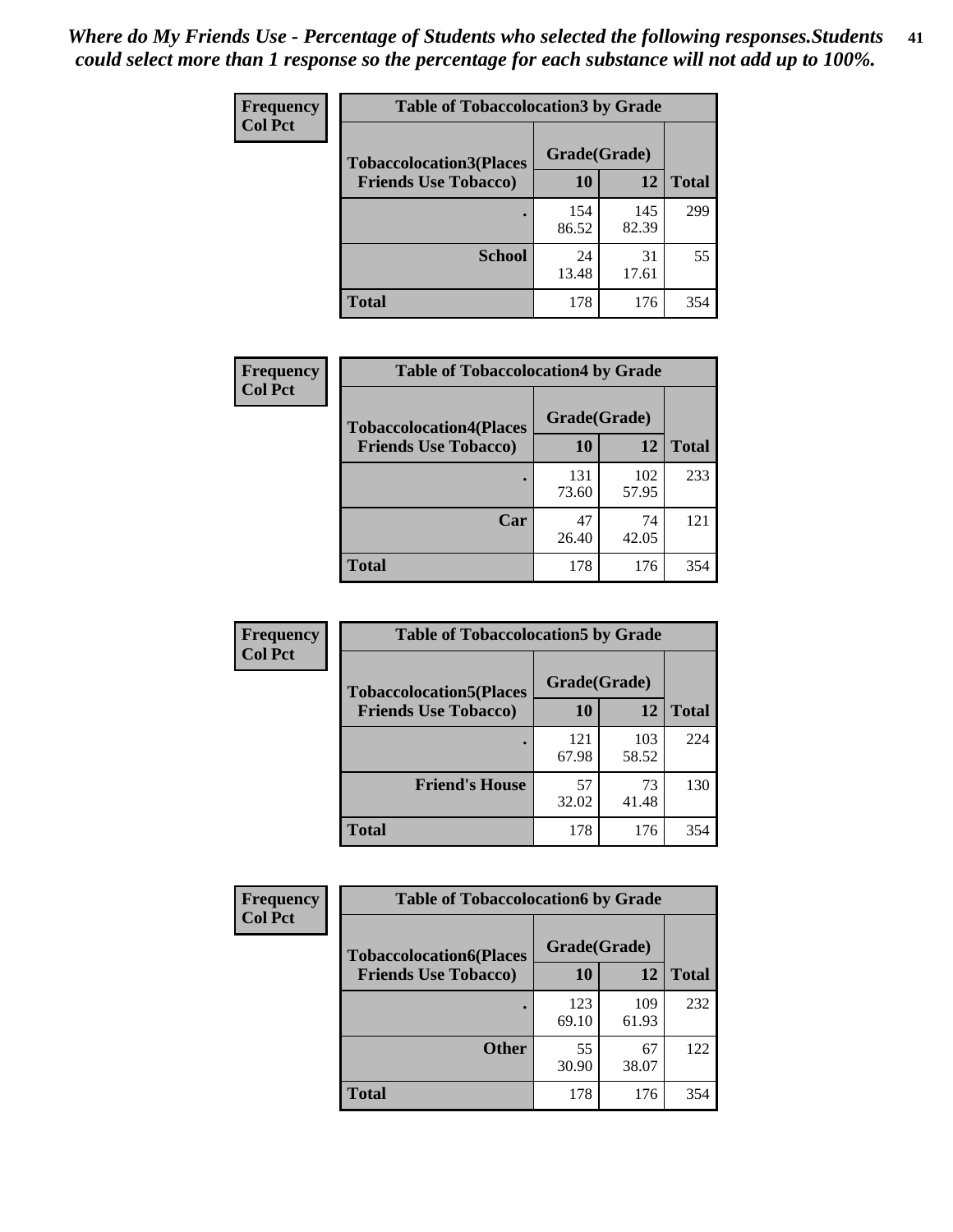*Where do My Friends Use - Percentage of Students who selected the following responses.Students could select more than 1 response so the percentage for each substance will not add up to 100%.*

**Frequency**
**Col Pct**

| Table of Tobaccolocation3 by Grade | | | |
|---|---|---|---|
| **Tobaccolocation3(Places Friends Use Tobacco)** | **Grade(Grade)** | | **Total** |
| | **10** | **12** | |
| **.** | 154<br>86.52 | 145<br>82.39 | 299 |
| **School** | 24<br>13.48 | 31<br>17.61 | 55 |
| **Total** | 178 | 176 | 354 |

**Frequency**
**Col Pct**

| Table of Tobaccolocation4 by Grade | | | |
|---|---|---|---|
| **Tobaccolocation4(Places Friends Use Tobacco)** | **Grade(Grade)** | | **Total** |
| | **10** | **12** | |
| **.** | 131<br>73.60 | 102<br>57.95 | 233 |
| **Car** | 47<br>26.40 | 74<br>42.05 | 121 |
| **Total** | 178 | 176 | 354 |

**Frequency**
**Col Pct**

| Table of Tobaccolocation5 by Grade | | | |
|---|---|---|---|
| **Tobaccolocation5(Places Friends Use Tobacco)** | **Grade(Grade)** | | **Total** |
| | **10** | **12** | |
| **.** | 121<br>67.98 | 103<br>58.52 | 224 |
| **Friend's House** | 57<br>32.02 | 73<br>41.48 | 130 |
| **Total** | 178 | 176 | 354 |

**Frequency**
**Col Pct**

| Table of Tobaccolocation6 by Grade | | | |
|---|---|---|---|
| **Tobaccolocation6(Places Friends Use Tobacco)** | **Grade(Grade)** | | **Total** |
| | **10** | **12** | |
| **.** | 123<br>69.10 | 109<br>61.93 | 232 |
| **Other** | 55<br>30.90 | 67<br>38.07 | 122 |
| **Total** | 178 | 176 | 354 |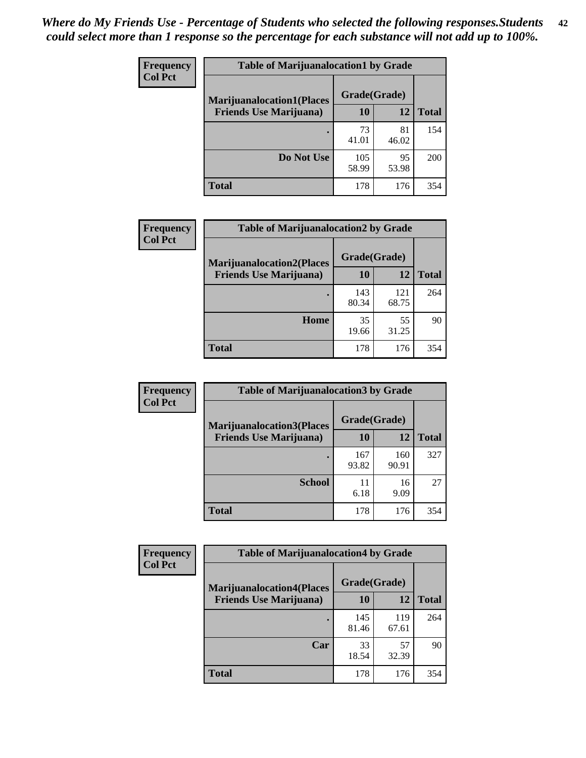*Where do My Friends Use - Percentage of Students who selected the following responses.Students could select more than 1 response so the percentage for each substance will not add up to 100%.*

**Frequency**
**Col Pct**

| Table of Marijuanalocation1 by Grade | | | |
|---|---|---|---|
| **Marijuanalocation1(Places Friends Use Marijuana)** | **Grade(Grade)** | | **Total** |
| | **10** | **12** | |
| **.** | 73<br>41.01 | 81<br>46.02 | 154 |
| **Do Not Use** | 105<br>58.99 | 95<br>53.98 | 200 |
| **Total** | 178 | 176 | 354 |

**Frequency**
**Col Pct**

| Table of Marijuanalocation2 by Grade | | | |
|---|---|---|---|
| **Marijuanalocation2(Places Friends Use Marijuana)** | **Grade(Grade)** | | **Total** |
| | **10** | **12** | |
| **.** | 143<br>80.34 | 121<br>68.75 | 264 |
| **Home** | 35<br>19.66 | 55<br>31.25 | 90 |
| **Total** | 178 | 176 | 354 |

**Frequency**
**Col Pct**

| Table of Marijuanalocation3 by Grade | | | |
|---|---|---|---|
| **Marijuanalocation3(Places Friends Use Marijuana)** | **Grade(Grade)** | | **Total** |
| | **10** | **12** | |
| **.** | 167<br>93.82 | 160<br>90.91 | 327 |
| **School** | 11<br>6.18 | 16<br>9.09 | 27 |
| **Total** | 178 | 176 | 354 |

**Frequency**
**Col Pct**

| Table of Marijuanalocation4 by Grade | | | |
|---|---|---|---|
| **Marijuanalocation4(Places Friends Use Marijuana)** | **Grade(Grade)** | | **Total** |
| | **10** | **12** | |
| **.** | 145<br>81.46 | 119<br>67.61 | 264 |
| **Car** | 33<br>18.54 | 57<br>32.39 | 90 |
| **Total** | 178 | 176 | 354 |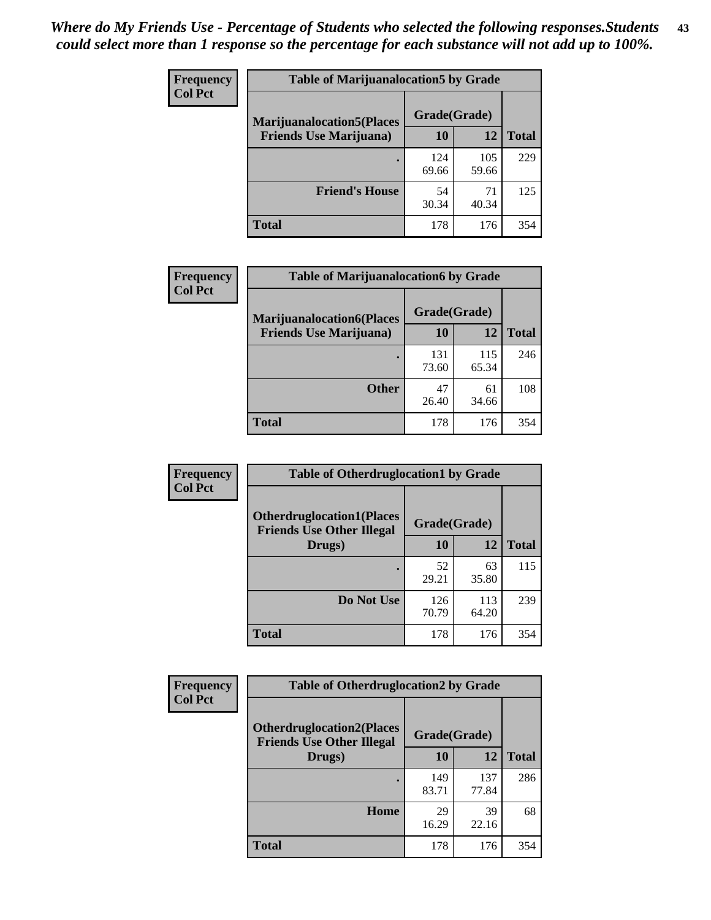*Where do My Friends Use - Percentage of Students who selected the following responses.Students could select more than 1 response so the percentage for each substance will not add up to 100%.*

**Frequency**
**Col Pct**

| Table of Marijuanalocation5 by Grade | | | |
|---|---|---|---|
| **Marijuanalocation5(Places Friends Use Marijuana)** | **Grade(Grade)** | | |
| | **10** | **12** | **Total** |
| **.** | 124<br>69.66 | 105<br>59.66 | 229 |
| **Friend's House** | 54<br>30.34 | 71<br>40.34 | 125 |
| **Total** | 178 | 176 | 354 |

**Frequency**
**Col Pct**

| Table of Marijuanalocation6 by Grade | | | |
|---|---|---|---|
| **Marijuanalocation6(Places Friends Use Marijuana)** | **Grade(Grade)** | | |
| | **10** | **12** | **Total** |
| **.** | 131<br>73.60 | 115<br>65.34 | 246 |
| **Other** | 47<br>26.40 | 61<br>34.66 | 108 |
| **Total** | 178 | 176 | 354 |

**Frequency**
**Col Pct**

| Table of Otherdruglocation1 by Grade | | | |
|---|---|---|---|
| **Otherdruglocation1(Places Friends Use Other Illegal Drugs)** | **Grade(Grade)** | | |
| | **10** | **12** | **Total** |
| **.** | 52<br>29.21 | 63<br>35.80 | 115 |
| **Do Not Use** | 126<br>70.79 | 113<br>64.20 | 239 |
| **Total** | 178 | 176 | 354 |

**Frequency**
**Col Pct**

| Table of Otherdruglocation2 by Grade | | | |
|---|---|---|---|
| **Otherdruglocation2(Places Friends Use Other Illegal Drugs)** | **Grade(Grade)** | | |
| | **10** | **12** | **Total** |
| **.** | 149<br>83.71 | 137<br>77.84 | 286 |
| **Home** | 29<br>16.29 | 39<br>22.16 | 68 |
| **Total** | 178 | 176 | 354 |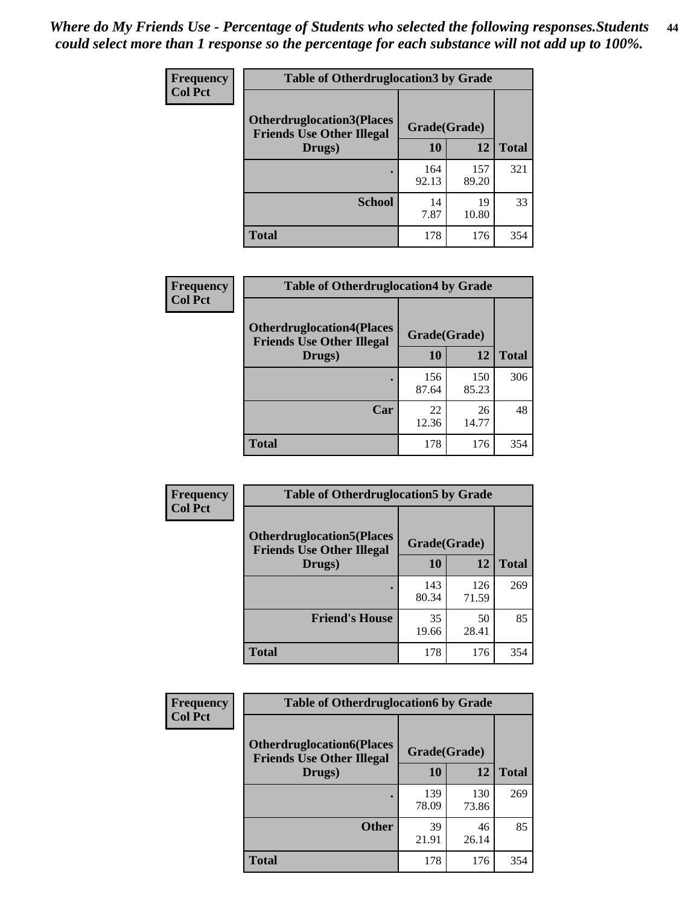*Where do My Friends Use - Percentage of Students who selected the following responses.Students could select more than 1 response so the percentage for each substance will not add up to 100%.*

**Frequency**
**Col Pct**

| Table of Otherdruglocation3 by Grade | | | |
|---|---|---|---|
| **Otherdruglocation3(Places Friends Use Other Illegal Drugs)** | **Grade(Grade)** | | **Total** |
| | **10** | **12** | |
| **.** | 164<br>92.13 | 157<br>89.20 | 321 |
| **School** | 14<br>7.87 | 19<br>10.80 | 33 |
| **Total** | 178 | 176 | 354 |

**Frequency**
**Col Pct**

| Table of Otherdruglocation4 by Grade | | | |
|---|---|---|---|
| **Otherdruglocation4(Places Friends Use Other Illegal Drugs)** | **Grade(Grade)** | | **Total** |
| | **10** | **12** | |
| **.** | 156<br>87.64 | 150<br>85.23 | 306 |
| **Car** | 22<br>12.36 | 26<br>14.77 | 48 |
| **Total** | 178 | 176 | 354 |

**Frequency**
**Col Pct**

| Table of Otherdruglocation5 by Grade | | | |
|---|---|---|---|
| **Otherdruglocation5(Places Friends Use Other Illegal Drugs)** | **Grade(Grade)** | | **Total** |
| | **10** | **12** | |
| **.** | 143<br>80.34 | 126<br>71.59 | 269 |
| **Friend's House** | 35<br>19.66 | 50<br>28.41 | 85 |
| **Total** | 178 | 176 | 354 |

**Frequency**
**Col Pct**

| Table of Otherdruglocation6 by Grade | | | |
|---|---|---|---|
| **Otherdruglocation6(Places Friends Use Other Illegal Drugs)** | **Grade(Grade)** | | **Total** |
| | **10** | **12** | |
| **.** | 139<br>78.09 | 130<br>73.86 | 269 |
| **Other** | 39<br>21.91 | 46<br>26.14 | 85 |
| **Total** | 178 | 176 | 354 |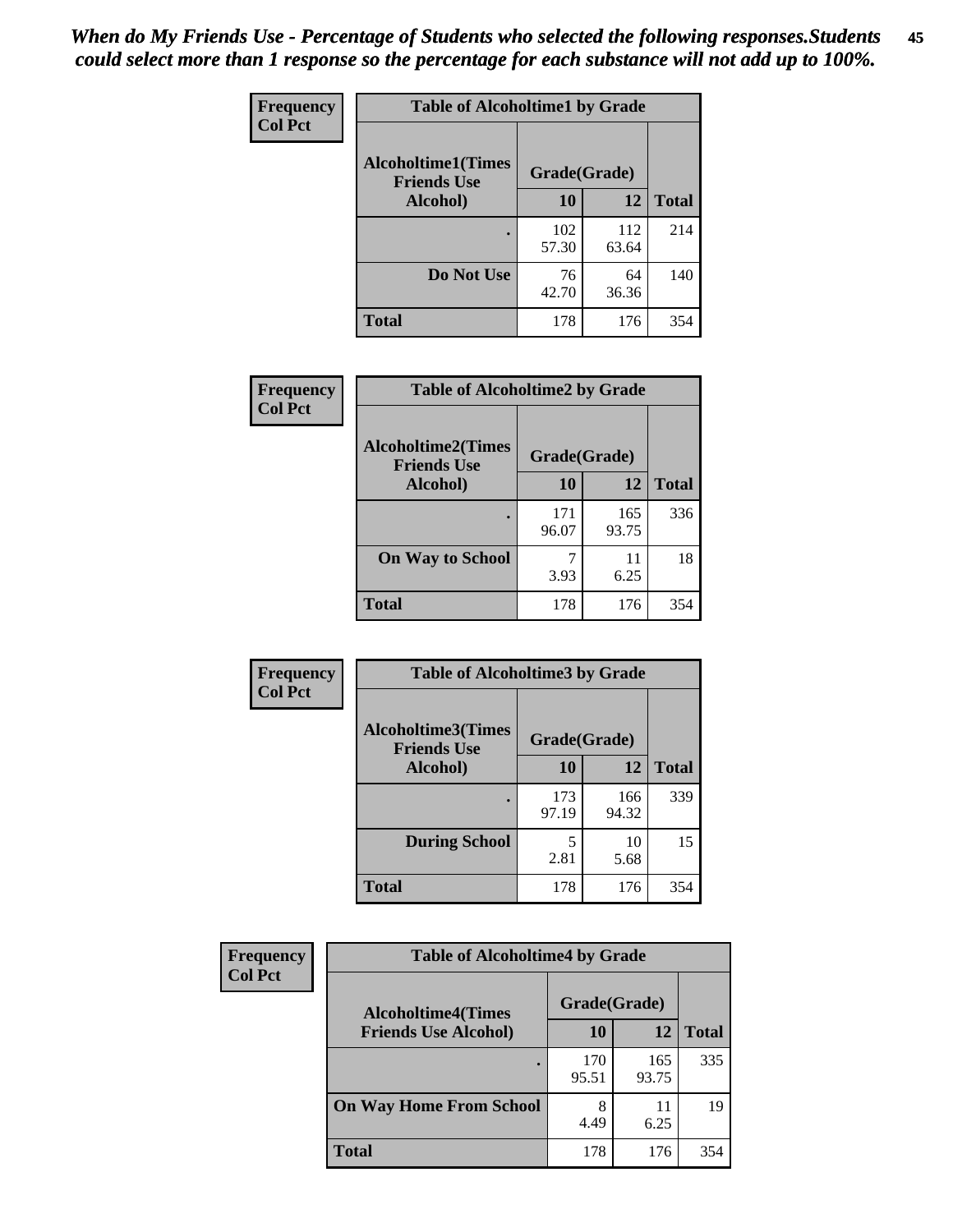*When do My Friends Use - Percentage of Students who selected the following responses.Students could select more than 1 response so the percentage for each substance will not add up to 100%.*

**Frequency**
**Col Pct**

| Table of Alcoholtime1 by Grade | | | |
|---|---|---|---|
| Alcoholtime1(Times Friends Use Alcohol) | Grade(Grade) | | Total |
| | 10 | 12 | |
| . | 102<br>57.30 | 112<br>63.64 | 214 |
| Do Not Use | 76<br>42.70 | 64<br>36.36 | 140 |
| Total | 178 | 176 | 354 |

**Frequency**
**Col Pct**

| Table of Alcoholtime2 by Grade | | | |
|---|---|---|---|
| Alcoholtime2(Times Friends Use Alcohol) | Grade(Grade) | | Total |
| | 10 | 12 | |
| . | 171<br>96.07 | 165<br>93.75 | 336 |
| On Way to School | 7<br>3.93 | 11<br>6.25 | 18 |
| Total | 178 | 176 | 354 |

**Frequency**
**Col Pct**

| Table of Alcoholtime3 by Grade | | | |
|---|---|---|---|
| Alcoholtime3(Times Friends Use Alcohol) | Grade(Grade) | | Total |
| | 10 | 12 | |
| . | 173<br>97.19 | 166<br>94.32 | 339 |
| During School | 5<br>2.81 | 10<br>5.68 | 15 |
| Total | 178 | 176 | 354 |

**Frequency**
**Col Pct**

| Table of Alcoholtime4 by Grade | | | |
|---|---|---|---|
| Alcoholtime4(Times Friends Use Alcohol) | Grade(Grade) | | Total |
| | 10 | 12 | |
| . | 170<br>95.51 | 165<br>93.75 | 335 |
| On Way Home From School | 8<br>4.49 | 11<br>6.25 | 19 |
| Total | 178 | 176 | 354 |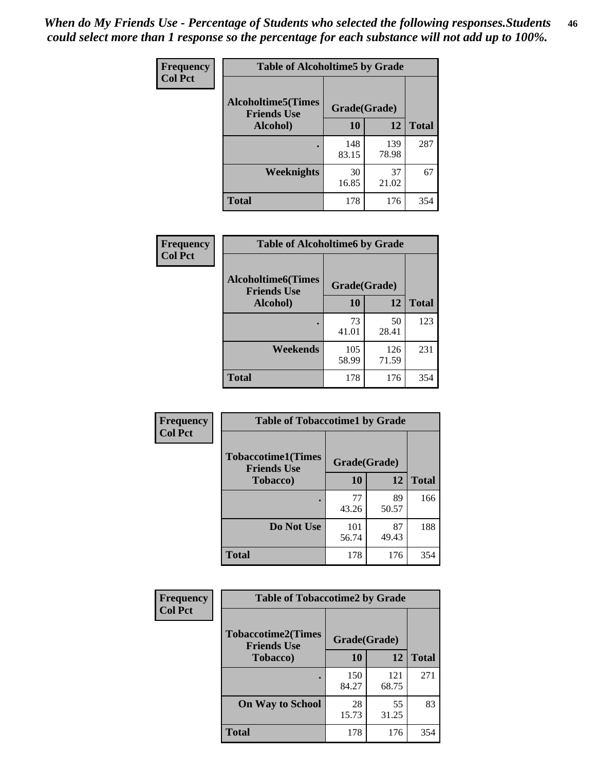*When do My Friends Use - Percentage of Students who selected the following responses.Students could select more than 1 response so the percentage for each substance will not add up to 100%.*

**Frequency**
**Col Pct**

**Table of Alcoholtime5 by Grade**

| Alcoholtime5(Times Friends Use Alcohol) | Grade(Grade) | | Total |
|---|---|---|---|
| | 10 | 12 | |
| . | 148<br>83.15 | 139<br>78.98 | 287 |
| Weeknights | 30<br>16.85 | 37<br>21.02 | 67 |
| Total | 178 | 176 | 354 |

**Frequency**
**Col Pct**

**Table of Alcoholtime6 by Grade**

| Alcoholtime6(Times Friends Use Alcohol) | Grade(Grade) | | Total |
|---|---|---|---|
| | 10 | 12 | |
| . | 73<br>41.01 | 50<br>28.41 | 123 |
| Weekends | 105<br>58.99 | 126<br>71.59 | 231 |
| Total | 178 | 176 | 354 |

**Frequency**
**Col Pct**

**Table of Tobaccotime1 by Grade**

| Tobaccotime1(Times Friends Use Tobacco) | Grade(Grade) | | Total |
|---|---|---|---|
| | 10 | 12 | |
| . | 77<br>43.26 | 89<br>50.57 | 166 |
| Do Not Use | 101<br>56.74 | 87<br>49.43 | 188 |
| Total | 178 | 176 | 354 |

**Frequency**
**Col Pct**

**Table of Tobaccotime2 by Grade**

| Tobaccotime2(Times Friends Use Tobacco) | Grade(Grade) | | Total |
|---|---|---|---|
| | 10 | 12 | |
| . | 150<br>84.27 | 121<br>68.75 | 271 |
| On Way to School | 28<br>15.73 | 55<br>31.25 | 83 |
| Total | 178 | 176 | 354 |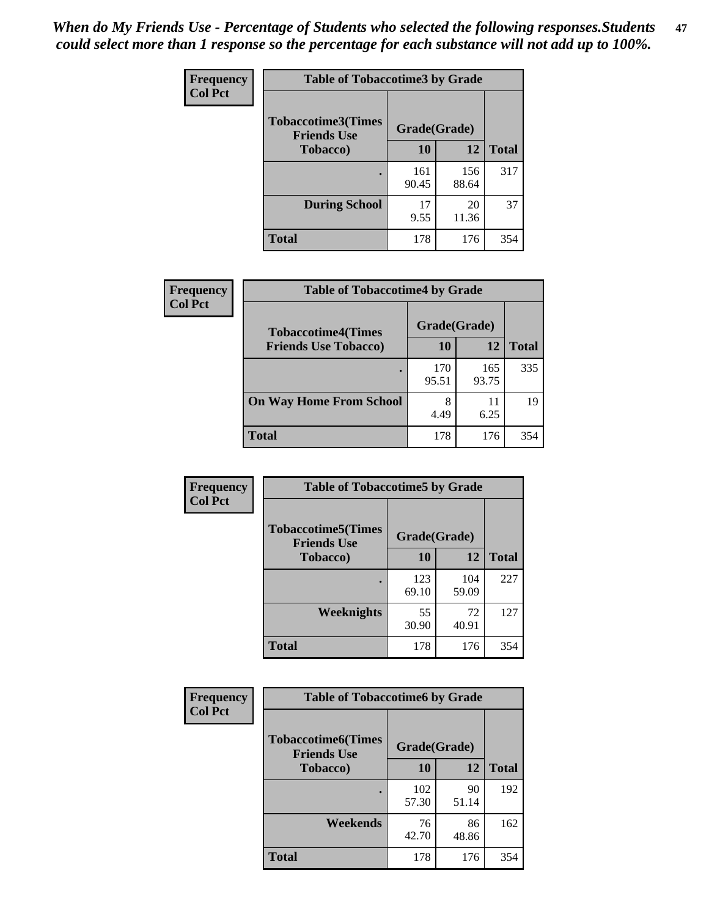*When do My Friends Use - Percentage of Students who selected the following responses.Students could select more than 1 response so the percentage for each substance will not add up to 100%.*

**Frequency**
**Col Pct**

| Table of Tobaccotime3 by Grade | | | |
|---|---|---|---|
| **Tobaccotime3(Times Friends Use Tobacco)** | **Grade(Grade)** | | **Total** |
| | **10** | **12** | |
| **.** | 161<br>90.45 | 156<br>88.64 | 317 |
| **During School** | 17<br>9.55 | 20<br>11.36 | 37 |
| **Total** | 178 | 176 | 354 |

**Frequency**
**Col Pct**

| Table of Tobaccotime4 by Grade | | | |
|---|---|---|---|
| **Tobaccotime4(Times Friends Use Tobacco)** | **Grade(Grade)** | | **Total** |
| | **10** | **12** | |
| **.** | 170<br>95.51 | 165<br>93.75 | 335 |
| **On Way Home From School** | 8<br>4.49 | 11<br>6.25 | 19 |
| **Total** | 178 | 176 | 354 |

**Frequency**
**Col Pct**

| Table of Tobaccotime5 by Grade | | | |
|---|---|---|---|
| **Tobaccotime5(Times Friends Use Tobacco)** | **Grade(Grade)** | | **Total** |
| | **10** | **12** | |
| **.** | 123<br>69.10 | 104<br>59.09 | 227 |
| **Weeknights** | 55<br>30.90 | 72<br>40.91 | 127 |
| **Total** | 178 | 176 | 354 |

**Frequency**
**Col Pct**

| Table of Tobaccotime6 by Grade | | | |
|---|---|---|---|
| **Tobaccotime6(Times Friends Use Tobacco)** | **Grade(Grade)** | | **Total** |
| | **10** | **12** | |
| **.** | 102<br>57.30 | 90<br>51.14 | 192 |
| **Weekends** | 76<br>42.70 | 86<br>48.86 | 162 |
| **Total** | 178 | 176 | 354 |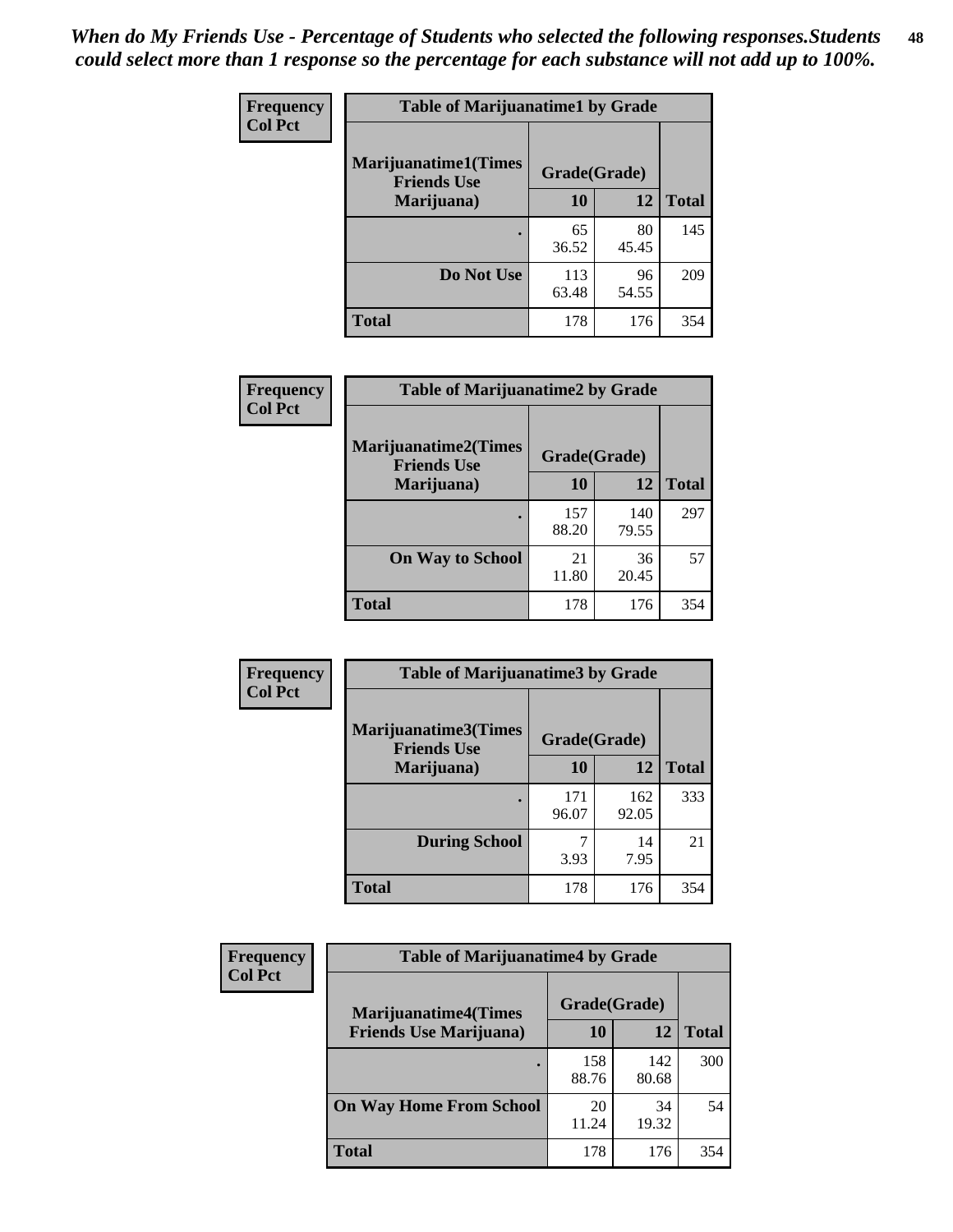*When do My Friends Use - Percentage of Students who selected the following responses.Students could select more than 1 response so the percentage for each substance will not add up to 100%.*

**Frequency**
**Col Pct**

| Table of Marijuanatime1 by Grade | | | |
|---|---|---|---|
| **Marijuanatime1(Times Friends Use Marijuana)** | **Grade(Grade)** | | **Total** |
| | **10** | **12** | |
| **.** | 65<br>36.52 | 80<br>45.45 | 145 |
| **Do Not Use** | 113<br>63.48 | 96<br>54.55 | 209 |
| **Total** | 178 | 176 | 354 |

**Frequency**
**Col Pct**

| Table of Marijuanatime2 by Grade | | | |
|---|---|---|---|
| **Marijuanatime2(Times Friends Use Marijuana)** | **Grade(Grade)** | | **Total** |
| | **10** | **12** | |
| **.** | 157<br>88.20 | 140<br>79.55 | 297 |
| **On Way to School** | 21<br>11.80 | 36<br>20.45 | 57 |
| **Total** | 178 | 176 | 354 |

**Frequency**
**Col Pct**

| Table of Marijuanatime3 by Grade | | | |
|---|---|---|---|
| **Marijuanatime3(Times Friends Use Marijuana)** | **Grade(Grade)** | | **Total** |
| | **10** | **12** | |
| **.** | 171<br>96.07 | 162<br>92.05 | 333 |
| **During School** | 7<br>3.93 | 14<br>7.95 | 21 |
| **Total** | 178 | 176 | 354 |

**Frequency**
**Col Pct**

| Table of Marijuanatime4 by Grade | | | |
|---|---|---|---|
| **Marijuanatime4(Times Friends Use Marijuana)** | **Grade(Grade)** | | **Total** |
| | **10** | **12** | |
| **.** | 158<br>88.76 | 142<br>80.68 | 300 |
| **On Way Home From School** | 20<br>11.24 | 34<br>19.32 | 54 |
| **Total** | 178 | 176 | 354 |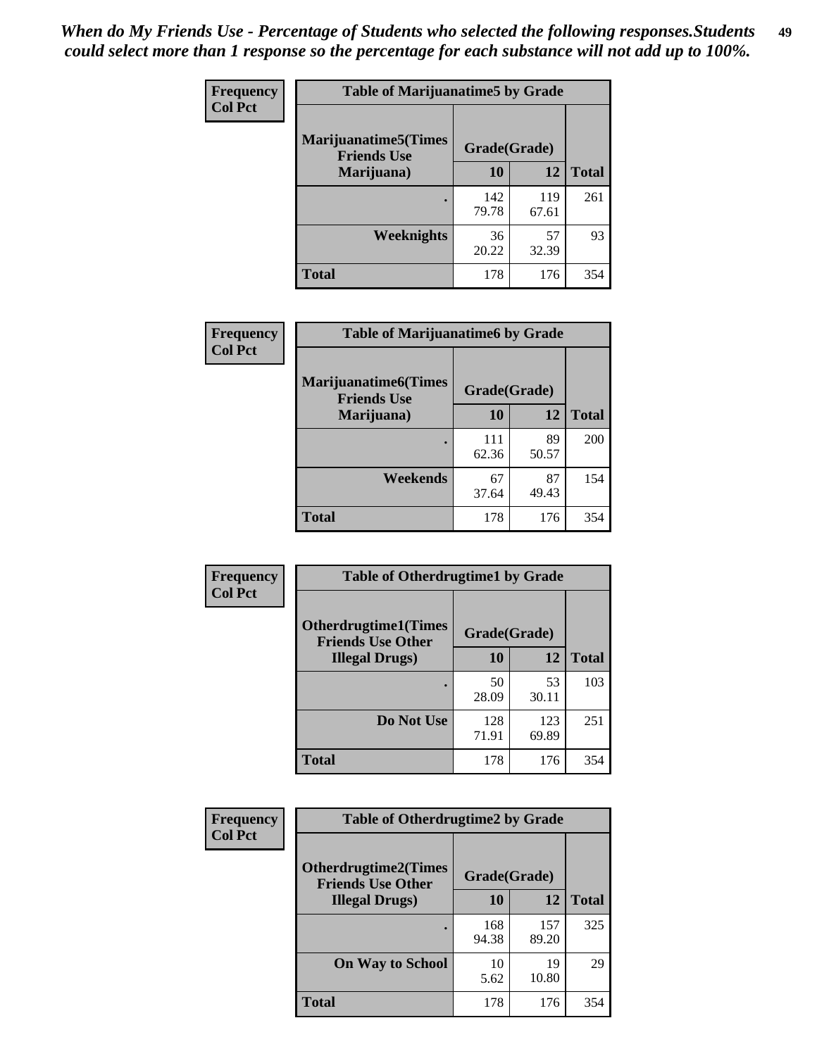*When do My Friends Use - Percentage of Students who selected the following responses.Students could select more than 1 response so the percentage for each substance will not add up to 100%.*

**Frequency**
**Col Pct**

| Table of Marijuanatime5 by Grade | | | |
|---|---|---|---|
| **Marijuanatime5(Times Friends Use Marijuana)** | **Grade(Grade)** | | **Total** |
| | **10** | **12** | |
| **.** | 142<br>79.78 | 119<br>67.61 | 261 |
| **Weeknights** | 36<br>20.22 | 57<br>32.39 | 93 |
| **Total** | 178 | 176 | 354 |

**Frequency**
**Col Pct**

| Table of Marijuanatime6 by Grade | | | |
|---|---|---|---|
| **Marijuanatime6(Times Friends Use Marijuana)** | **Grade(Grade)** | | **Total** |
| | **10** | **12** | |
| **.** | 111<br>62.36 | 89<br>50.57 | 200 |
| **Weekends** | 67<br>37.64 | 87<br>49.43 | 154 |
| **Total** | 178 | 176 | 354 |

**Frequency**
**Col Pct**

| Table of Otherdrugtime1 by Grade | | | |
|---|---|---|---|
| **Otherdrugtime1(Times Friends Use Other Illegal Drugs)** | **Grade(Grade)** | | **Total** |
| | **10** | **12** | |
| **.** | 50<br>28.09 | 53<br>30.11 | 103 |
| **Do Not Use** | 128<br>71.91 | 123<br>69.89 | 251 |
| **Total** | 178 | 176 | 354 |

**Frequency**
**Col Pct**

| Table of Otherdrugtime2 by Grade | | | |
|---|---|---|---|
| **Otherdrugtime2(Times Friends Use Other Illegal Drugs)** | **Grade(Grade)** | | **Total** |
| | **10** | **12** | |
| **.** | 168<br>94.38 | 157<br>89.20 | 325 |
| **On Way to School** | 10<br>5.62 | 19<br>10.80 | 29 |
| **Total** | 178 | 176 | 354 |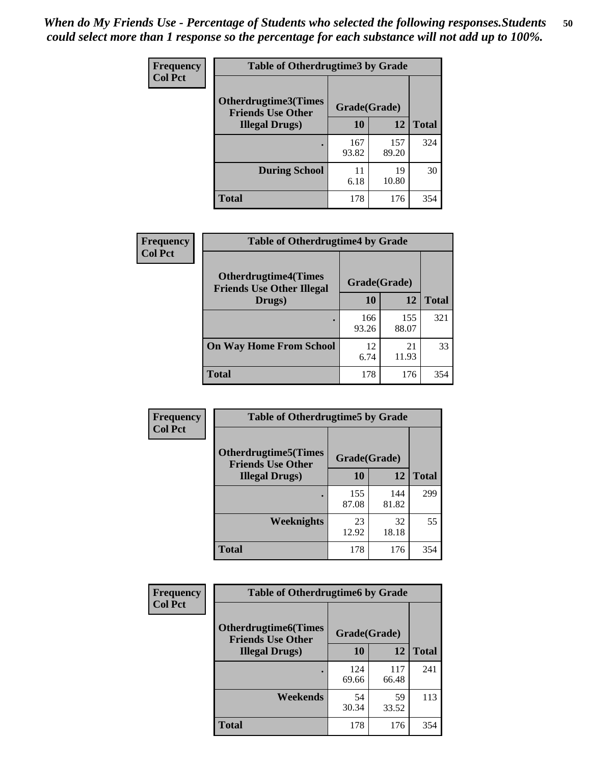*When do My Friends Use - Percentage of Students who selected the following responses.Students could select more than 1 response so the percentage for each substance will not add up to 100%.*

**Frequency**
**Col Pct**

| Table of Otherdrugtime3 by Grade | | | |
|---|---|---|---|
| **Otherdrugtime3(Times Friends Use Other Illegal Drugs)** | **Grade(Grade)** | | **Total** |
| | **10** | **12** | |
| **.** | 167<br>93.82 | 157<br>89.20 | 324 |
| **During School** | 11<br>6.18 | 19<br>10.80 | 30 |
| **Total** | 178 | 176 | 354 |

**Frequency**
**Col Pct**

| Table of Otherdrugtime4 by Grade | | | |
|---|---|---|---|
| **Otherdrugtime4(Times Friends Use Other Illegal Drugs)** | **Grade(Grade)** | | **Total** |
| | **10** | **12** | |
| **.** | 166<br>93.26 | 155<br>88.07 | 321 |
| **On Way Home From School** | 12<br>6.74 | 21<br>11.93 | 33 |
| **Total** | 178 | 176 | 354 |

**Frequency**
**Col Pct**

| Table of Otherdrugtime5 by Grade | | | |
|---|---|---|---|
| **Otherdrugtime5(Times Friends Use Other Illegal Drugs)** | **Grade(Grade)** | | **Total** |
| | **10** | **12** | |
| **.** | 155<br>87.08 | 144<br>81.82 | 299 |
| **Weeknights** | 23<br>12.92 | 32<br>18.18 | 55 |
| **Total** | 178 | 176 | 354 |

**Frequency**
**Col Pct**

| Table of Otherdrugtime6 by Grade | | | |
|---|---|---|---|
| **Otherdrugtime6(Times Friends Use Other Illegal Drugs)** | **Grade(Grade)** | | **Total** |
| | **10** | **12** | |
| **.** | 124<br>69.66 | 117<br>66.48 | 241 |
| **Weekends** | 54<br>30.34 | 59<br>33.52 | 113 |
| **Total** | 178 | 176 | 354 |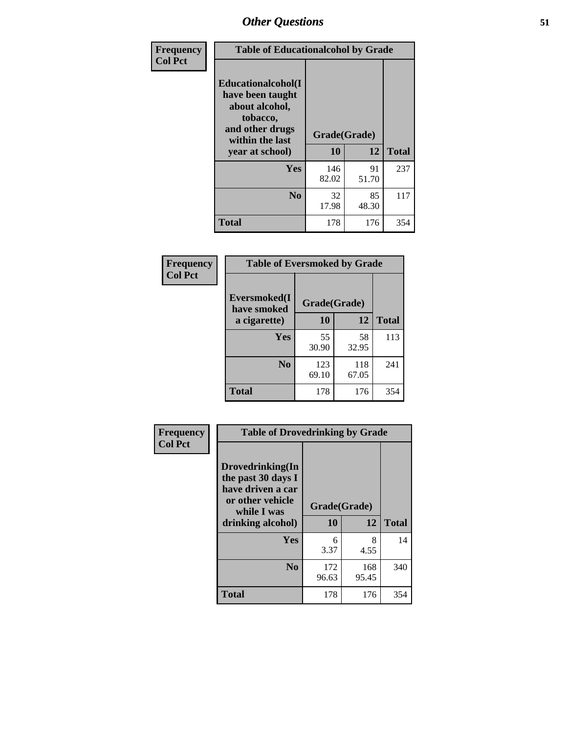# Other Questions

**Frequency**
**Col Pct**

| Table of Educationalalcohol by Grade | | | |
|---|---|---|---|
| Educationalalcohol(I have been taught about alcohol, tobacco, and other drugs within the last year at school) | Grade(Grade) | | |
| | 10 | 12 | Total |
| Yes | 146<br>82.02 | 91<br>51.70 | 237 |
| No | 32<br>17.98 | 85<br>48.30 | 117 |
| Total | 178 | 176 | 354 |

**Frequency**
**Col Pct**

| Table of Eversmoked by Grade | | | |
|---|---|---|---|
| Eversmoked(I have smoked a cigarette) | Grade(Grade) | | |
| | 10 | 12 | Total |
| Yes | 55<br>30.90 | 58<br>32.95 | 113 |
| No | 123<br>69.10 | 118<br>67.05 | 241 |
| Total | 178 | 176 | 354 |

**Frequency**
**Col Pct**

| Table of Drovedrinking by Grade | | | |
|---|---|---|---|
| Drovedrinking(In the past 30 days I have driven a car or other vehicle while I was drinking alcohol) | Grade(Grade) | | |
| | 10 | 12 | Total |
| Yes | 6<br>3.37 | 8<br>4.55 | 14 |
| No | 172<br>96.63 | 168<br>95.45 | 340 |
| Total | 178 | 176 | 354 |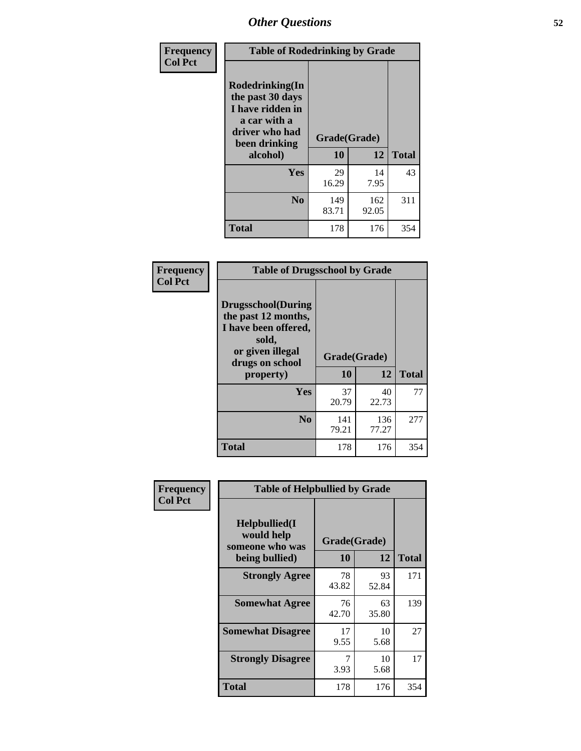| Frequency<br>Col Pct | Table of Rodedrinking by Grade | | |
|---|---|---|---|
| Rodedrinking(In the past 30 days I have ridden in a car with a driver who had been drinking alcohol) | Grade(Grade) | | |
| | 10 | 12 | Total |
| Yes | 29<br>16.29 | 14<br>7.95 | 43 |
| No | 149<br>83.71 | 162<br>92.05 | 311 |
| Total | 178 | 176 | 354 |

| Frequency<br>Col Pct | Table of Drugsschool by Grade | | |
|---|---|---|---|
| Drugsschool(During the past 12 months, I have been offered, sold, or given illegal drugs on school property) | Grade(Grade) | | |
| | 10 | 12 | Total |
| Yes | 37<br>20.79 | 40<br>22.73 | 77 |
| No | 141<br>79.21 | 136<br>77.27 | 277 |
| Total | 178 | 176 | 354 |

| Frequency<br>Col Pct | Table of Helpbullied by Grade | | |
|---|---|---|---|
| Helpbullied(I would help someone who was being bullied) | Grade(Grade) | | |
| | 10 | 12 | Total |
| Strongly Agree | 78<br>43.82 | 93<br>52.84 | 171 |
| Somewhat Agree | 76<br>42.70 | 63<br>35.80 | 139 |
| Somewhat Disagree | 17<br>9.55 | 10<br>5.68 | 27 |
| Strongly Disagree | 7<br>3.93 | 10<br>5.68 | 17 |
| Total | 178 | 176 | 354 |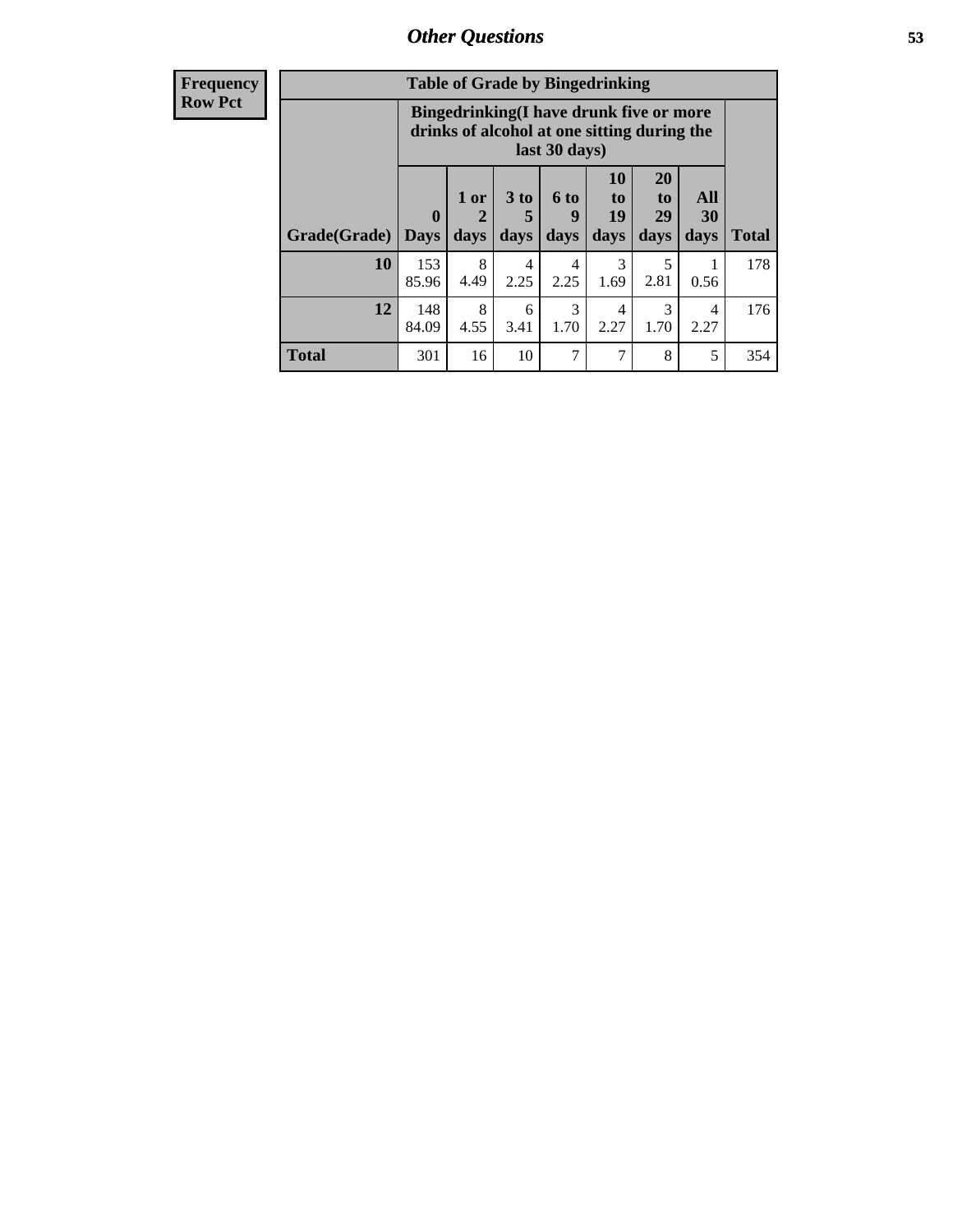## Other Questions

**Frequency**
**Row Pct**

**Table of Grade by Bingedrinking**

| Grade(Grade) | Bingedrinking(I have drunk five or more drinks of alcohol at one sitting during the last 30 days) | | | | | | | Total |
|---|---|---|---|---|---|---|---|---|
| | 0 Days | 1 or 2 days | 3 to 5 days | 6 to 9 days | 10 to 19 days | 20 to 29 days | All 30 days | |
| **10** | 153<br>85.96 | 8<br>4.49 | 4<br>2.25 | 4<br>2.25 | 3<br>1.69 | 5<br>2.81 | 1<br>0.56 | 178 |
| **12** | 148<br>84.09 | 8<br>4.55 | 6<br>3.41 | 3<br>1.70 | 4<br>2.27 | 3<br>1.70 | 4<br>2.27 | 176 |
| **Total** | 301 | 16 | 10 | 7 | 7 | 8 | 5 | 354 |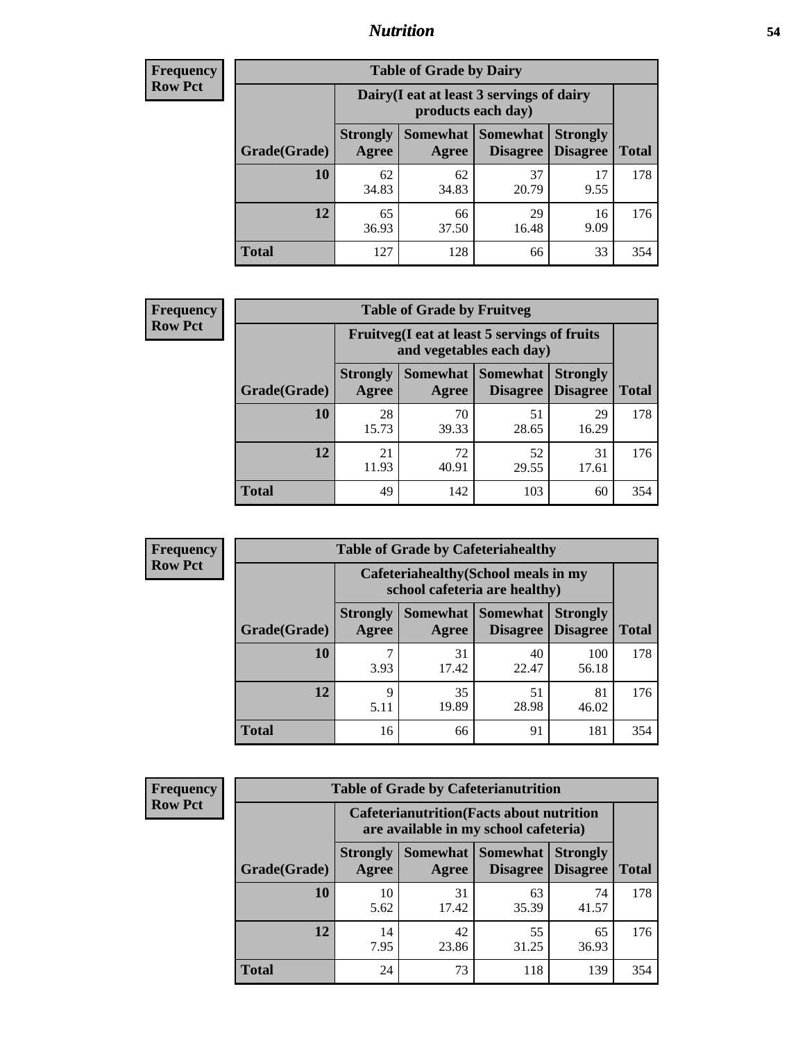## Nutrition

**Frequency**
**Row Pct**

| Table of Grade by Dairy | | | | | |
|---|---|---|---|---|---|
| | Dairy(I eat at least 3 servings of dairy products each day) | | | | |
| Grade(Grade) | Strongly Agree | Somewhat Agree | Somewhat Disagree | Strongly Disagree | Total |
| **10** | 62<br>34.83 | 62<br>34.83 | 37<br>20.79 | 17<br>9.55 | 178 |
| **12** | 65<br>36.93 | 66<br>37.50 | 29<br>16.48 | 16<br>9.09 | 176 |
| **Total** | 127 | 128 | 66 | 33 | 354 |

**Frequency**
**Row Pct**

| Table of Grade by Fruitveg | | | | | |
|---|---|---|---|---|---|
| | Fruitveg(I eat at least 5 servings of fruits and vegetables each day) | | | | |
| Grade(Grade) | Strongly Agree | Somewhat Agree | Somewhat Disagree | Strongly Disagree | Total |
| **10** | 28<br>15.73 | 70<br>39.33 | 51<br>28.65 | 29<br>16.29 | 178 |
| **12** | 21<br>11.93 | 72<br>40.91 | 52<br>29.55 | 31<br>17.61 | 176 |
| **Total** | 49 | 142 | 103 | 60 | 354 |

**Frequency**
**Row Pct**

| Table of Grade by Cafeteriahealthy | | | | | |
|---|---|---|---|---|---|
| | Cafeteriahealthy(School meals in my school cafeteria are healthy) | | | | |
| Grade(Grade) | Strongly Agree | Somewhat Agree | Somewhat Disagree | Strongly Disagree | Total |
| **10** | 7<br>3.93 | 31<br>17.42 | 40<br>22.47 | 100<br>56.18 | 178 |
| **12** | 9<br>5.11 | 35<br>19.89 | 51<br>28.98 | 81<br>46.02 | 176 |
| **Total** | 16 | 66 | 91 | 181 | 354 |

**Frequency**
**Row Pct**

| Table of Grade by Cafeterianutrition | | | | | |
|---|---|---|---|---|---|
| | Cafeterianutrition(Facts about nutrition are available in my school cafeteria) | | | | |
| Grade(Grade) | Strongly Agree | Somewhat Agree | Somewhat Disagree | Strongly Disagree | Total |
| **10** | 10<br>5.62 | 31<br>17.42 | 63<br>35.39 | 74<br>41.57 | 178 |
| **12** | 14<br>7.95 | 42<br>23.86 | 55<br>31.25 | 65<br>36.93 | 176 |
| **Total** | 24 | 73 | 118 | 139 | 354 |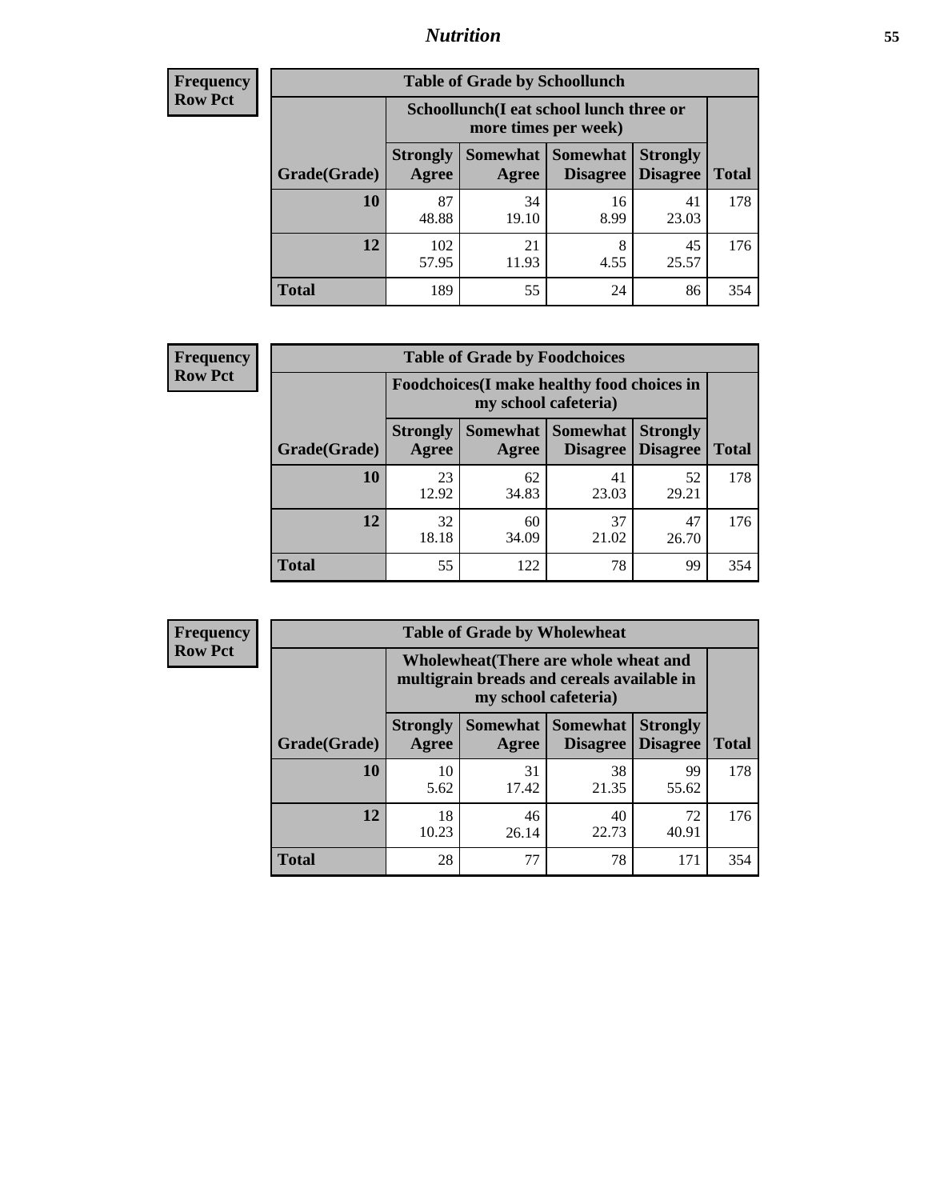| Frequency<br>Row Pct | | | | | |
|---|---|---|---|---|---|

**Table of Grade by Schoollunch**

| | Schoollunch(I eat school lunch three or more times per week) | | | | |
|---|---|---|---|---|---|
| Grade(Grade) | Strongly Agree | Somewhat Agree | Somewhat Disagree | Strongly Disagree | Total |
| 10 | 87<br>48.88 | 34<br>19.10 | 16<br>8.99 | 41<br>23.03 | 178 |
| 12 | 102<br>57.95 | 21<br>11.93 | 8<br>4.55 | 45<br>25.57 | 176 |
| Total | 189 | 55 | 24 | 86 | 354 |

**Frequency**
**Row Pct**

**Table of Grade by Foodchoices**

| | Foodchoices(I make healthy food choices in my school cafeteria) | | | | |
|---|---|---|---|---|---|
| Grade(Grade) | Strongly Agree | Somewhat Agree | Somewhat Disagree | Strongly Disagree | Total |
| 10 | 23<br>12.92 | 62<br>34.83 | 41<br>23.03 | 52<br>29.21 | 178 |
| 12 | 32<br>18.18 | 60<br>34.09 | 37<br>21.02 | 47<br>26.70 | 176 |
| Total | 55 | 122 | 78 | 99 | 354 |

**Frequency**
**Row Pct**

**Table of Grade by Wholewheat**

| | Wholewheat(There are whole wheat and multigrain breads and cereals available in my school cafeteria) | | | | |
|---|---|---|---|---|---|
| Grade(Grade) | Strongly Agree | Somewhat Agree | Somewhat Disagree | Strongly Disagree | Total |
| 10 | 10<br>5.62 | 31<br>17.42 | 38<br>21.35 | 99<br>55.62 | 178 |
| 12 | 18<br>10.23 | 46<br>26.14 | 40<br>22.73 | 72<br>40.91 | 176 |
| Total | 28 | 77 | 78 | 171 | 354 |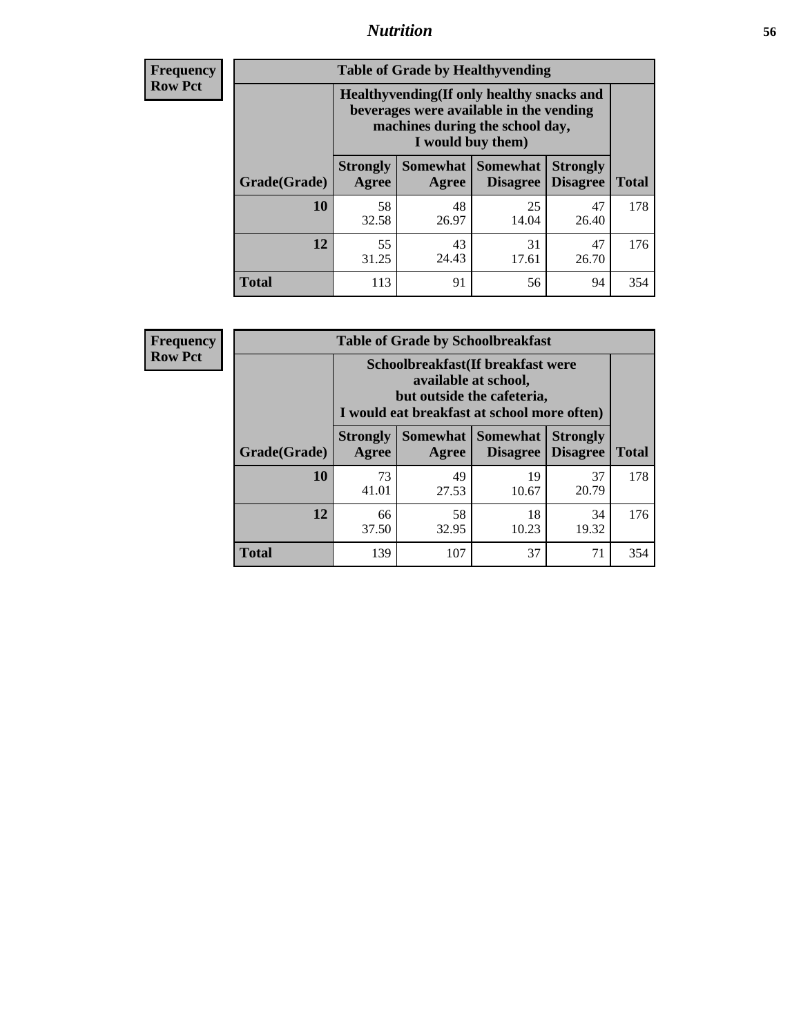## Nutrition

**Frequency**
**Row Pct**

| Table of Grade by Healthyvending | | | | | |
|---|---|---|---|---|---|
| | Healthyvending(If only healthy snacks and beverages were available in the vending machines during the school day, I would buy them) | | | | |
| Grade(Grade) | Strongly Agree | Somewhat Agree | Somewhat Disagree | Strongly Disagree | Total |
| **10** | 58<br>32.58 | 48<br>26.97 | 25<br>14.04 | 47<br>26.40 | 178 |
| **12** | 55<br>31.25 | 43<br>24.43 | 31<br>17.61 | 47<br>26.70 | 176 |
| **Total** | 113 | 91 | 56 | 94 | 354 |

**Frequency**
**Row Pct**

| Table of Grade by Schoolbreakfast | | | | | |
|---|---|---|---|---|---|
| | Schoolbreakfast(If breakfast were available at school, but outside the cafeteria, I would eat breakfast at school more often) | | | | |
| Grade(Grade) | Strongly Agree | Somewhat Agree | Somewhat Disagree | Strongly Disagree | Total |
| **10** | 73<br>41.01 | 49<br>27.53 | 19<br>10.67 | 37<br>20.79 | 178 |
| **12** | 66<br>37.50 | 58<br>32.95 | 18<br>10.23 | 34<br>19.32 | 176 |
| **Total** | 139 | 107 | 37 | 71 | 354 |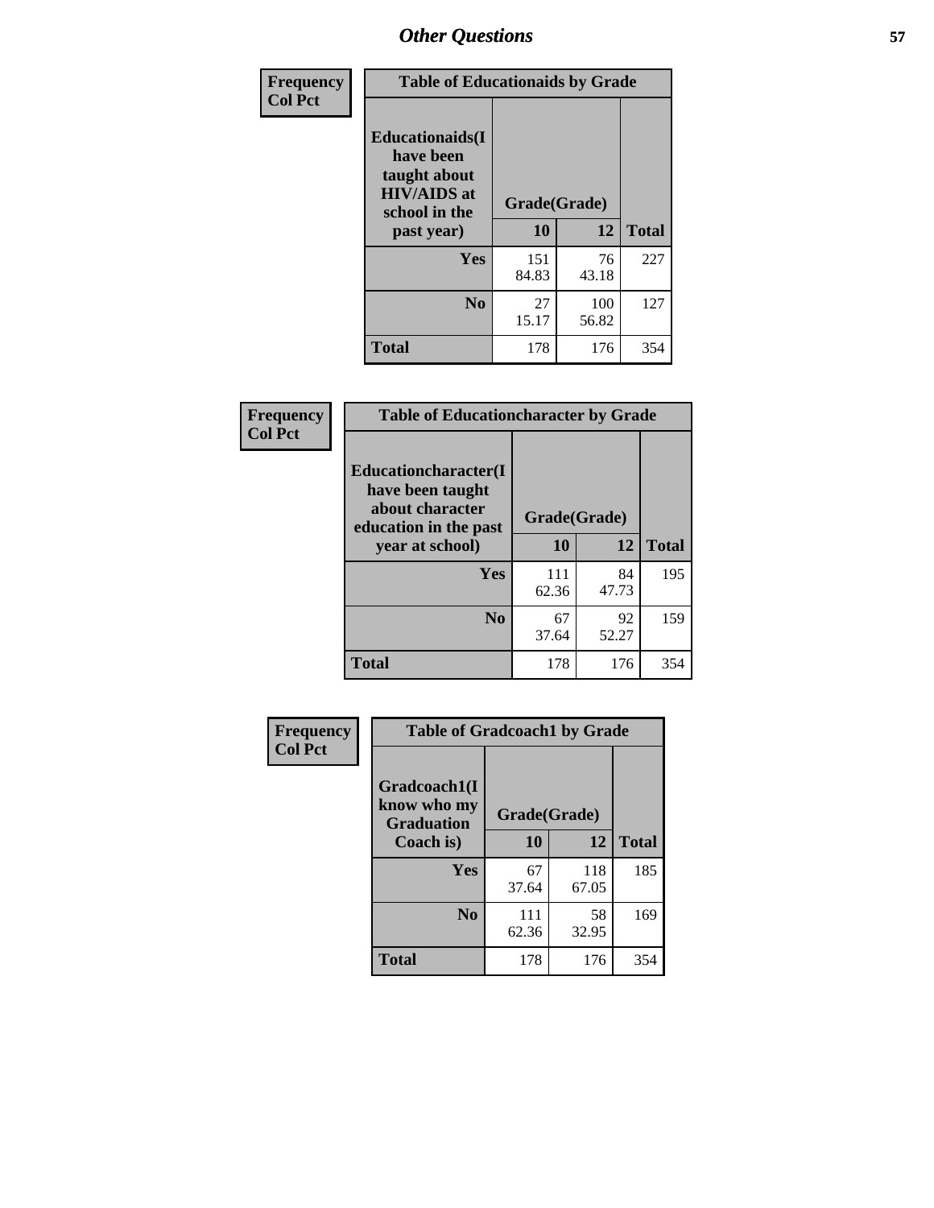## Other Questions

**Frequency**
**Col Pct**

| Table of Educationaids by Grade | | | |
|---|---|---|---|
| **Educationaids(I have been taught about HIV/AIDS at school in the past year)** | **Grade(Grade)** | | |
| | **10** | **12** | **Total** |
| **Yes** | 151<br>84.83 | 76<br>43.18 | 227 |
| **No** | 27<br>15.17 | 100<br>56.82 | 127 |
| **Total** | 178 | 176 | 354 |

**Frequency**
**Col Pct**

| Table of Educationcharacter by Grade | | | |
|---|---|---|---|
| **Educationcharacter(I have been taught about character education in the past year at school)** | **Grade(Grade)** | | |
| | **10** | **12** | **Total** |
| **Yes** | 111<br>62.36 | 84<br>47.73 | 195 |
| **No** | 67<br>37.64 | 92<br>52.27 | 159 |
| **Total** | 178 | 176 | 354 |

**Frequency**
**Col Pct**

| Table of Gradcoach1 by Grade | | | |
|---|---|---|---|
| **Gradcoach1(I know who my Graduation Coach is)** | **Grade(Grade)** | | |
| | **10** | **12** | **Total** |
| **Yes** | 67<br>37.64 | 118<br>67.05 | 185 |
| **No** | 111<br>62.36 | 58<br>32.95 | 169 |
| **Total** | 178 | 176 | 354 |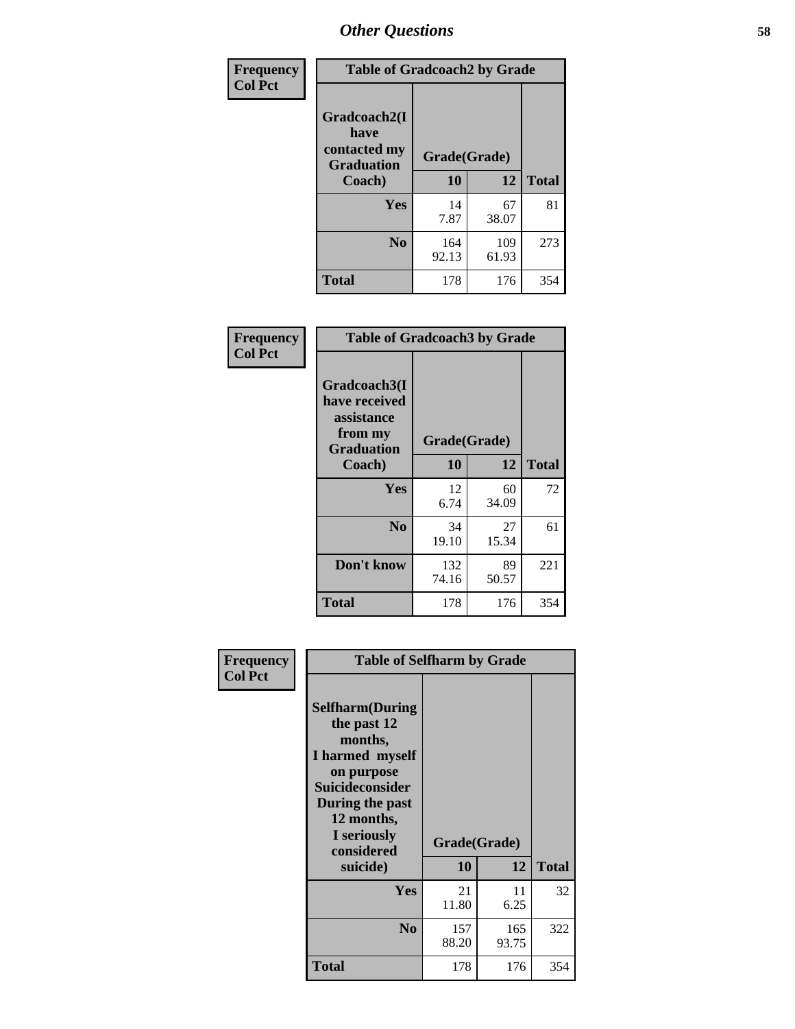## Other Questions

**Frequency / Col Pct**

**Table of Gradcoach2 by Grade**

| Gradcoach2(I have contacted my Graduation Coach) | Grade(Grade) 10 | 12 | Total |
|---|---|---|---|
| **Yes** | 14<br>7.87 | 67<br>38.07 | 81 |
| **No** | 164<br>92.13 | 109<br>61.93 | 273 |
| **Total** | 178 | 176 | 354 |

**Frequency / Col Pct**

**Table of Gradcoach3 by Grade**

| Gradcoach3(I have received assistance from my Graduation Coach) | Grade(Grade) 10 | 12 | Total |
|---|---|---|---|
| **Yes** | 12<br>6.74 | 60<br>34.09 | 72 |
| **No** | 34<br>19.10 | 27<br>15.34 | 61 |
| **Don't know** | 132<br>74.16 | 89<br>50.57 | 221 |
| **Total** | 178 | 176 | 354 |

**Frequency / Col Pct**

**Table of Selfharm by Grade**

| Selfharm(During the past 12 months, I harmed myself on purpose Suicideconsider During the past 12 months, I seriously considered suicide) | Grade(Grade) 10 | 12 | Total |
|---|---|---|---|
| **Yes** | 21<br>11.80 | 11<br>6.25 | 32 |
| **No** | 157<br>88.20 | 165<br>93.75 | 322 |
| **Total** | 178 | 176 | 354 |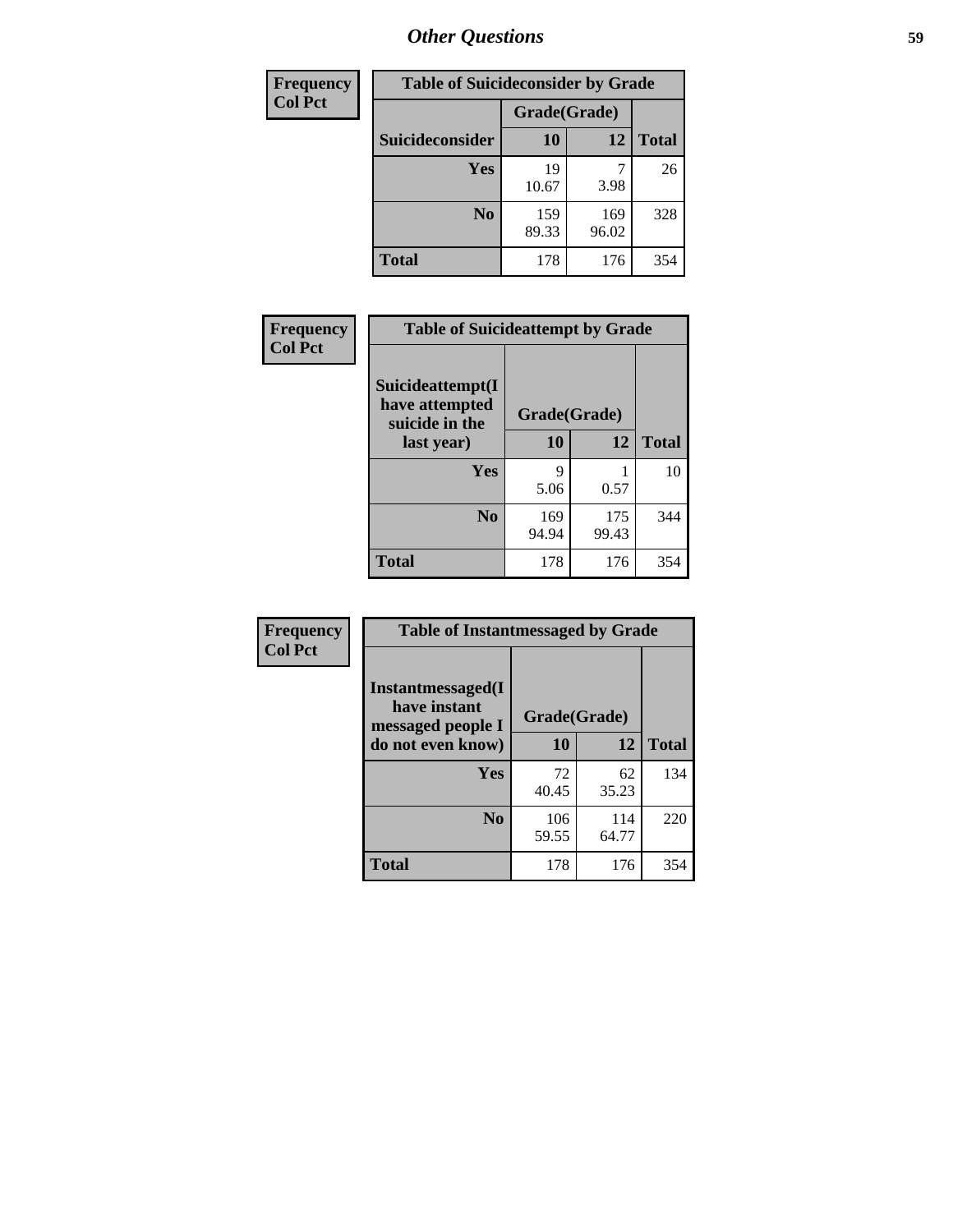# Other Questions

| Frequency<br>Col Pct | Table of Suicideconsider by Grade | | |
|---|---|---|---|
| | Grade(Grade) | | |
| Suicideconsider | 10 | 12 | Total |
| Yes | 19<br>10.67 | 7<br>3.98 | 26 |
| No | 159<br>89.33 | 169<br>96.02 | 328 |
| Total | 178 | 176 | 354 |

| Frequency<br>Col Pct | Table of Suicideattempt by Grade | | |
|---|---|---|---|
| Suicideattempt(I have attempted suicide in the last year) | Grade(Grade) | | |
| | 10 | 12 | Total |
| Yes | 9<br>5.06 | 1<br>0.57 | 10 |
| No | 169<br>94.94 | 175<br>99.43 | 344 |
| Total | 178 | 176 | 354 |

| Frequency<br>Col Pct | Table of Instantmessaged by Grade | | |
|---|---|---|---|
| Instantmessaged(I have instant messaged people I do not even know) | Grade(Grade) | | |
| | 10 | 12 | Total |
| Yes | 72<br>40.45 | 62<br>35.23 | 134 |
| No | 106<br>59.55 | 114<br>64.77 | 220 |
| Total | 178 | 176 | 354 |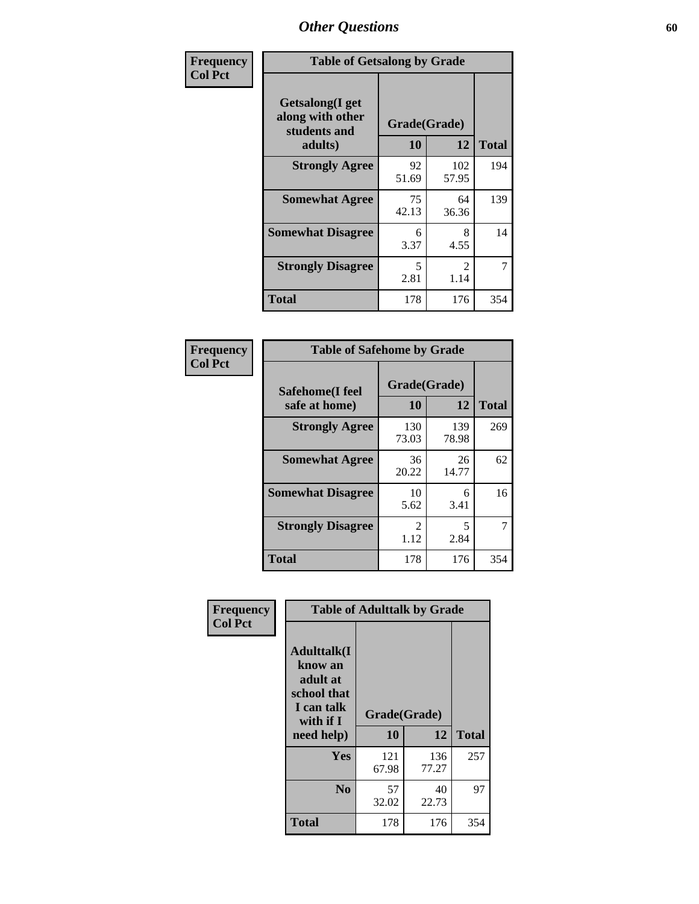# Other Questions

| Frequency Col Pct | Table of Getsalong by Grade | | |
|---|---|---|---|
| Getsalong(I get along with other students and adults) | Grade(Grade) 10 | 12 | Total |
| Strongly Agree | 92<br>51.69 | 102<br>57.95 | 194 |
| Somewhat Agree | 75<br>42.13 | 64<br>36.36 | 139 |
| Somewhat Disagree | 6<br>3.37 | 8<br>4.55 | 14 |
| Strongly Disagree | 5<br>2.81 | 2<br>1.14 | 7 |
| Total | 178 | 176 | 354 |

| Frequency Col Pct | Table of Safehome by Grade | | |
|---|---|---|---|
| Safehome(I feel safe at home) | Grade(Grade) 10 | 12 | Total |
| Strongly Agree | 130<br>73.03 | 139<br>78.98 | 269 |
| Somewhat Agree | 36<br>20.22 | 26<br>14.77 | 62 |
| Somewhat Disagree | 10<br>5.62 | 6<br>3.41 | 16 |
| Strongly Disagree | 2<br>1.12 | 5<br>2.84 | 7 |
| Total | 178 | 176 | 354 |

| Frequency Col Pct | Table of Adulttalk by Grade | | |
|---|---|---|---|
| Adulttalk(I know an adult at school that I can talk with if I need help) | Grade(Grade) 10 | 12 | Total |
| Yes | 121<br>67.98 | 136<br>77.27 | 257 |
| No | 57<br>32.02 | 40<br>22.73 | 97 |
| Total | 178 | 176 | 354 |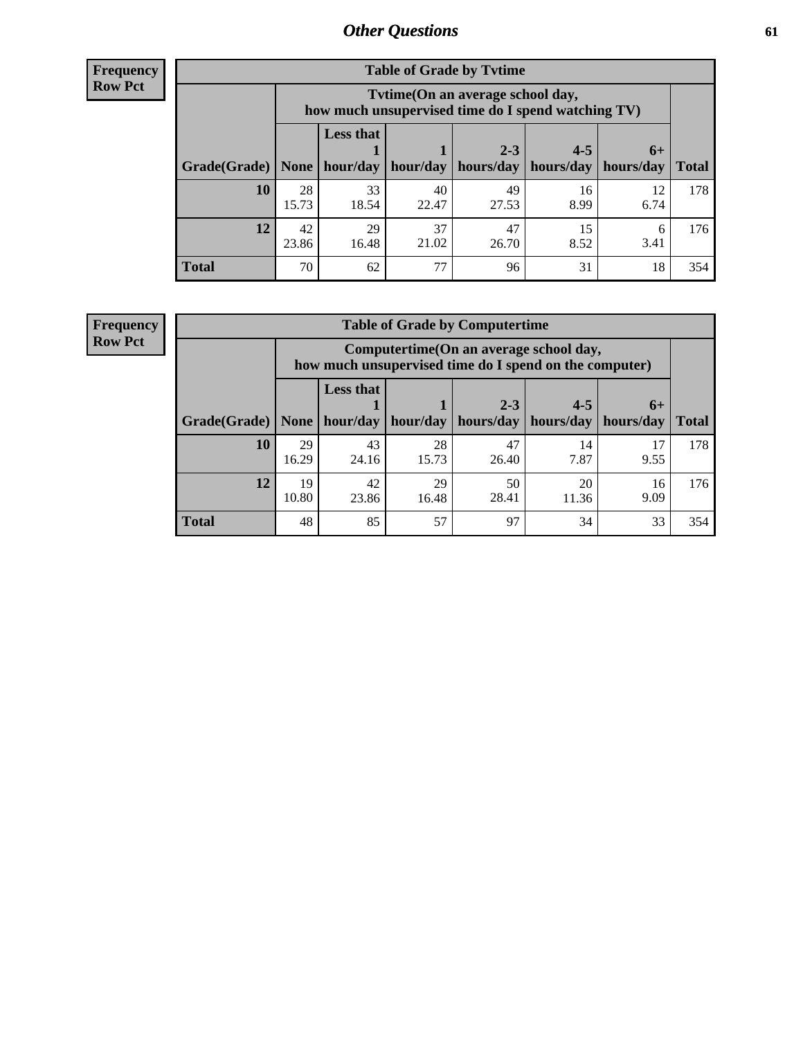# Other Questions

**Frequency**
**Row Pct**

**Table of Grade by Tvtime**

| Grade(Grade) | Tvtime(On an average school day, how much unsupervised time do I spend watching TV) None | Less that 1 hour/day | 1 hour/day | 2-3 hours/day | 4-5 hours/day | 6+ hours/day | Total |
|---|---|---|---|---|---|---|---|
| **10** | 28<br>15.73 | 33<br>18.54 | 40<br>22.47 | 49<br>27.53 | 16<br>8.99 | 12<br>6.74 | 178 |
| **12** | 42<br>23.86 | 29<br>16.48 | 37<br>21.02 | 47<br>26.70 | 15<br>8.52 | 6<br>3.41 | 176 |
| **Total** | 70 | 62 | 77 | 96 | 31 | 18 | 354 |

**Frequency**
**Row Pct**

**Table of Grade by Computertime**

| Grade(Grade) | Computertime(On an average school day, how much unsupervised time do I spend on the computer) None | Less that 1 hour/day | 1 hour/day | 2-3 hours/day | 4-5 hours/day | 6+ hours/day | Total |
|---|---|---|---|---|---|---|---|
| **10** | 29<br>16.29 | 43<br>24.16 | 28<br>15.73 | 47<br>26.40 | 14<br>7.87 | 17<br>9.55 | 178 |
| **12** | 19<br>10.80 | 42<br>23.86 | 29<br>16.48 | 50<br>28.41 | 20<br>11.36 | 16<br>9.09 | 176 |
| **Total** | 48 | 85 | 57 | 97 | 34 | 33 | 354 |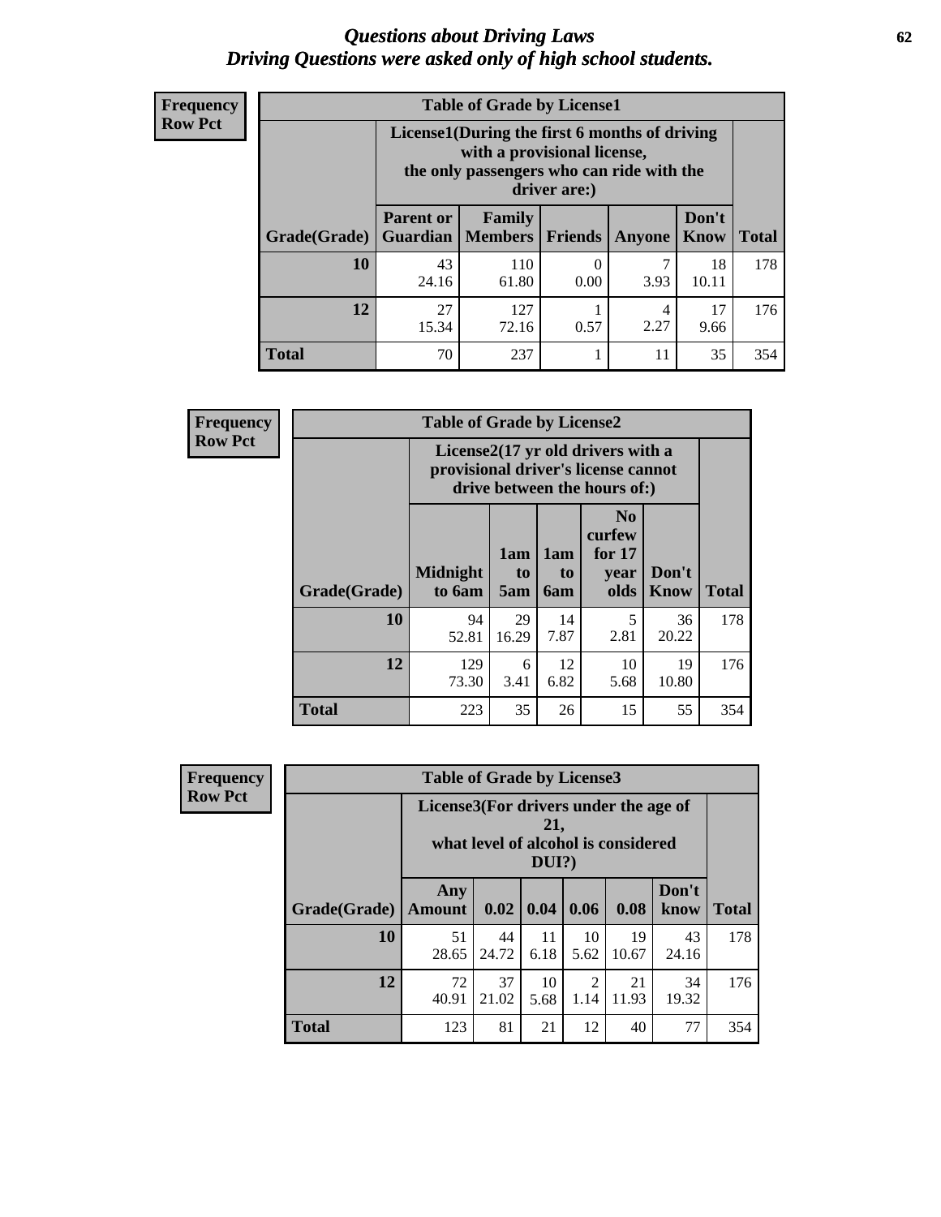# *Questions about Driving Laws*
## *Driving Questions were asked only of high school students.*

**Frequency**
**Row Pct**

**Table of Grade by License1**

| Grade(Grade) | License1(During the first 6 months of driving with a provisional license, the only passengers who can ride with the driver are:) | | | | | Total |
|---|---|---|---|---|---|---|
| | Parent or Guardian | Family Members | Friends | Anyone | Don't Know | |
| 10 | 43<br>24.16 | 110<br>61.80 | 0<br>0.00 | 7<br>3.93 | 18<br>10.11 | 178 |
| 12 | 27<br>15.34 | 127<br>72.16 | 1<br>0.57 | 4<br>2.27 | 17<br>9.66 | 176 |
| Total | 70 | 237 | 1 | 11 | 35 | 354 |

**Frequency**
**Row Pct**

**Table of Grade by License2**

| Grade(Grade) | License2(17 yr old drivers with a provisional driver's license cannot drive between the hours of:) | | | | | Total |
|---|---|---|---|---|---|---|
| | Midnight to 6am | 1am to 5am | 1am to 6am | No curfew for 17 year olds | Don't Know | |
| 10 | 94<br>52.81 | 29<br>16.29 | 14<br>7.87 | 5<br>2.81 | 36<br>20.22 | 178 |
| 12 | 129<br>73.30 | 6<br>3.41 | 12<br>6.82 | 10<br>5.68 | 19<br>10.80 | 176 |
| Total | 223 | 35 | 26 | 15 | 55 | 354 |

**Frequency**
**Row Pct**

**Table of Grade by License3**

| Grade(Grade) | License3(For drivers under the age of 21, what level of alcohol is considered DUI?) | | | | | | Total |
|---|---|---|---|---|---|---|---|
| | Any Amount | 0.02 | 0.04 | 0.06 | 0.08 | Don't know | |
| 10 | 51<br>28.65 | 44<br>24.72 | 11<br>6.18 | 10<br>5.62 | 19<br>10.67 | 43<br>24.16 | 178 |
| 12 | 72<br>40.91 | 37<br>21.02 | 10<br>5.68 | 2<br>1.14 | 21<br>11.93 | 34<br>19.32 | 176 |
| Total | 123 | 81 | 21 | 12 | 40 | 77 | 354 |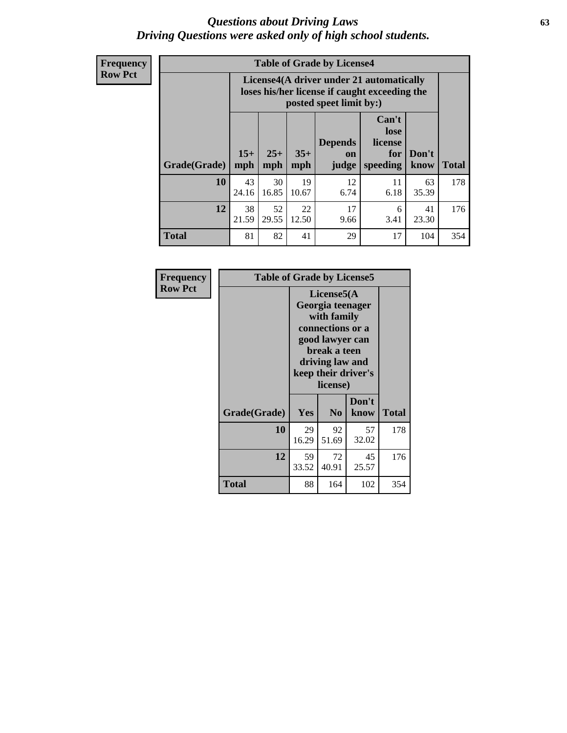# *Questions about Driving Laws*
## *Driving Questions were asked only of high school students.*

**Frequency**
**Row Pct**

| Table of Grade by License4 | | | | | | | |
|---|---|---|---|---|---|---|---|
| | License4(A driver under 21 automatically loses his/her license if caught exceeding the posted speet limit by:) | | | | | | |
| Grade(Grade) | 15+ mph | 25+ mph | 35+ mph | Depends on judge | Can't lose license for speeding | Don't know | Total |
| **10** | 43<br>24.16 | 30<br>16.85 | 19<br>10.67 | 12<br>6.74 | 11<br>6.18 | 63<br>35.39 | 178 |
| **12** | 38<br>21.59 | 52<br>29.55 | 22<br>12.50 | 17<br>9.66 | 6<br>3.41 | 41<br>23.30 | 176 |
| **Total** | 81 | 82 | 41 | 29 | 17 | 104 | 354 |

**Frequency**
**Row Pct**

| Table of Grade by License5 | | | | |
|---|---|---|---|---|
| | License5(A Georgia teenager with family connections or a good lawyer can break a teen driving law and keep their driver's license) | | | |
| Grade(Grade) | Yes | No | Don't know | Total |
| **10** | 29<br>16.29 | 92<br>51.69 | 57<br>32.02 | 178 |
| **12** | 59<br>33.52 | 72<br>40.91 | 45<br>25.57 | 176 |
| **Total** | 88 | 164 | 102 | 354 |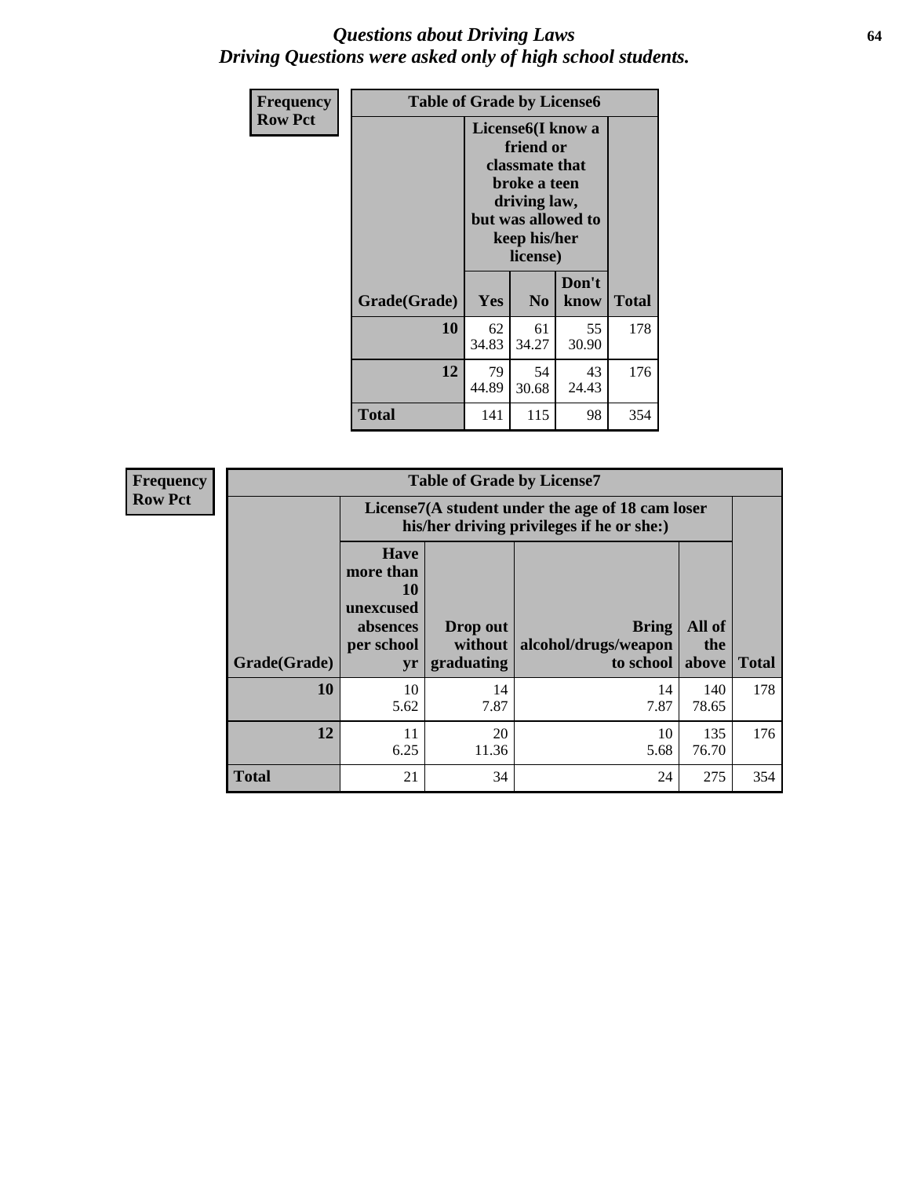# *Questions about Driving Laws*
## *Driving Questions were asked only of high school students.*

**Frequency**
**Row Pct**

| Table of Grade by License6 | | | | |
|---|---|---|---|---|
| | License6(I know a friend or classmate that broke a teen driving law, but was allowed to keep his/her license) | | | |
| **Grade(Grade)** | **Yes** | **No** | **Don't know** | **Total** |
| **10** | 62<br>34.83 | 61<br>34.27 | 55<br>30.90 | 178 |
| **12** | 79<br>44.89 | 54<br>30.68 | 43<br>24.43 | 176 |
| **Total** | 141 | 115 | 98 | 354 |

**Frequency**
**Row Pct**

| Table of Grade by License7 | | | | | |
|---|---|---|---|---|---|
| | License7(A student under the age of 18 cam loser his/her driving privileges if he or she:) | | | | |
| **Grade(Grade)** | **Have more than 10 unexcused absences per school yr** | **Drop out without graduating** | **Bring alcohol/drugs/weapon to school** | **All of the above** | **Total** |
| **10** | 10<br>5.62 | 14<br>7.87 | 14<br>7.87 | 140<br>78.65 | 178 |
| **12** | 11<br>6.25 | 20<br>11.36 | 10<br>5.68 | 135<br>76.70 | 176 |
| **Total** | 21 | 34 | 24 | 275 | 354 |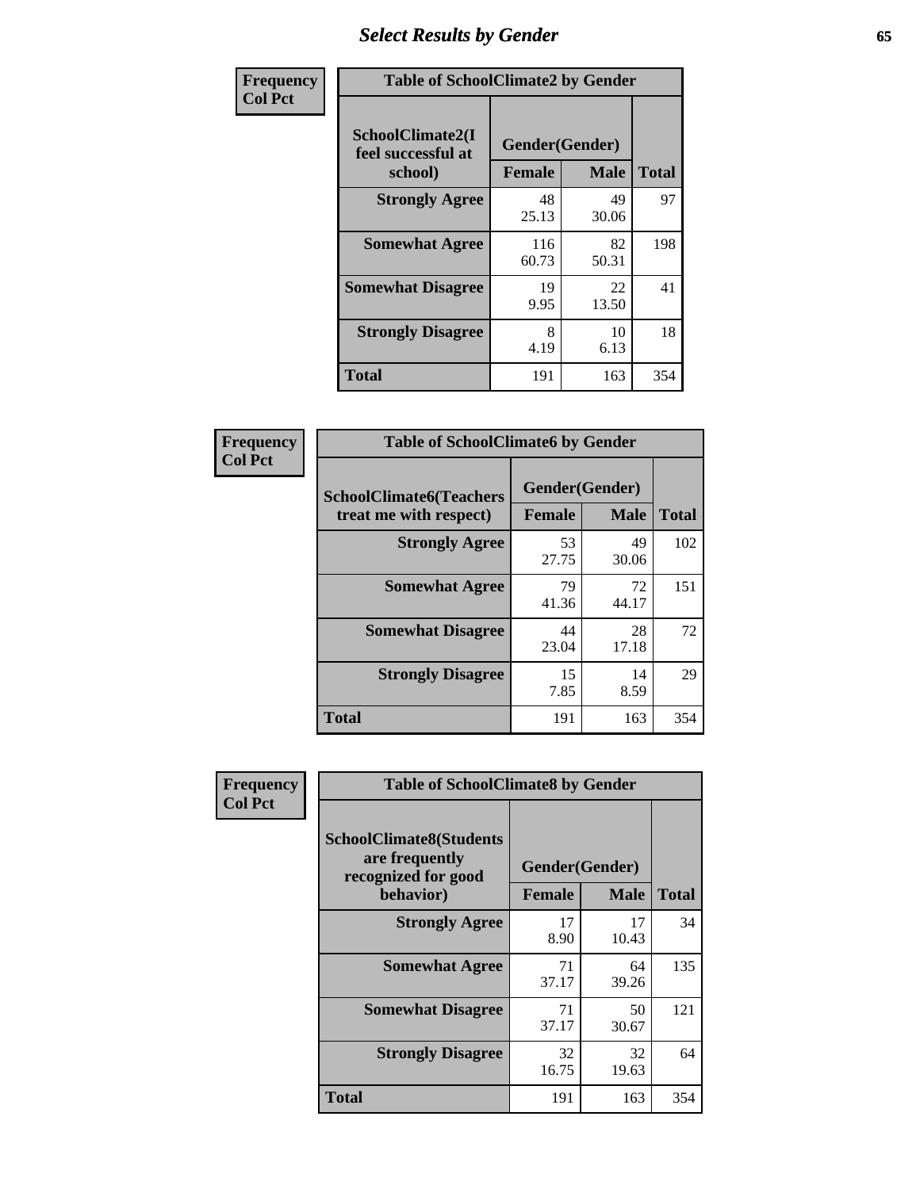# Select Results by Gender

**Frequency**
**Col Pct**

| SchoolClimate2(I feel successful at school) | Gender(Gender) | | Total |
|---|---|---|---|
| | Female | Male | |
| Strongly Agree | 48<br>25.13 | 49<br>30.06 | 97 |
| Somewhat Agree | 116<br>60.73 | 82<br>50.31 | 198 |
| Somewhat Disagree | 19<br>9.95 | 22<br>13.50 | 41 |
| Strongly Disagree | 8<br>4.19 | 10<br>6.13 | 18 |
| Total | 191 | 163 | 354 |

Table of SchoolClimate2 by Gender

**Frequency**
**Col Pct**

| SchoolClimate6(Teachers treat me with respect) | Gender(Gender) | | Total |
|---|---|---|---|
| | Female | Male | |
| Strongly Agree | 53<br>27.75 | 49<br>30.06 | 102 |
| Somewhat Agree | 79<br>41.36 | 72<br>44.17 | 151 |
| Somewhat Disagree | 44<br>23.04 | 28<br>17.18 | 72 |
| Strongly Disagree | 15<br>7.85 | 14<br>8.59 | 29 |
| Total | 191 | 163 | 354 |

Table of SchoolClimate6 by Gender

**Frequency**
**Col Pct**

| SchoolClimate8(Students are frequently recognized for good behavior) | Gender(Gender) | | Total |
|---|---|---|---|
| | Female | Male | |
| Strongly Agree | 17<br>8.90 | 17<br>10.43 | 34 |
| Somewhat Agree | 71<br>37.17 | 64<br>39.26 | 135 |
| Somewhat Disagree | 71<br>37.17 | 50<br>30.67 | 121 |
| Strongly Disagree | 32<br>16.75 | 32<br>19.63 | 64 |
| Total | 191 | 163 | 354 |

Table of SchoolClimate8 by Gender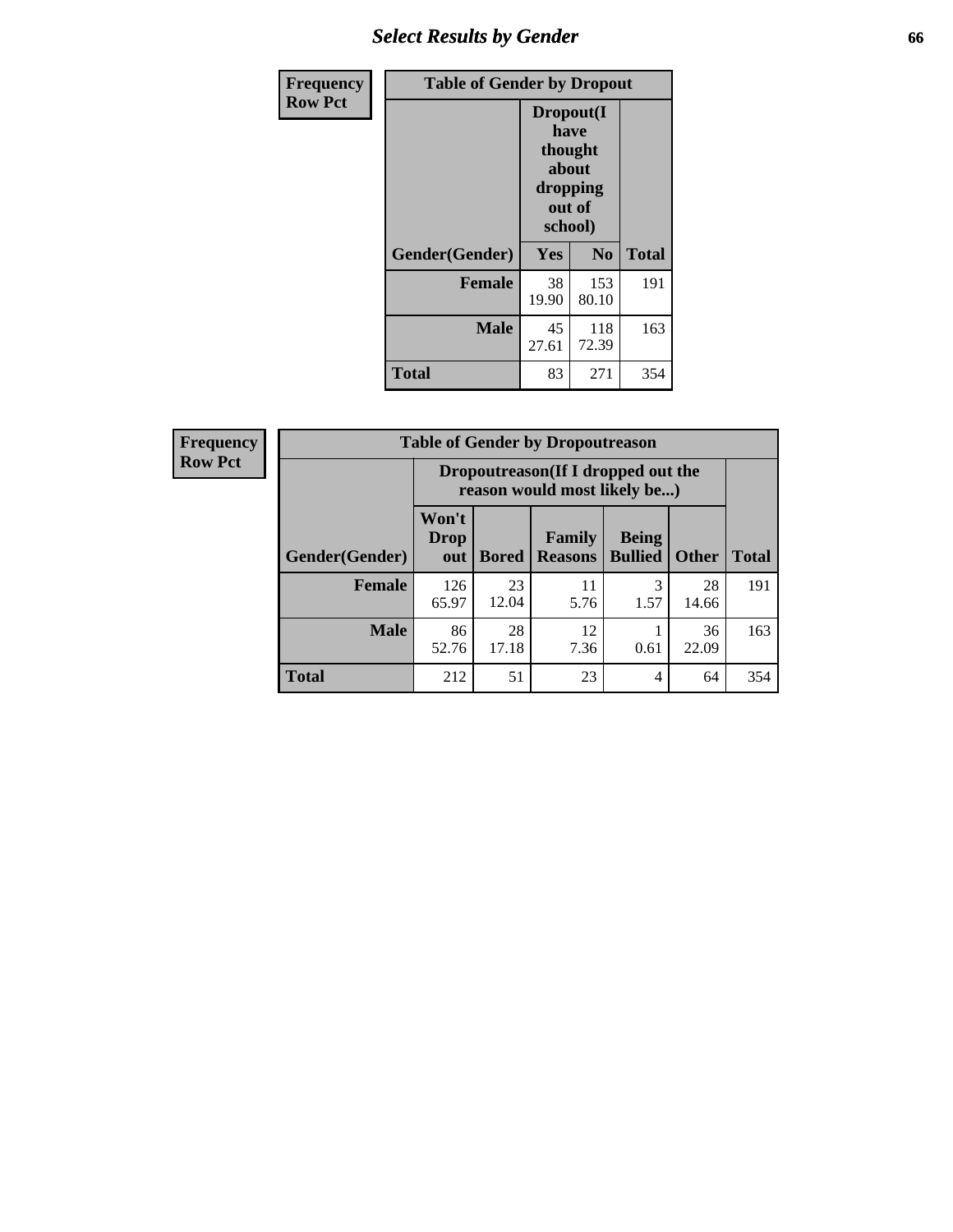| Frequency Row Pct | | | |
|---|---|---|---|
| **Table of Gender by Dropout** | | | |
| | **Dropout(I have thought about dropping out of school)** | | |
| **Gender(Gender)** | **Yes** | **No** | **Total** |
| **Female** | 38<br>19.90 | 153<br>80.10 | 191 |
| **Male** | 45<br>27.61 | 118<br>72.39 | 163 |
| **Total** | 83 | 271 | 354 |

| Frequency Row Pct | | | | | | |
|---|---|---|---|---|---|---|
| **Table of Gender by Dropoutreason** | | | | | | |
| | **Dropoutreason(If I dropped out the reason would most likely be...)** | | | | | |
| **Gender(Gender)** | **Won't Drop out** | **Bored** | **Family Reasons** | **Being Bullied** | **Other** | **Total** |
| **Female** | 126<br>65.97 | 23<br>12.04 | 11<br>5.76 | 3<br>1.57 | 28<br>14.66 | 191 |
| **Male** | 86<br>52.76 | 28<br>17.18 | 12<br>7.36 | 1<br>0.61 | 36<br>22.09 | 163 |
| **Total** | 212 | 51 | 23 | 4 | 64 | 354 |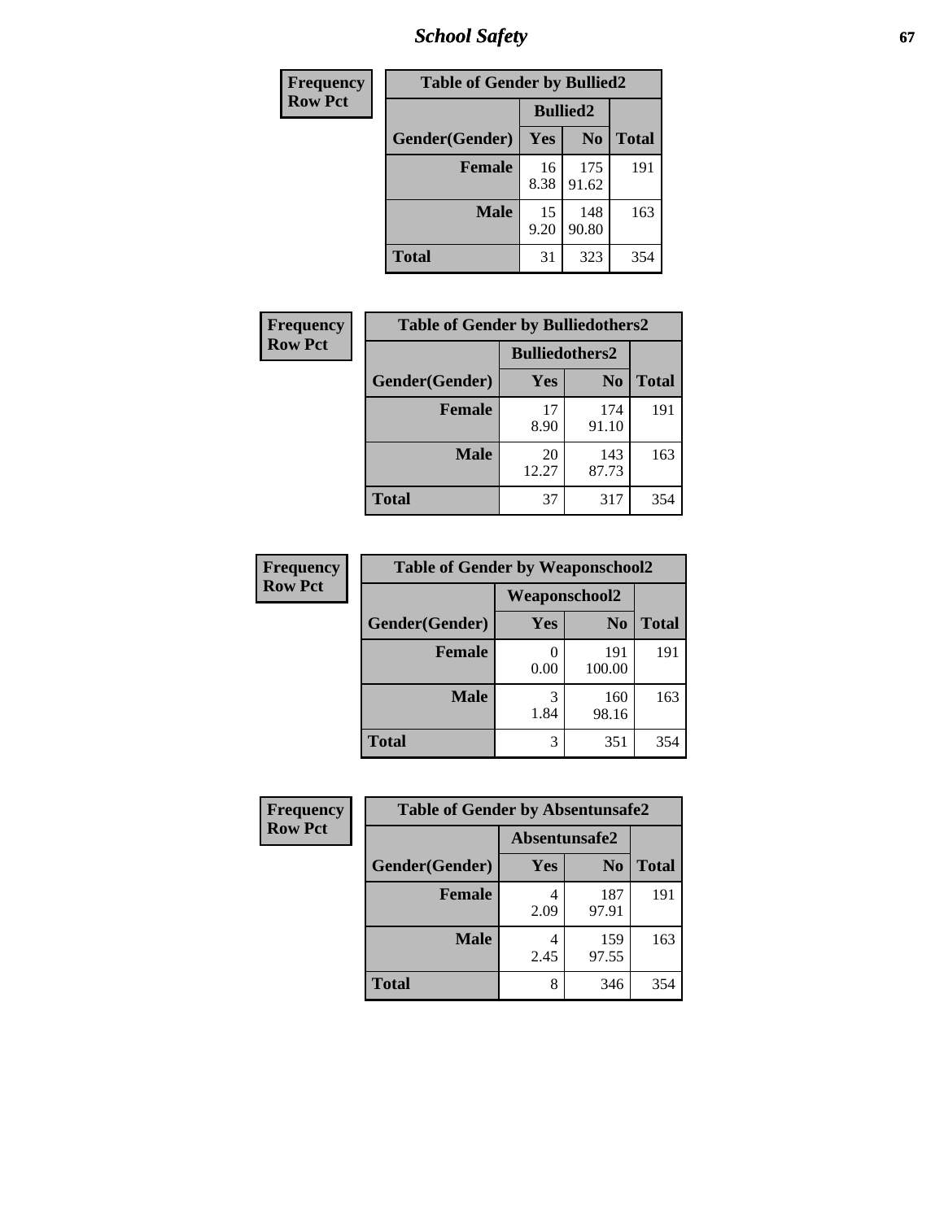| Frequency<br>Row Pct |
|---|

**Table of Gender by Bullied2**

| Gender(Gender) | Bullied2 | | Total |
|---|---|---|---|
| | Yes | No | |
| Female | 16<br>8.38 | 175<br>91.62 | 191 |
| Male | 15<br>9.20 | 148<br>90.80 | 163 |
| Total | 31 | 323 | 354 |

| Frequency<br>Row Pct |
|---|

**Table of Gender by Bulliedothers2**

| Gender(Gender) | Bulliedothers2 | | Total |
|---|---|---|---|
| | Yes | No | |
| Female | 17<br>8.90 | 174<br>91.10 | 191 |
| Male | 20<br>12.27 | 143<br>87.73 | 163 |
| Total | 37 | 317 | 354 |

| Frequency<br>Row Pct |
|---|

**Table of Gender by Weaponschool2**

| Gender(Gender) | Weaponschool2 | | Total |
|---|---|---|---|
| | Yes | No | |
| Female | 0<br>0.00 | 191<br>100.00 | 191 |
| Male | 3<br>1.84 | 160<br>98.16 | 163 |
| Total | 3 | 351 | 354 |

| Frequency<br>Row Pct |
|---|

**Table of Gender by Absentunsafe2**

| Gender(Gender) | Absentunsafe2 | | Total |
|---|---|---|---|
| | Yes | No | |
| Female | 4<br>2.09 | 187<br>97.91 | 191 |
| Male | 4<br>2.45 | 159<br>97.55 | 163 |
| Total | 8 | 346 | 354 |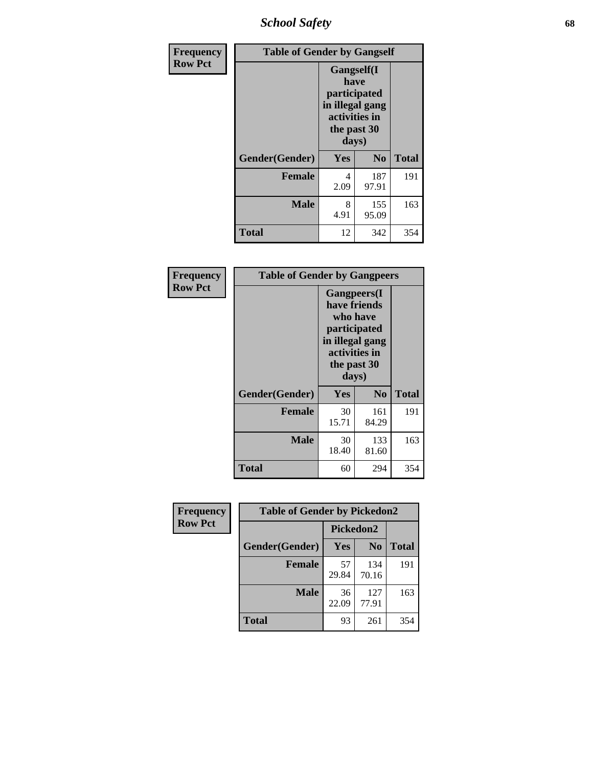| Frequency Row Pct | | | |
|---|---|---|---|

**Table of Gender by Gangself**

| Gender(Gender) | Gangself(I have participated in illegal gang activities in the past 30 days) Yes | No | Total |
|---|---|---|---|
| Female | 4<br>2.09 | 187<br>97.91 | 191 |
| Male | 8<br>4.91 | 155<br>95.09 | 163 |
| Total | 12 | 342 | 354 |

| Frequency Row Pct | | | |
|---|---|---|---|

**Table of Gender by Gangpeers**

| Gender(Gender) | Gangpeers(I have friends who have participated in illegal gang activities in the past 30 days) Yes | No | Total |
|---|---|---|---|
| Female | 30<br>15.71 | 161<br>84.29 | 191 |
| Male | 30<br>18.40 | 133<br>81.60 | 163 |
| Total | 60 | 294 | 354 |

| Frequency Row Pct | | | |
|---|---|---|---|

**Table of Gender by Pickedon2**

| Gender(Gender) | Pickedon2 Yes | No | Total |
|---|---|---|---|
| Female | 57<br>29.84 | 134<br>70.16 | 191 |
| Male | 36<br>22.09 | 127<br>77.91 | 163 |
| Total | 93 | 261 | 354 |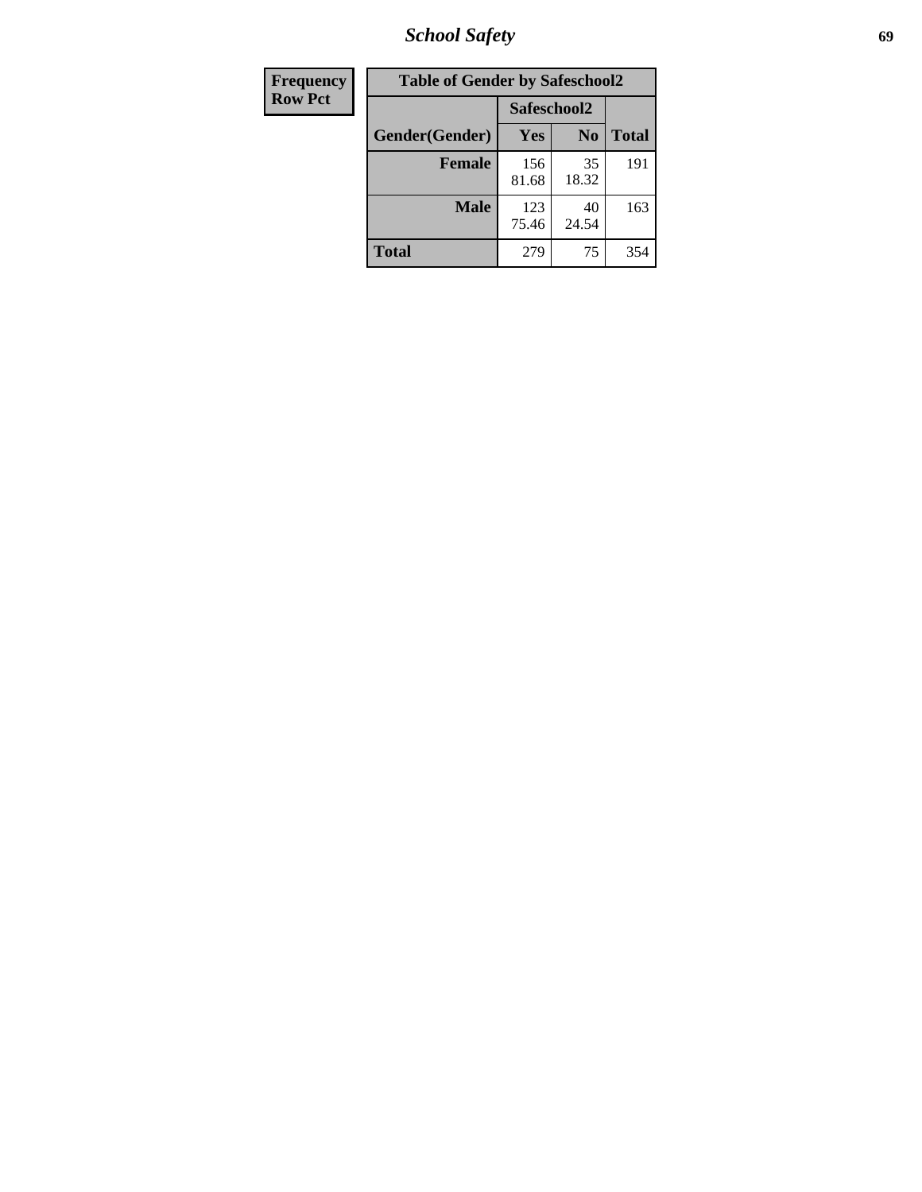| Frequency Row Pct | Table of Gender by Safeschool2 | | |
|---|---|---|---|
| | Safeschool2 | | |
| Gender(Gender) | Yes | No | Total |
| **Female** | 156 81.68 | 35 18.32 | 191 |
| **Male** | 123 75.46 | 40 24.54 | 163 |
| **Total** | 279 | 75 | 354 |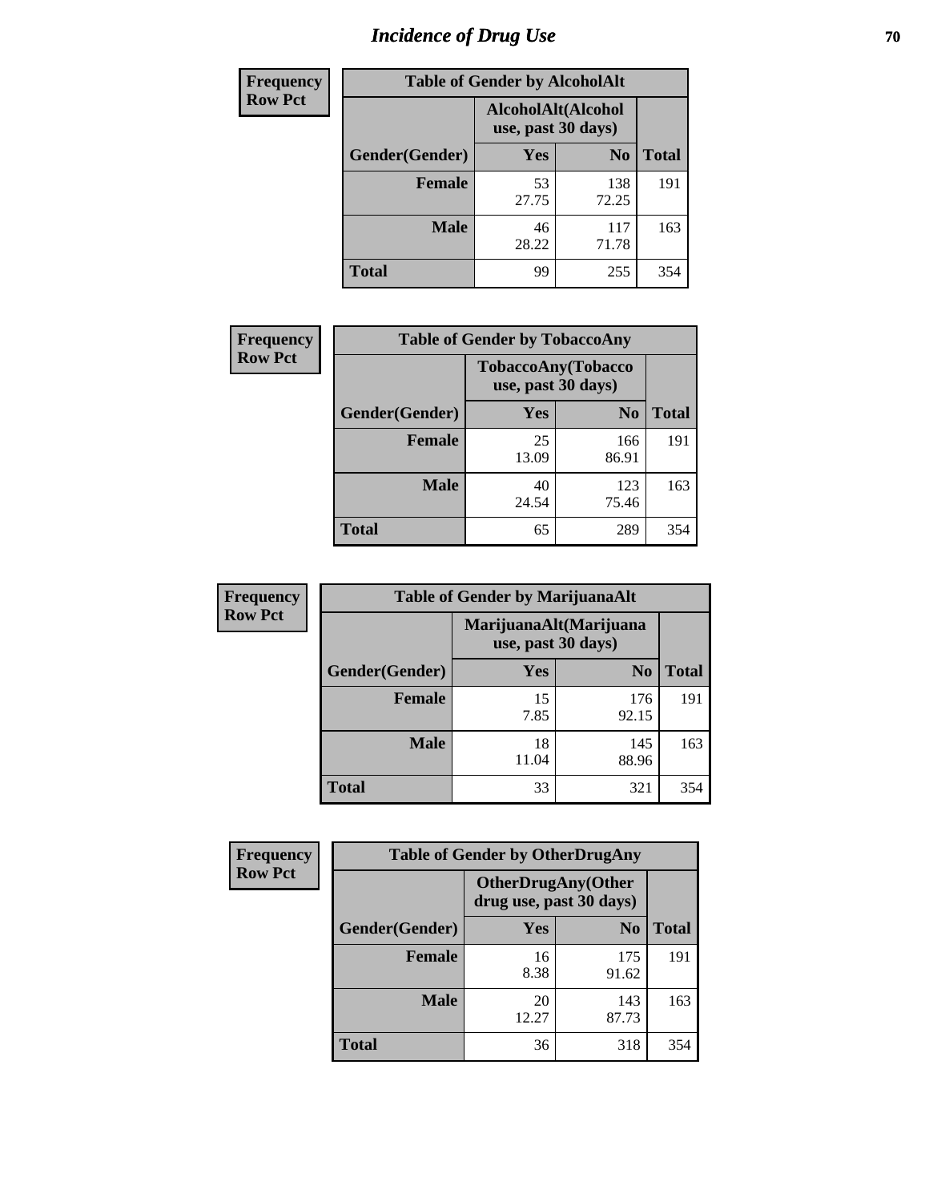# Incidence of Drug Use

**Frequency**
**Row Pct**

| Table of Gender by AlcoholAlt | | | |
|---|---|---|---|
| | AlcoholAlt(Alcohol use, past 30 days) | | |
| Gender(Gender) | Yes | No | Total |
| Female | 53<br>27.75 | 138<br>72.25 | 191 |
| Male | 46<br>28.22 | 117<br>71.78 | 163 |
| Total | 99 | 255 | 354 |

**Frequency**
**Row Pct**

| Table of Gender by TobaccoAny | | | |
|---|---|---|---|
| | TobaccoAny(Tobacco use, past 30 days) | | |
| Gender(Gender) | Yes | No | Total |
| Female | 25<br>13.09 | 166<br>86.91 | 191 |
| Male | 40<br>24.54 | 123<br>75.46 | 163 |
| Total | 65 | 289 | 354 |

**Frequency**
**Row Pct**

| Table of Gender by MarijuanaAlt | | | |
|---|---|---|---|
| | MarijuanaAlt(Marijuana use, past 30 days) | | |
| Gender(Gender) | Yes | No | Total |
| Female | 15<br>7.85 | 176<br>92.15 | 191 |
| Male | 18<br>11.04 | 145<br>88.96 | 163 |
| Total | 33 | 321 | 354 |

**Frequency**
**Row Pct**

| Table of Gender by OtherDrugAny | | | |
|---|---|---|---|
| | OtherDrugAny(Other drug use, past 30 days) | | |
| Gender(Gender) | Yes | No | Total |
| Female | 16<br>8.38 | 175<br>91.62 | 191 |
| Male | 20<br>12.27 | 143<br>87.73 | 163 |
| Total | 36 | 318 | 354 |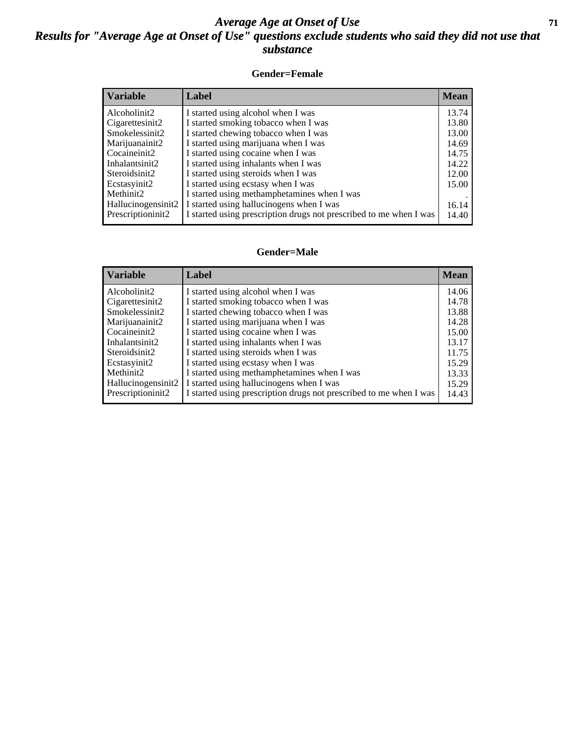# *Average Age at Onset of Use*
## *Results for "Average Age at Onset of Use" questions exclude students who said they did not use that substance*

### Gender=Female

| Variable | Label | Mean |
|---|---|---|
| Alcoholinit2 | I started using alcohol when I was | 13.74 |
| Cigarettesinit2 | I started smoking tobacco when I was | 13.80 |
| Smokelessinit2 | I started chewing tobacco when I was | 13.00 |
| Marijuanainit2 | I started using marijuana when I was | 14.69 |
| Cocaineinit2 | I started using cocaine when I was | 14.75 |
| Inhalantsinit2 | I started using inhalants when I was | 14.22 |
| Steroidsinit2 | I started using steroids when I was | 12.00 |
| Ecstasyinit2 | I started using ecstasy when I was | 15.00 |
| Methinit2 | I started using methamphetamines when I was | . |
| Hallucinogensinit2 | I started using hallucinogens when I was | 16.14 |
| Prescriptioninit2 | I started using prescription drugs not prescribed to me when I was | 14.40 |

### Gender=Male

| Variable | Label | Mean |
|---|---|---|
| Alcoholinit2 | I started using alcohol when I was | 14.06 |
| Cigarettesinit2 | I started smoking tobacco when I was | 14.78 |
| Smokelessinit2 | I started chewing tobacco when I was | 13.88 |
| Marijuanainit2 | I started using marijuana when I was | 14.28 |
| Cocaineinit2 | I started using cocaine when I was | 15.00 |
| Inhalantsinit2 | I started using inhalants when I was | 13.17 |
| Steroidsinit2 | I started using steroids when I was | 11.75 |
| Ecstasyinit2 | I started using ecstasy when I was | 15.29 |
| Methinit2 | I started using methamphetamines when I was | 13.33 |
| Hallucinogensinit2 | I started using hallucinogens when I was | 15.29 |
| Prescriptioninit2 | I started using prescription drugs not prescribed to me when I was | 14.43 |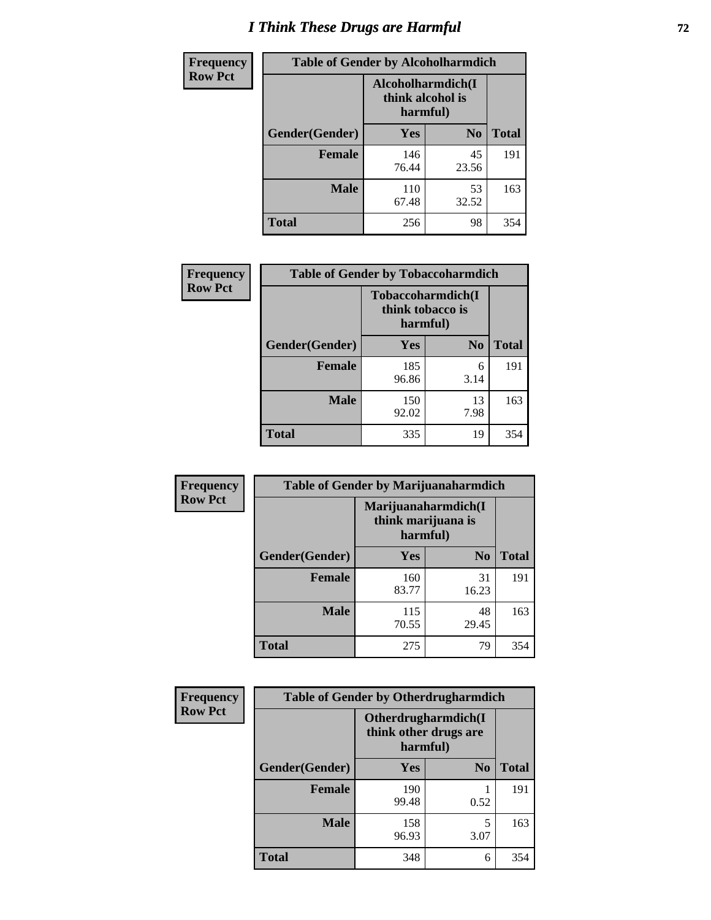# I Think These Drugs are Harmful

**Frequency**
**Row Pct**

| Table of Gender by Alcoholharmdich | | | |
|---|---|---|---|
| | Alcoholharmdich(I think alcohol is harmful) | | |
| Gender(Gender) | Yes | No | Total |
| Female | 146<br>76.44 | 45<br>23.56 | 191 |
| Male | 110<br>67.48 | 53<br>32.52 | 163 |
| Total | 256 | 98 | 354 |

**Frequency**
**Row Pct**

| Table of Gender by Tobaccoharmdich | | | |
|---|---|---|---|
| | Tobaccoharmdich(I think tobacco is harmful) | | |
| Gender(Gender) | Yes | No | Total |
| Female | 185<br>96.86 | 6<br>3.14 | 191 |
| Male | 150<br>92.02 | 13<br>7.98 | 163 |
| Total | 335 | 19 | 354 |

**Frequency**
**Row Pct**

| Table of Gender by Marijuanaharmdich | | | |
|---|---|---|---|
| | Marijuanaharmdich(I think marijuana is harmful) | | |
| Gender(Gender) | Yes | No | Total |
| Female | 160<br>83.77 | 31<br>16.23 | 191 |
| Male | 115<br>70.55 | 48<br>29.45 | 163 |
| Total | 275 | 79 | 354 |

**Frequency**
**Row Pct**

| Table of Gender by Otherdrugharmdich | | | |
|---|---|---|---|
| | Otherdrugharmdich(I think other drugs are harmful) | | |
| Gender(Gender) | Yes | No | Total |
| Female | 190<br>99.48 | 1<br>0.52 | 191 |
| Male | 158<br>96.93 | 5<br>3.07 | 163 |
| Total | 348 | 6 | 354 |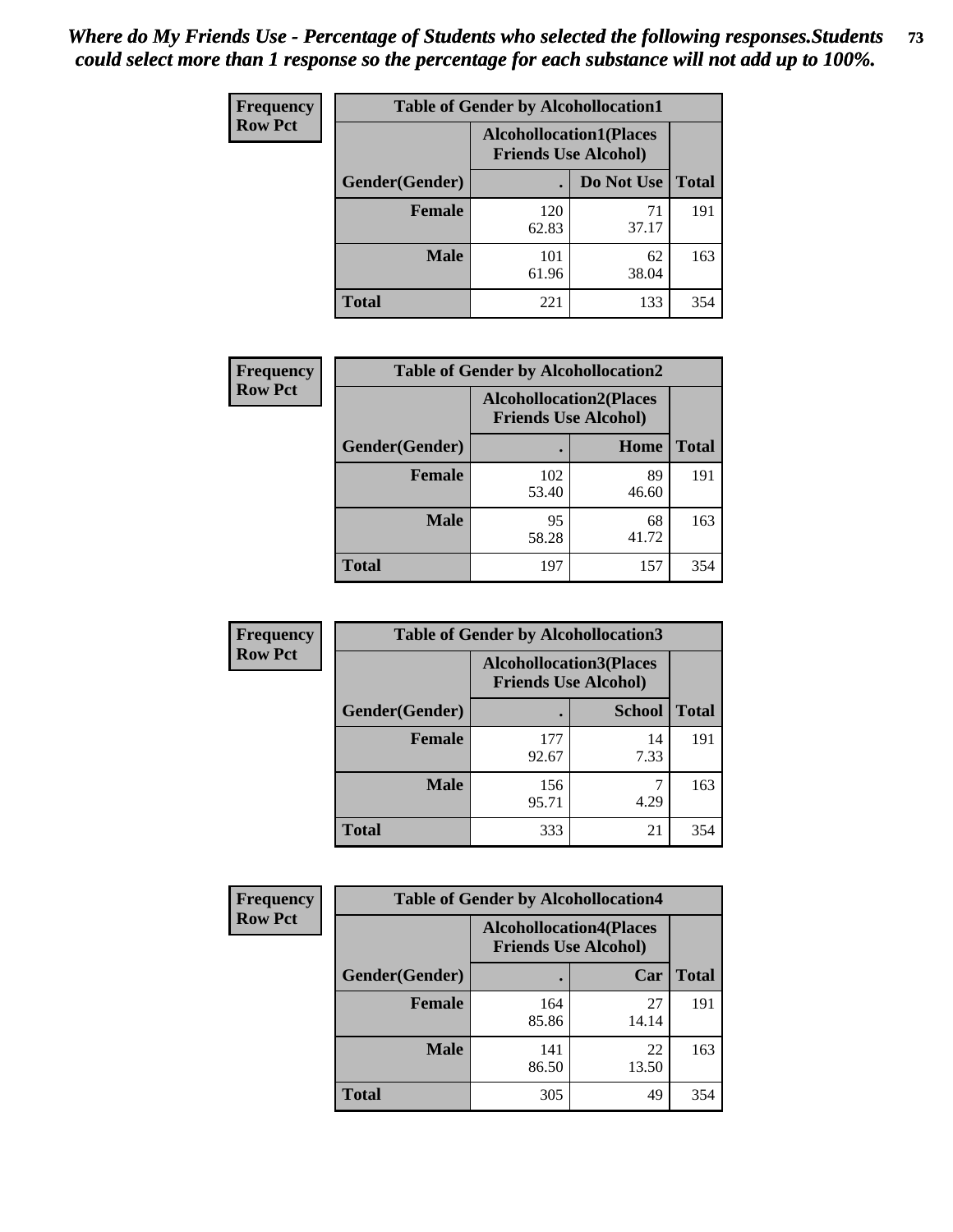*Where do My Friends Use - Percentage of Students who selected the following responses.Students could select more than 1 response so the percentage for each substance will not add up to 100%.*

**Frequency**
**Row Pct**

| Table of Gender by Alcohollocation1 | | | |
|---|---|---|---|
| | Alcohollocation1(Places Friends Use Alcohol) | | |
| Gender(Gender) | . | Do Not Use | Total |
| Female | 120<br>62.83 | 71<br>37.17 | 191 |
| Male | 101<br>61.96 | 62<br>38.04 | 163 |
| Total | 221 | 133 | 354 |

**Frequency**
**Row Pct**

| Table of Gender by Alcohollocation2 | | | |
|---|---|---|---|
| | Alcohollocation2(Places Friends Use Alcohol) | | |
| Gender(Gender) | . | Home | Total |
| Female | 102<br>53.40 | 89<br>46.60 | 191 |
| Male | 95<br>58.28 | 68<br>41.72 | 163 |
| Total | 197 | 157 | 354 |

**Frequency**
**Row Pct**

| Table of Gender by Alcohollocation3 | | | |
|---|---|---|---|
| | Alcohollocation3(Places Friends Use Alcohol) | | |
| Gender(Gender) | . | School | Total |
| Female | 177<br>92.67 | 14<br>7.33 | 191 |
| Male | 156<br>95.71 | 7<br>4.29 | 163 |
| Total | 333 | 21 | 354 |

**Frequency**
**Row Pct**

| Table of Gender by Alcohollocation4 | | | |
|---|---|---|---|
| | Alcohollocation4(Places Friends Use Alcohol) | | |
| Gender(Gender) | . | Car | Total |
| Female | 164<br>85.86 | 27<br>14.14 | 191 |
| Male | 141<br>86.50 | 22<br>13.50 | 163 |
| Total | 305 | 49 | 354 |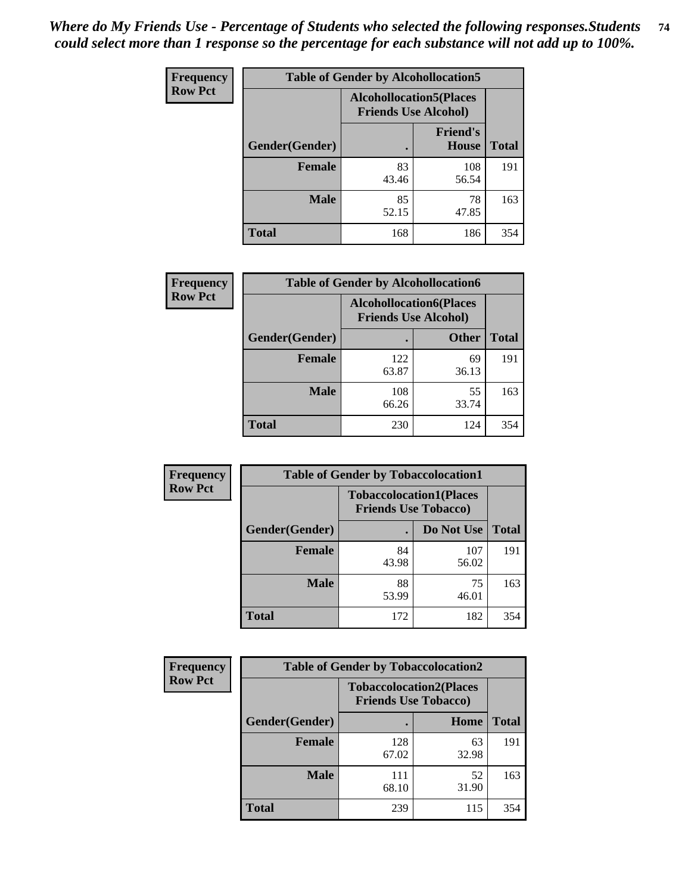*Where do My Friends Use - Percentage of Students who selected the following responses.Students could select more than 1 response so the percentage for each substance will not add up to 100%.*

**Frequency Row Pct**

| Table of Gender by Alcohollocation5 | | | |
|---|---|---|---|
| | Alcohollocation5(Places Friends Use Alcohol) | | |
| Gender(Gender) | . | Friend's House | Total |
| **Female** | 83<br>43.46 | 108<br>56.54 | 191 |
| **Male** | 85<br>52.15 | 78<br>47.85 | 163 |
| **Total** | 168 | 186 | 354 |

**Frequency Row Pct**

| Table of Gender by Alcohollocation6 | | | |
|---|---|---|---|
| | Alcohollocation6(Places Friends Use Alcohol) | | |
| Gender(Gender) | . | Other | Total |
| **Female** | 122<br>63.87 | 69<br>36.13 | 191 |
| **Male** | 108<br>66.26 | 55<br>33.74 | 163 |
| **Total** | 230 | 124 | 354 |

**Frequency Row Pct**

| Table of Gender by Tobaccolocation1 | | | |
|---|---|---|---|
| | Tobaccolocation1(Places Friends Use Tobacco) | | |
| Gender(Gender) | . | Do Not Use | Total |
| **Female** | 84<br>43.98 | 107<br>56.02 | 191 |
| **Male** | 88<br>53.99 | 75<br>46.01 | 163 |
| **Total** | 172 | 182 | 354 |

**Frequency Row Pct**

| Table of Gender by Tobaccolocation2 | | | |
|---|---|---|---|
| | Tobaccolocation2(Places Friends Use Tobacco) | | |
| Gender(Gender) | . | Home | Total |
| **Female** | 128<br>67.02 | 63<br>32.98 | 191 |
| **Male** | 111<br>68.10 | 52<br>31.90 | 163 |
| **Total** | 239 | 115 | 354 |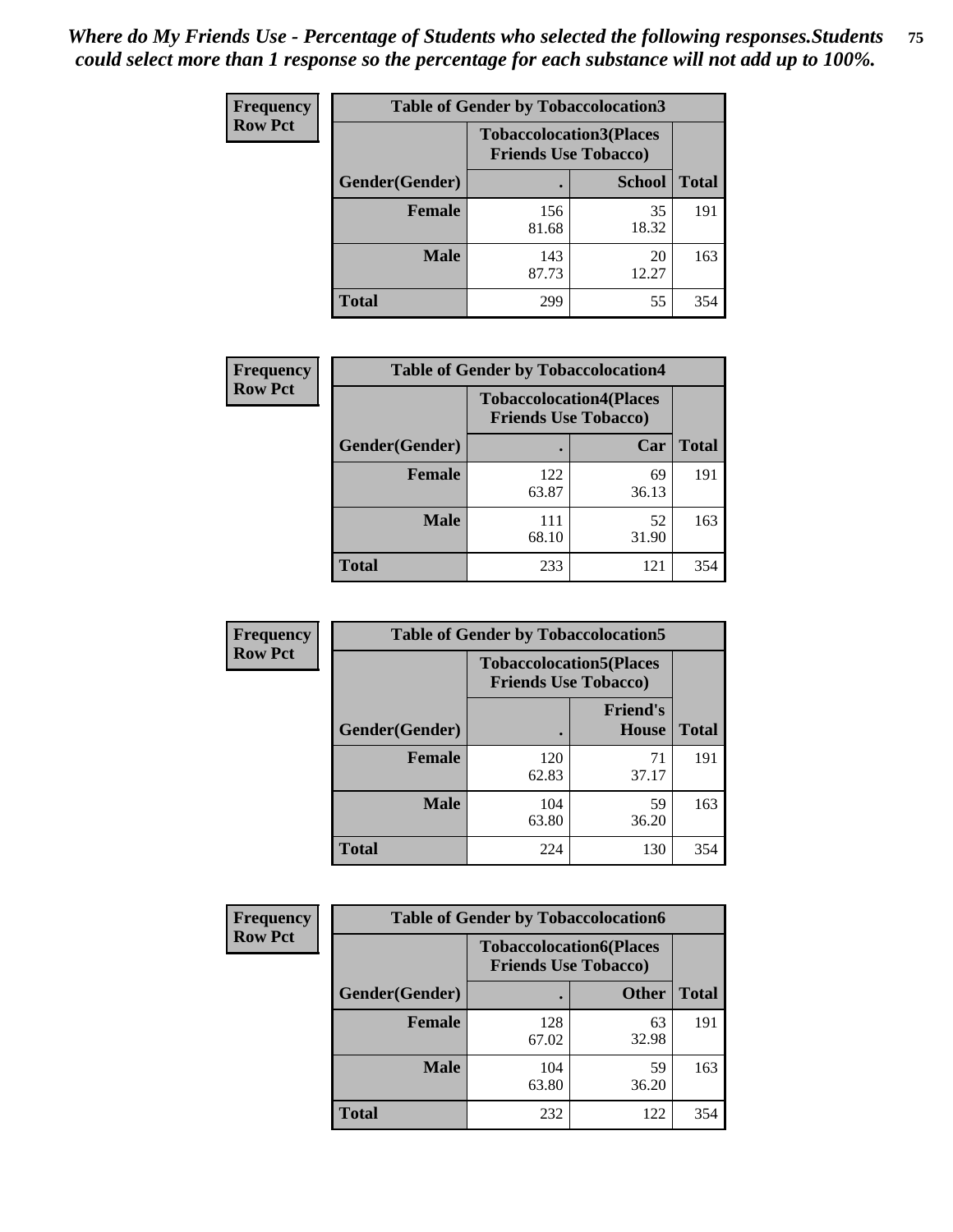*Where do My Friends Use - Percentage of Students who selected the following responses.Students could select more than 1 response so the percentage for each substance will not add up to 100%.*

**Frequency / Row Pct**

| Table of Gender by Tobaccolocation3 | | | |
|---|---|---|---|
| | Tobaccolocation3(Places Friends Use Tobacco) | | |
| Gender(Gender) | . | School | Total |
| Female | 156<br>81.68 | 35<br>18.32 | 191 |
| Male | 143<br>87.73 | 20<br>12.27 | 163 |
| Total | 299 | 55 | 354 |

**Frequency / Row Pct**

| Table of Gender by Tobaccolocation4 | | | |
|---|---|---|---|
| | Tobaccolocation4(Places Friends Use Tobacco) | | |
| Gender(Gender) | . | Car | Total |
| Female | 122<br>63.87 | 69<br>36.13 | 191 |
| Male | 111<br>68.10 | 52<br>31.90 | 163 |
| Total | 233 | 121 | 354 |

**Frequency / Row Pct**

| Table of Gender by Tobaccolocation5 | | | |
|---|---|---|---|
| | Tobaccolocation5(Places Friends Use Tobacco) | | |
| Gender(Gender) | . | Friend's House | Total |
| Female | 120<br>62.83 | 71<br>37.17 | 191 |
| Male | 104<br>63.80 | 59<br>36.20 | 163 |
| Total | 224 | 130 | 354 |

**Frequency / Row Pct**

| Table of Gender by Tobaccolocation6 | | | |
|---|---|---|---|
| | Tobaccolocation6(Places Friends Use Tobacco) | | |
| Gender(Gender) | . | Other | Total |
| Female | 128<br>67.02 | 63<br>32.98 | 191 |
| Male | 104<br>63.80 | 59<br>36.20 | 163 |
| Total | 232 | 122 | 354 |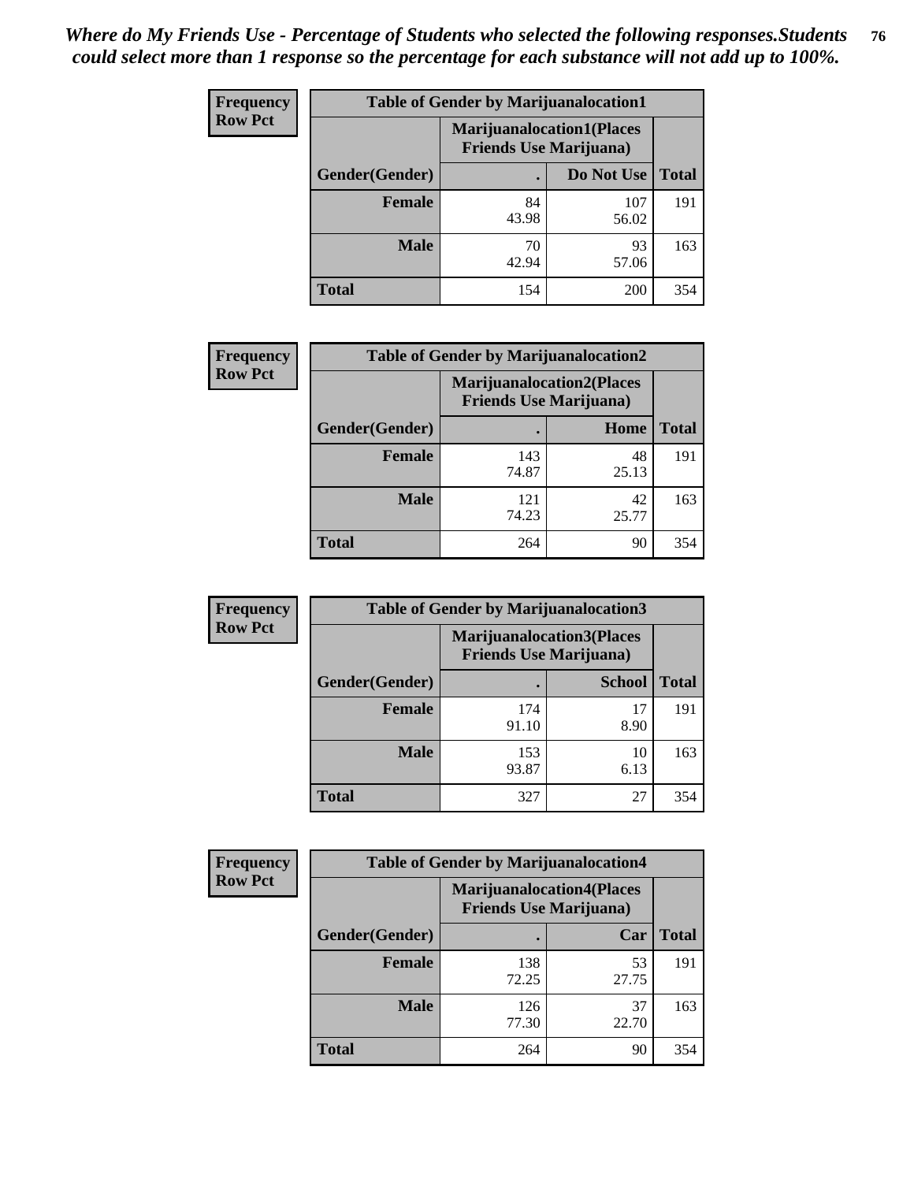*Where do My Friends Use - Percentage of Students who selected the following responses.Students could select more than 1 response so the percentage for each substance will not add up to 100%.*

**Frequency Row Pct**

| Table of Gender by Marijuanalocation1 | | | |
|---|---|---|---|
| | Marijuanalocation1(Places Friends Use Marijuana) | | |
| Gender(Gender) | . | Do Not Use | Total |
| Female | 84<br>43.98 | 107<br>56.02 | 191 |
| Male | 70<br>42.94 | 93<br>57.06 | 163 |
| Total | 154 | 200 | 354 |

**Frequency Row Pct**

| Table of Gender by Marijuanalocation2 | | | |
|---|---|---|---|
| | Marijuanalocation2(Places Friends Use Marijuana) | | |
| Gender(Gender) | . | Home | Total |
| Female | 143<br>74.87 | 48<br>25.13 | 191 |
| Male | 121<br>74.23 | 42<br>25.77 | 163 |
| Total | 264 | 90 | 354 |

**Frequency Row Pct**

| Table of Gender by Marijuanalocation3 | | | |
|---|---|---|---|
| | Marijuanalocation3(Places Friends Use Marijuana) | | |
| Gender(Gender) | . | School | Total |
| Female | 174<br>91.10 | 17<br>8.90 | 191 |
| Male | 153<br>93.87 | 10<br>6.13 | 163 |
| Total | 327 | 27 | 354 |

**Frequency Row Pct**

| Table of Gender by Marijuanalocation4 | | | |
|---|---|---|---|
| | Marijuanalocation4(Places Friends Use Marijuana) | | |
| Gender(Gender) | . | Car | Total |
| Female | 138<br>72.25 | 53<br>27.75 | 191 |
| Male | 126<br>77.30 | 37<br>22.70 | 163 |
| Total | 264 | 90 | 354 |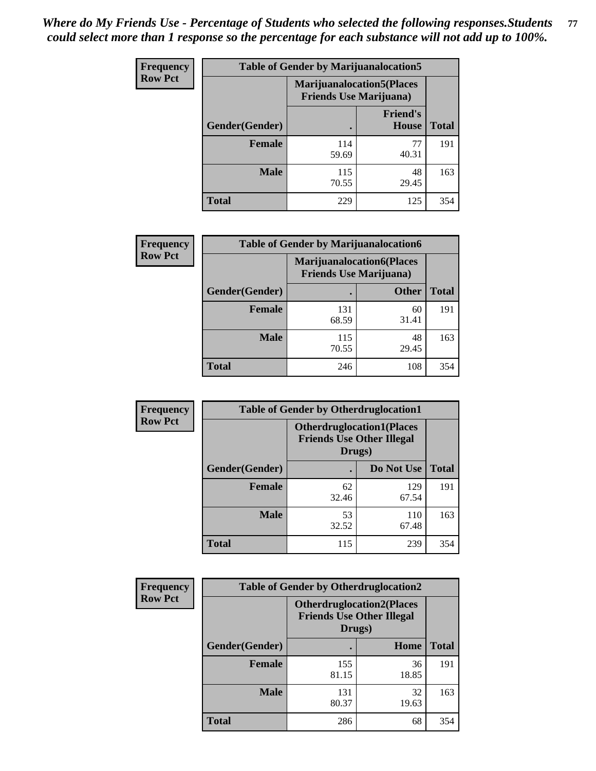*Where do My Friends Use - Percentage of Students who selected the following responses.Students could select more than 1 response so the percentage for each substance will not add up to 100%.*

**Frequency**
**Row Pct**

| Table of Gender by Marijuanalocation5 | | | |
|---|---|---|---|
| | Marijuanalocation5(Places Friends Use Marijuana) | | |
| Gender(Gender) | . | Friend's House | Total |
| **Female** | 114<br>59.69 | 77<br>40.31 | 191 |
| **Male** | 115<br>70.55 | 48<br>29.45 | 163 |
| **Total** | 229 | 125 | 354 |

**Frequency**
**Row Pct**

| Table of Gender by Marijuanalocation6 | | | |
|---|---|---|---|
| | Marijuanalocation6(Places Friends Use Marijuana) | | |
| Gender(Gender) | . | Other | Total |
| **Female** | 131<br>68.59 | 60<br>31.41 | 191 |
| **Male** | 115<br>70.55 | 48<br>29.45 | 163 |
| **Total** | 246 | 108 | 354 |

**Frequency**
**Row Pct**

| Table of Gender by Otherdruglocation1 | | | |
|---|---|---|---|
| | Otherdruglocation1(Places Friends Use Other Illegal Drugs) | | |
| Gender(Gender) | . | Do Not Use | Total |
| **Female** | 62<br>32.46 | 129<br>67.54 | 191 |
| **Male** | 53<br>32.52 | 110<br>67.48 | 163 |
| **Total** | 115 | 239 | 354 |

**Frequency**
**Row Pct**

| Table of Gender by Otherdruglocation2 | | | |
|---|---|---|---|
| | Otherdruglocation2(Places Friends Use Other Illegal Drugs) | | |
| Gender(Gender) | . | Home | Total |
| **Female** | 155<br>81.15 | 36<br>18.85 | 191 |
| **Male** | 131<br>80.37 | 32<br>19.63 | 163 |
| **Total** | 286 | 68 | 354 |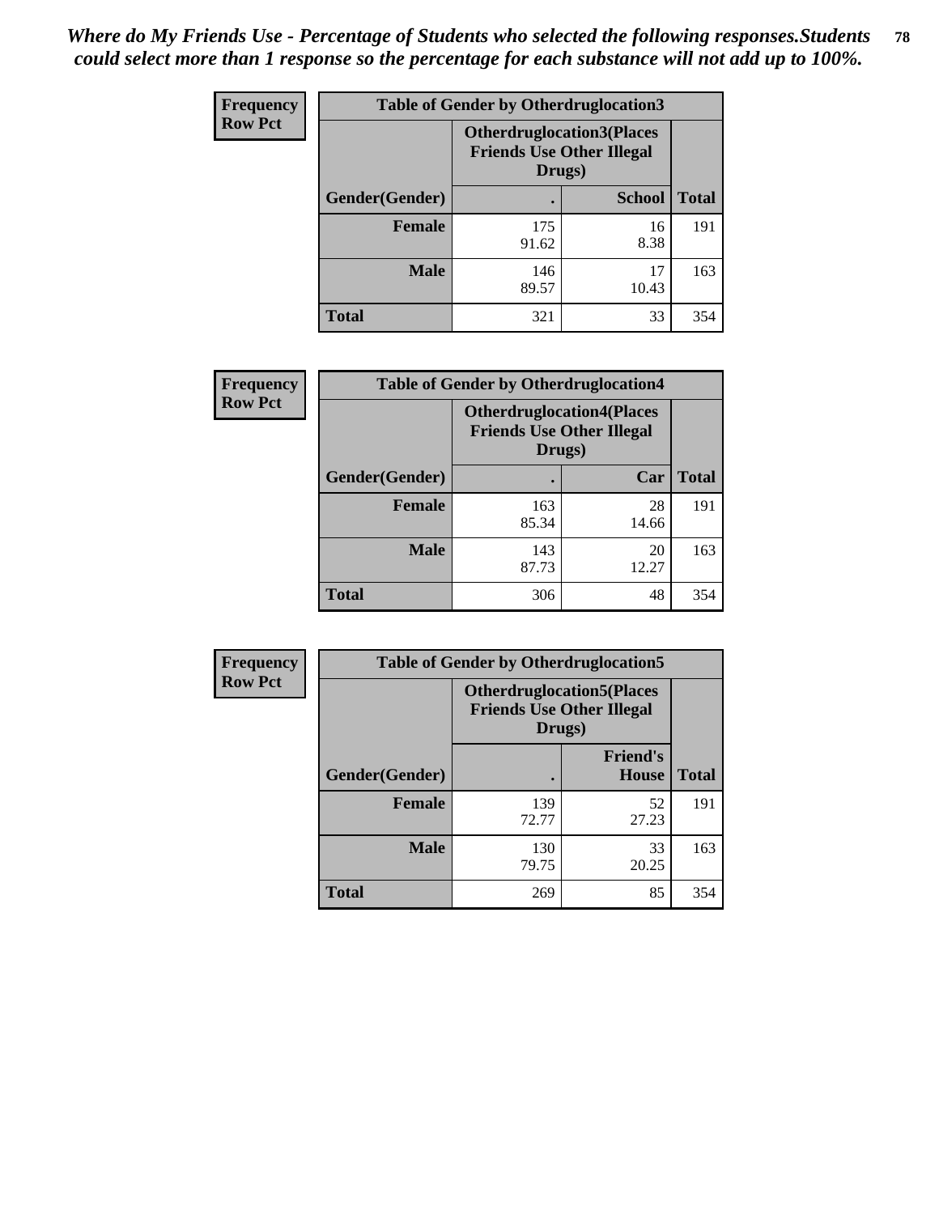*Where do My Friends Use - Percentage of Students who selected the following responses.Students could select more than 1 response so the percentage for each substance will not add up to 100%.*

**Frequency Row Pct**

| Table of Gender by Otherdruglocation3 | | | |
|---|---|---|---|
| | Otherdruglocation3(Places Friends Use Other Illegal Drugs) | | |
| Gender(Gender) | . | School | Total |
| Female | 175<br>91.62 | 16<br>8.38 | 191 |
| Male | 146<br>89.57 | 17<br>10.43 | 163 |
| Total | 321 | 33 | 354 |

**Frequency Row Pct**

| Table of Gender by Otherdruglocation4 | | | |
|---|---|---|---|
| | Otherdruglocation4(Places Friends Use Other Illegal Drugs) | | |
| Gender(Gender) | . | Car | Total |
| Female | 163<br>85.34 | 28<br>14.66 | 191 |
| Male | 143<br>87.73 | 20<br>12.27 | 163 |
| Total | 306 | 48 | 354 |

**Frequency Row Pct**

| Table of Gender by Otherdruglocation5 | | | |
|---|---|---|---|
| | Otherdruglocation5(Places Friends Use Other Illegal Drugs) | | |
| Gender(Gender) | . | Friend's House | Total |
| Female | 139<br>72.77 | 52<br>27.23 | 191 |
| Male | 130<br>79.75 | 33<br>20.25 | 163 |
| Total | 269 | 85 | 354 |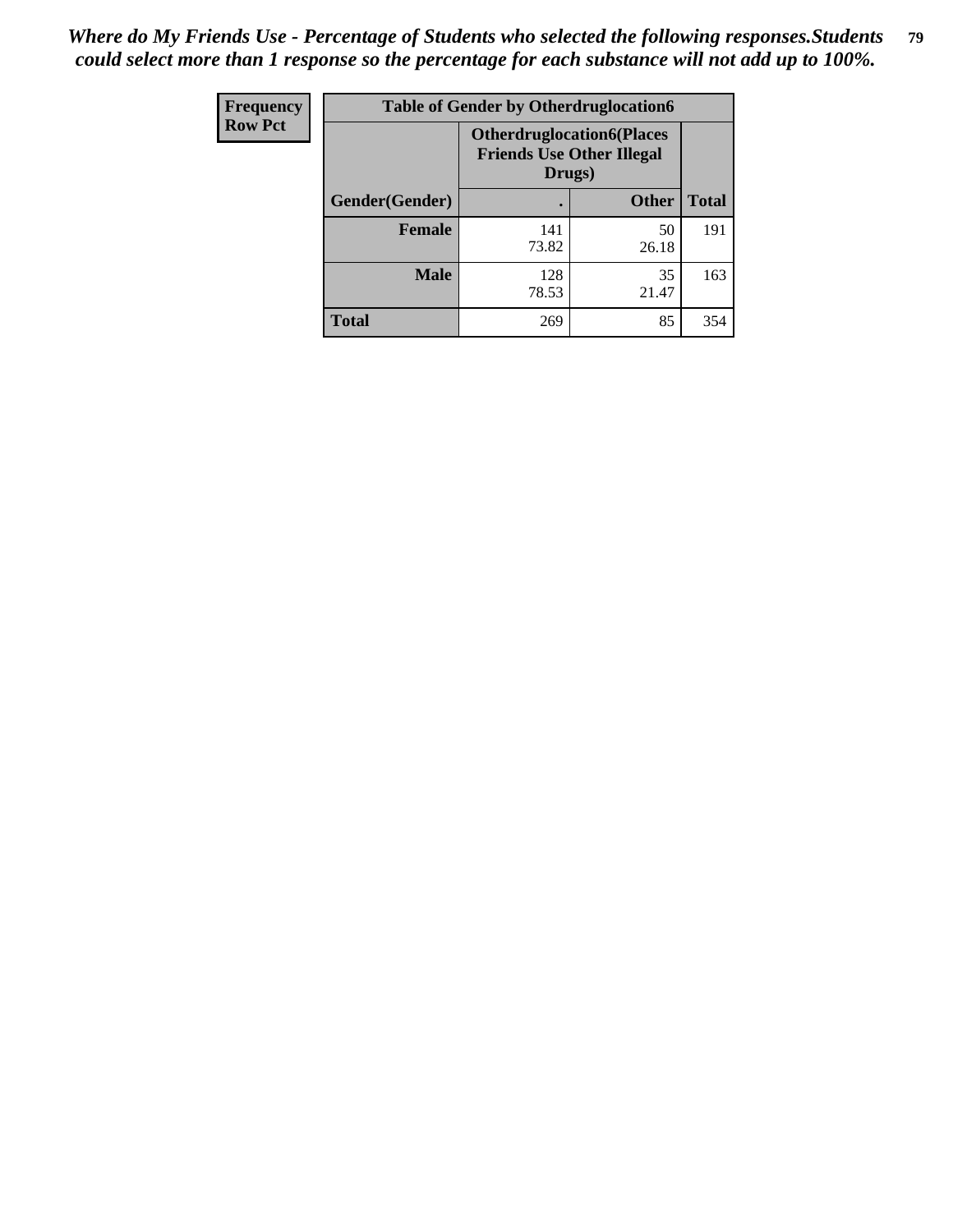*Where do My Friends Use - Percentage of Students who selected the following responses.Students could select more than 1 response so the percentage for each substance will not add up to 100%.*

| Frequency<br>Row Pct | Table of Gender by Otherdruglocation6 | | |
|---|---|---|---|
| | **Otherdruglocation6(Places Friends Use Other Illegal Drugs)** | | |
| **Gender(Gender)** | **.** | **Other** | **Total** |
| **Female** | 141<br>73.82 | 50<br>26.18 | 191 |
| **Male** | 128<br>78.53 | 35<br>21.47 | 163 |
| **Total** | 269 | 85 | 354 |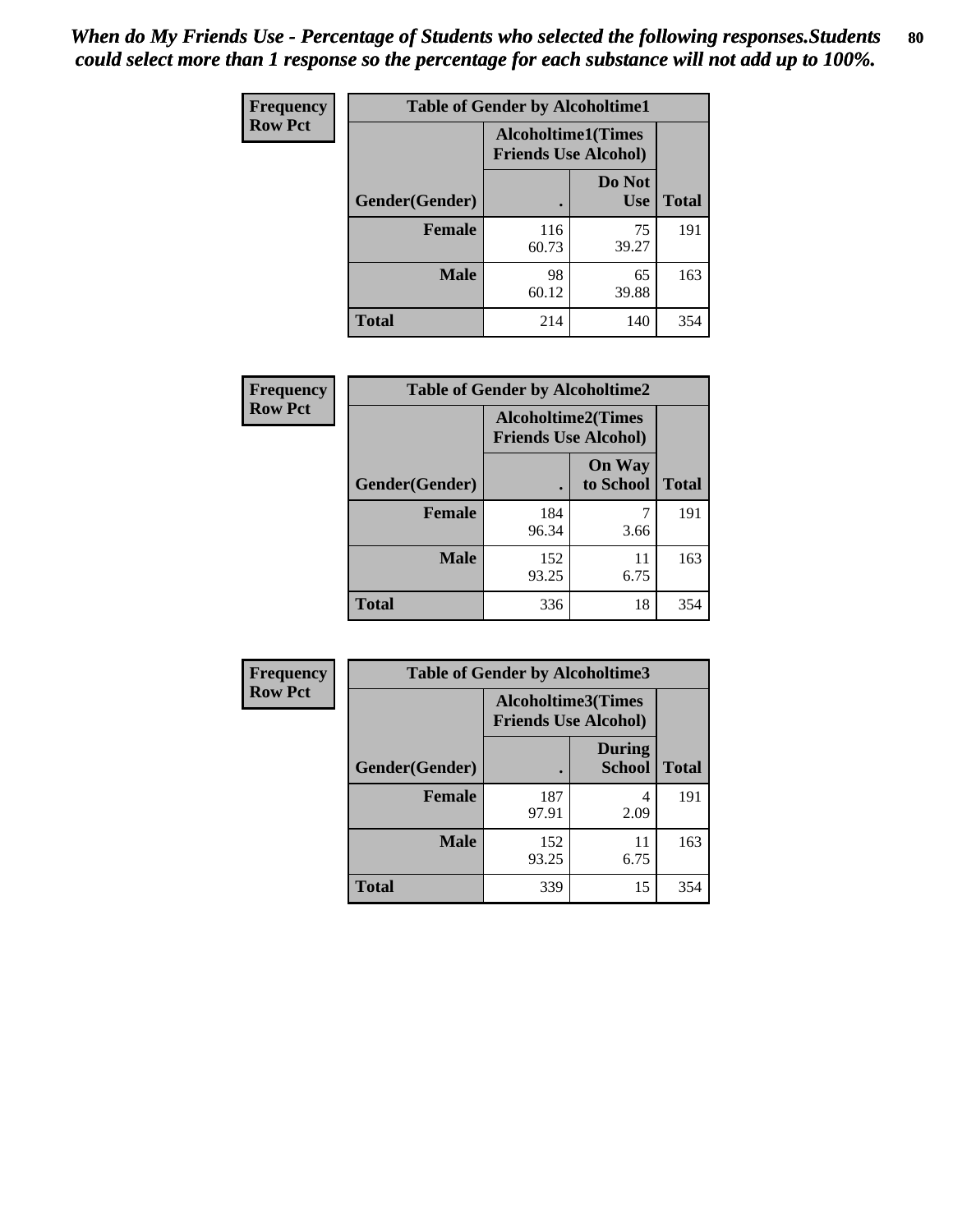*When do My Friends Use - Percentage of Students who selected the following responses.Students could select more than 1 response so the percentage for each substance will not add up to 100%.*

**Frequency**
**Row Pct**

| Table of Gender by Alcoholtime1 | | | |
|---|---|---|---|
| | Alcoholtime1(Times Friends Use Alcohol) | | |
| Gender(Gender) | . | Do Not Use | Total |
| **Female** | 116<br>60.73 | 75<br>39.27 | 191 |
| **Male** | 98<br>60.12 | 65<br>39.88 | 163 |
| **Total** | 214 | 140 | 354 |

**Frequency**
**Row Pct**

| Table of Gender by Alcoholtime2 | | | |
|---|---|---|---|
| | Alcoholtime2(Times Friends Use Alcohol) | | |
| Gender(Gender) | . | On Way to School | Total |
| **Female** | 184<br>96.34 | 7<br>3.66 | 191 |
| **Male** | 152<br>93.25 | 11<br>6.75 | 163 |
| **Total** | 336 | 18 | 354 |

**Frequency**
**Row Pct**

| Table of Gender by Alcoholtime3 | | | |
|---|---|---|---|
| | Alcoholtime3(Times Friends Use Alcohol) | | |
| Gender(Gender) | . | During School | Total |
| **Female** | 187<br>97.91 | 4<br>2.09 | 191 |
| **Male** | 152<br>93.25 | 11<br>6.75 | 163 |
| **Total** | 339 | 15 | 354 |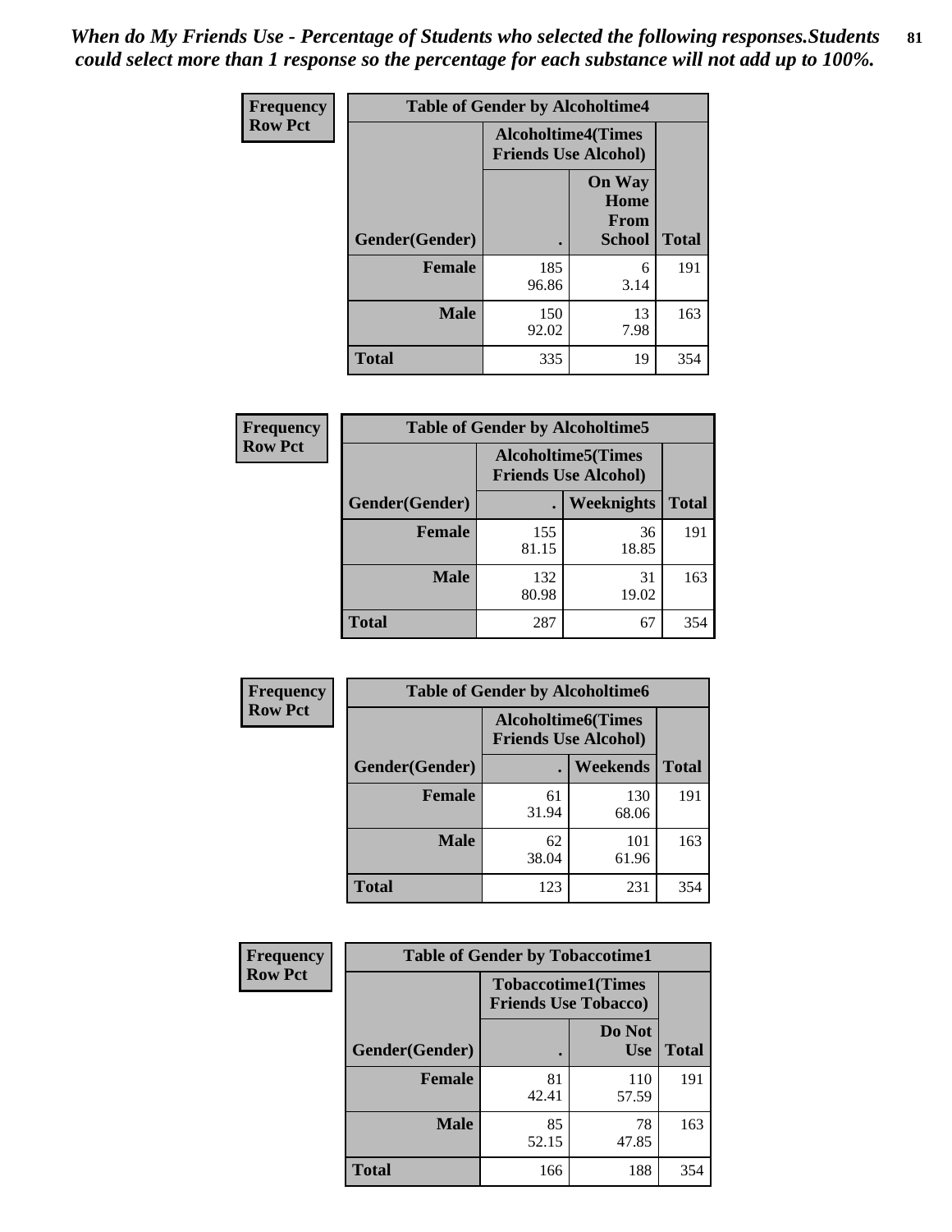*When do My Friends Use - Percentage of Students who selected the following responses.Students could select more than 1 response so the percentage for each substance will not add up to 100%.*

**Frequency**
**Row Pct**

| Table of Gender by Alcoholtime4 | | | |
|---|---|---|---|
| | Alcoholtime4(Times Friends Use Alcohol) | | |
| Gender(Gender) | . | On Way Home From School | Total |
| **Female** | 185<br>96.86 | 6<br>3.14 | 191 |
| **Male** | 150<br>92.02 | 13<br>7.98 | 163 |
| **Total** | 335 | 19 | 354 |

**Frequency**
**Row Pct**

| Table of Gender by Alcoholtime5 | | | |
|---|---|---|---|
| | Alcoholtime5(Times Friends Use Alcohol) | | |
| Gender(Gender) | . | Weeknights | Total |
| **Female** | 155<br>81.15 | 36<br>18.85 | 191 |
| **Male** | 132<br>80.98 | 31<br>19.02 | 163 |
| **Total** | 287 | 67 | 354 |

**Frequency**
**Row Pct**

| Table of Gender by Alcoholtime6 | | | |
|---|---|---|---|
| | Alcoholtime6(Times Friends Use Alcohol) | | |
| Gender(Gender) | . | Weekends | Total |
| **Female** | 61<br>31.94 | 130<br>68.06 | 191 |
| **Male** | 62<br>38.04 | 101<br>61.96 | 163 |
| **Total** | 123 | 231 | 354 |

**Frequency**
**Row Pct**

| Table of Gender by Tobaccotime1 | | | |
|---|---|---|---|
| | Tobaccotime1(Times Friends Use Tobacco) | | |
| Gender(Gender) | . | Do Not Use | Total |
| **Female** | 81<br>42.41 | 110<br>57.59 | 191 |
| **Male** | 85<br>52.15 | 78<br>47.85 | 163 |
| **Total** | 166 | 188 | 354 |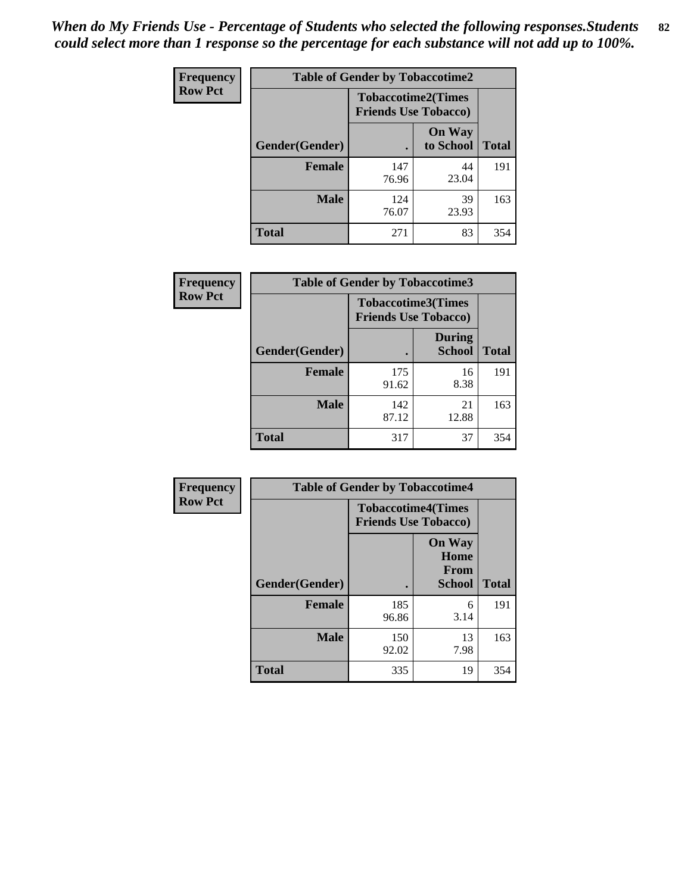*When do My Friends Use - Percentage of Students who selected the following responses.Students could select more than 1 response so the percentage for each substance will not add up to 100%.*

| Frequency<br>Row Pct | Table of Gender by Tobaccotime2 | | |
|---|---|---|---|
| | Tobaccotime2(Times Friends Use Tobacco) | | |
| Gender(Gender) | . | On Way to School | Total |
| **Female** | 147<br>76.96 | 44<br>23.04 | 191 |
| **Male** | 124<br>76.07 | 39<br>23.93 | 163 |
| **Total** | 271 | 83 | 354 |

| Frequency<br>Row Pct | Table of Gender by Tobaccotime3 | | |
|---|---|---|---|
| | Tobaccotime3(Times Friends Use Tobacco) | | |
| Gender(Gender) | . | During School | Total |
| **Female** | 175<br>91.62 | 16<br>8.38 | 191 |
| **Male** | 142<br>87.12 | 21<br>12.88 | 163 |
| **Total** | 317 | 37 | 354 |

| Frequency<br>Row Pct | Table of Gender by Tobaccotime4 | | |
|---|---|---|---|
| | Tobaccotime4(Times Friends Use Tobacco) | | |
| Gender(Gender) | . | On Way Home From School | Total |
| **Female** | 185<br>96.86 | 6<br>3.14 | 191 |
| **Male** | 150<br>92.02 | 13<br>7.98 | 163 |
| **Total** | 335 | 19 | 354 |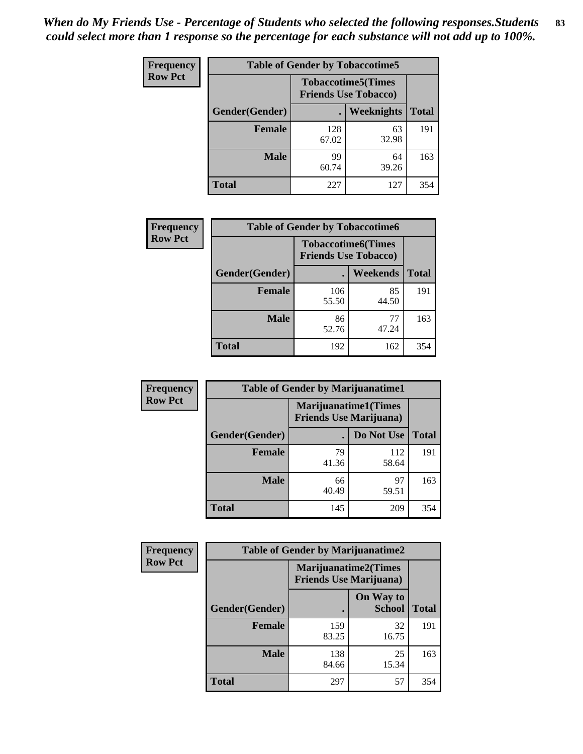*When do My Friends Use - Percentage of Students who selected the following responses.Students could select more than 1 response so the percentage for each substance will not add up to 100%.*

**Frequency**
**Row Pct**

| Table of Gender by Tobaccotime5 | | | |
|---|---|---|---|
| | Tobaccotime5(Times Friends Use Tobacco) | | |
| Gender(Gender) | . | Weeknights | Total |
| **Female** | 128<br>67.02 | 63<br>32.98 | 191 |
| **Male** | 99<br>60.74 | 64<br>39.26 | 163 |
| **Total** | 227 | 127 | 354 |

**Frequency**
**Row Pct**

| Table of Gender by Tobaccotime6 | | | |
|---|---|---|---|
| | Tobaccotime6(Times Friends Use Tobacco) | | |
| Gender(Gender) | . | Weekends | Total |
| **Female** | 106<br>55.50 | 85<br>44.50 | 191 |
| **Male** | 86<br>52.76 | 77<br>47.24 | 163 |
| **Total** | 192 | 162 | 354 |

**Frequency**
**Row Pct**

| Table of Gender by Marijuanatime1 | | | |
|---|---|---|---|
| | Marijuanatime1(Times Friends Use Marijuana) | | |
| Gender(Gender) | . | Do Not Use | Total |
| **Female** | 79<br>41.36 | 112<br>58.64 | 191 |
| **Male** | 66<br>40.49 | 97<br>59.51 | 163 |
| **Total** | 145 | 209 | 354 |

**Frequency**
**Row Pct**

| Table of Gender by Marijuanatime2 | | | |
|---|---|---|---|
| | Marijuanatime2(Times Friends Use Marijuana) | | |
| Gender(Gender) | . | On Way to School | Total |
| **Female** | 159<br>83.25 | 32<br>16.75 | 191 |
| **Male** | 138<br>84.66 | 25<br>15.34 | 163 |
| **Total** | 297 | 57 | 354 |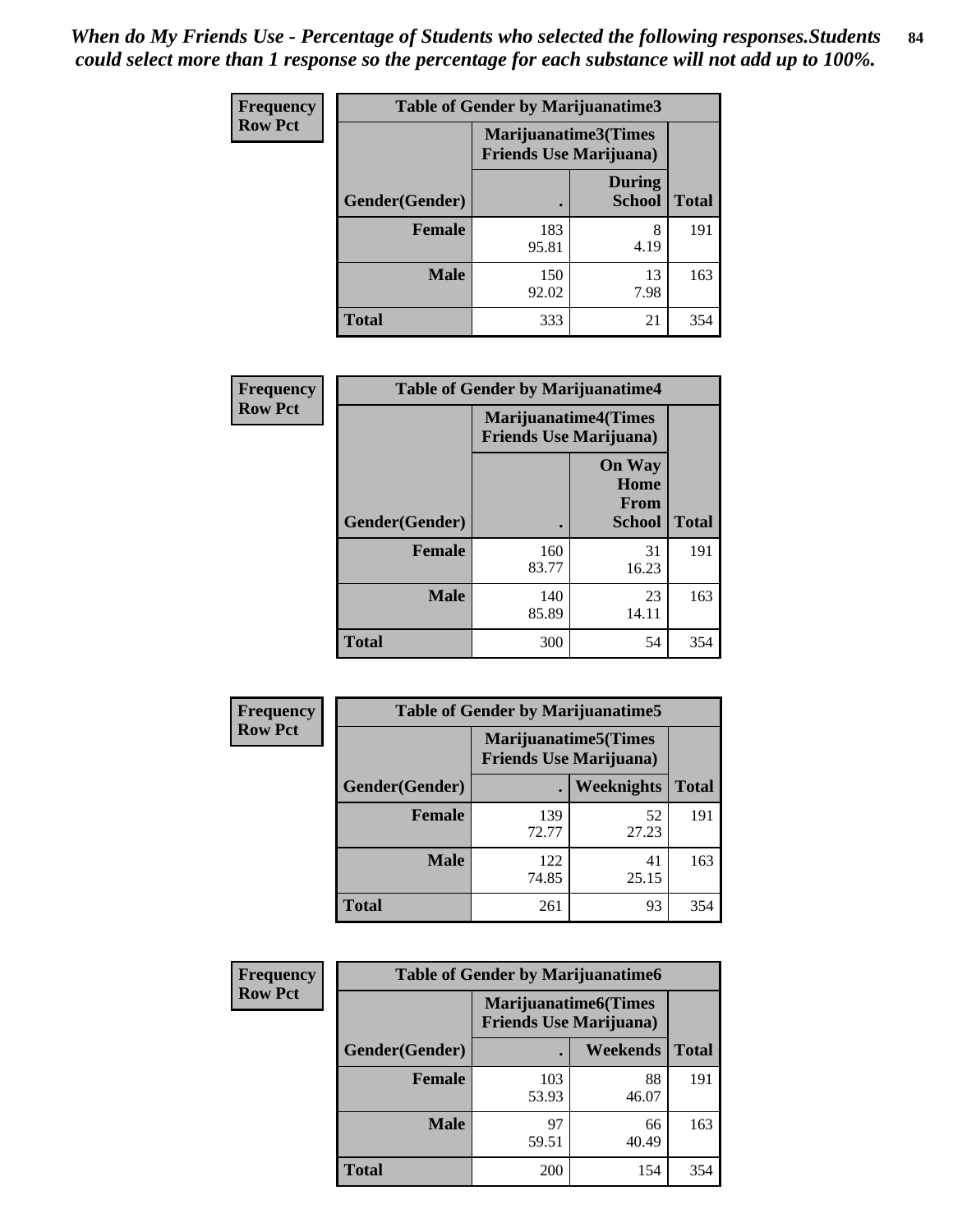*When do My Friends Use - Percentage of Students who selected the following responses.Students could select more than 1 response so the percentage for each substance will not add up to 100%.*

**Frequency**
**Row Pct**

| Table of Gender by Marijuanatime3 | | | |
|---|---|---|---|
| | Marijuanatime3(Times Friends Use Marijuana) | | |
| Gender(Gender) | . | During School | Total |
| Female | 183<br>95.81 | 8<br>4.19 | 191 |
| Male | 150<br>92.02 | 13<br>7.98 | 163 |
| Total | 333 | 21 | 354 |

**Frequency**
**Row Pct**

| Table of Gender by Marijuanatime4 | | | |
|---|---|---|---|
| | Marijuanatime4(Times Friends Use Marijuana) | | |
| Gender(Gender) | . | On Way Home From School | Total |
| Female | 160<br>83.77 | 31<br>16.23 | 191 |
| Male | 140<br>85.89 | 23<br>14.11 | 163 |
| Total | 300 | 54 | 354 |

**Frequency**
**Row Pct**

| Table of Gender by Marijuanatime5 | | | |
|---|---|---|---|
| | Marijuanatime5(Times Friends Use Marijuana) | | |
| Gender(Gender) | . | Weeknights | Total |
| Female | 139<br>72.77 | 52<br>27.23 | 191 |
| Male | 122<br>74.85 | 41<br>25.15 | 163 |
| Total | 261 | 93 | 354 |

**Frequency**
**Row Pct**

| Table of Gender by Marijuanatime6 | | | |
|---|---|---|---|
| | Marijuanatime6(Times Friends Use Marijuana) | | |
| Gender(Gender) | . | Weekends | Total |
| Female | 103<br>53.93 | 88<br>46.07 | 191 |
| Male | 97<br>59.51 | 66<br>40.49 | 163 |
| Total | 200 | 154 | 354 |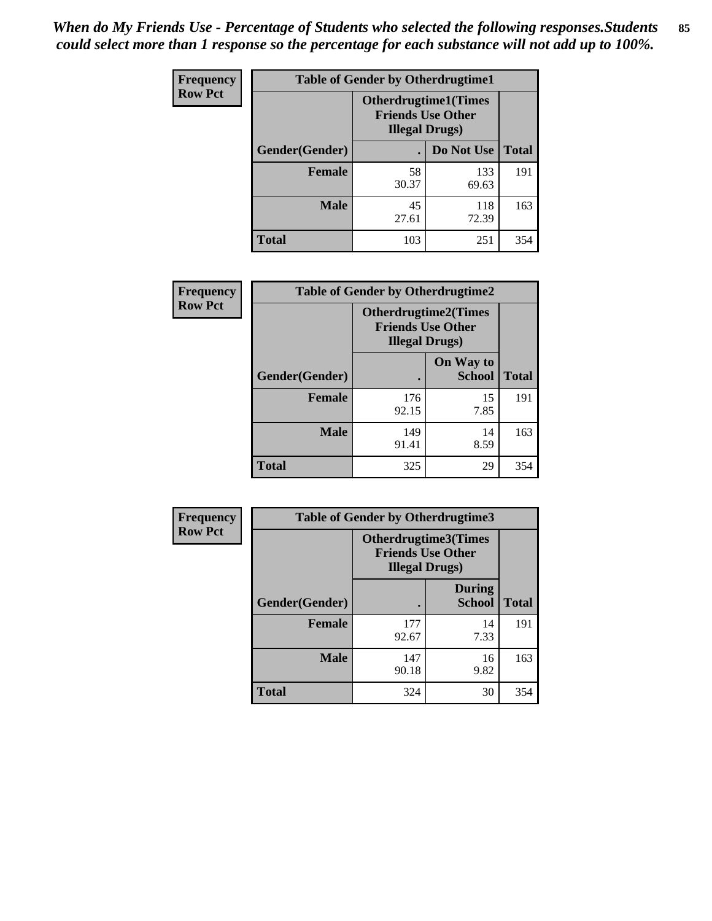*When do My Friends Use - Percentage of Students who selected the following responses.Students could select more than 1 response so the percentage for each substance will not add up to 100%.*

**Frequency**
**Row Pct**

| Table of Gender by Otherdrugtime1 | | | |
|---|---|---|---|
| | Otherdrugtime1(Times Friends Use Other Illegal Drugs) | | |
| Gender(Gender) | . | Do Not Use | Total |
| Female | 58<br>30.37 | 133<br>69.63 | 191 |
| Male | 45<br>27.61 | 118<br>72.39 | 163 |
| Total | 103 | 251 | 354 |

**Frequency**
**Row Pct**

| Table of Gender by Otherdrugtime2 | | | |
|---|---|---|---|
| | Otherdrugtime2(Times Friends Use Other Illegal Drugs) | | |
| Gender(Gender) | . | On Way to School | Total |
| Female | 176<br>92.15 | 15<br>7.85 | 191 |
| Male | 149<br>91.41 | 14<br>8.59 | 163 |
| Total | 325 | 29 | 354 |

**Frequency**
**Row Pct**

| Table of Gender by Otherdrugtime3 | | | |
|---|---|---|---|
| | Otherdrugtime3(Times Friends Use Other Illegal Drugs) | | |
| Gender(Gender) | . | During School | Total |
| Female | 177<br>92.67 | 14<br>7.33 | 191 |
| Male | 147<br>90.18 | 16<br>9.82 | 163 |
| Total | 324 | 30 | 354 |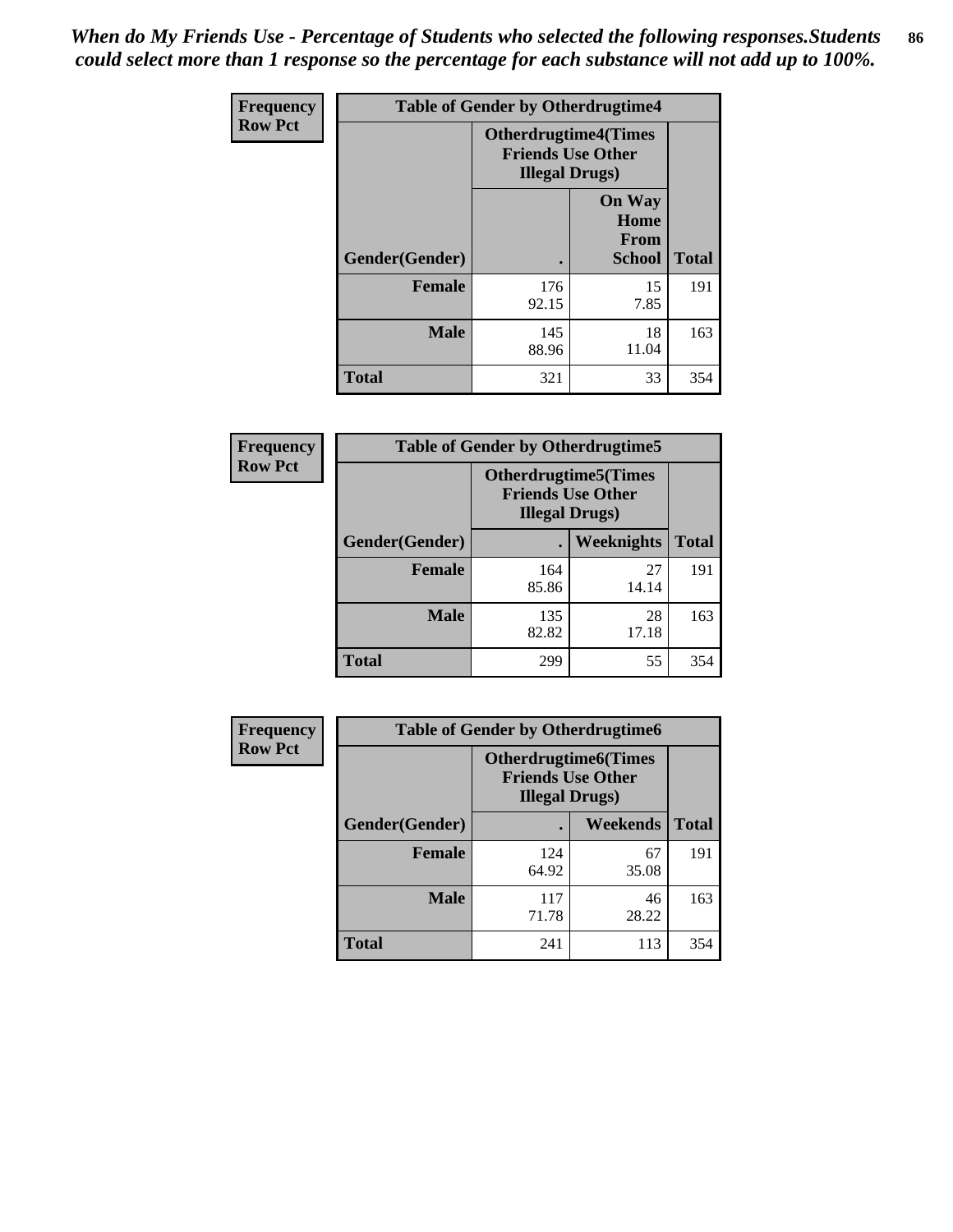*When do My Friends Use - Percentage of Students who selected the following responses.Students could select more than 1 response so the percentage for each substance will not add up to 100%.*

**Frequency**
**Row Pct**

| Table of Gender by Otherdrugtime4 | | | |
|---|---|---|---|
| | Otherdrugtime4(Times Friends Use Other Illegal Drugs) | | |
| Gender(Gender) | . | On Way Home From School | Total |
| Female | 176<br>92.15 | 15<br>7.85 | 191 |
| Male | 145<br>88.96 | 18<br>11.04 | 163 |
| Total | 321 | 33 | 354 |

**Frequency**
**Row Pct**

| Table of Gender by Otherdrugtime5 | | | |
|---|---|---|---|
| | Otherdrugtime5(Times Friends Use Other Illegal Drugs) | | |
| Gender(Gender) | . | Weeknights | Total |
| Female | 164<br>85.86 | 27<br>14.14 | 191 |
| Male | 135<br>82.82 | 28<br>17.18 | 163 |
| Total | 299 | 55 | 354 |

**Frequency**
**Row Pct**

| Table of Gender by Otherdrugtime6 | | | |
|---|---|---|---|
| | Otherdrugtime6(Times Friends Use Other Illegal Drugs) | | |
| Gender(Gender) | . | Weekends | Total |
| Female | 124<br>64.92 | 67<br>35.08 | 191 |
| Male | 117<br>71.78 | 46<br>28.22 | 163 |
| Total | 241 | 113 | 354 |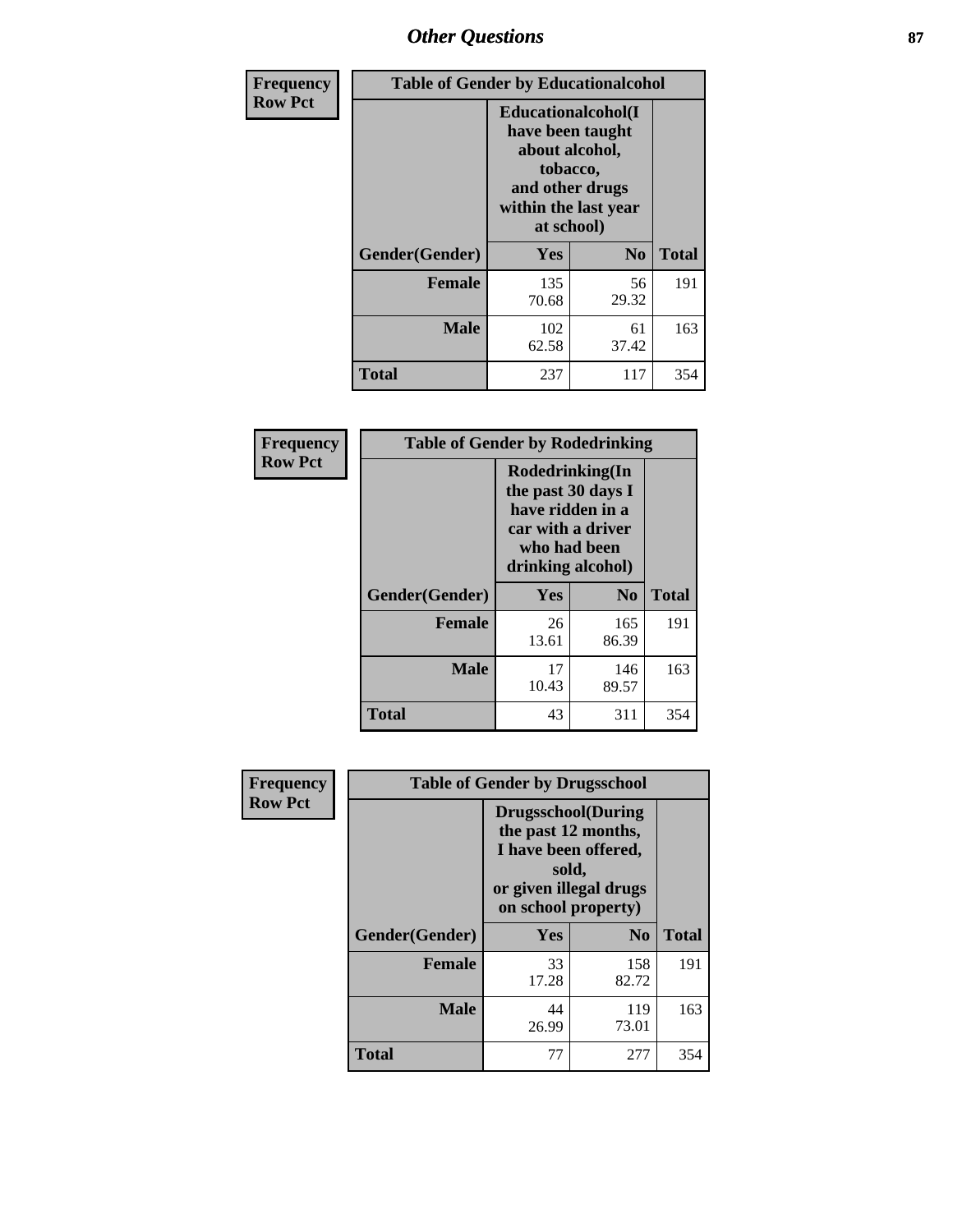# Other Questions

**Frequency Row Pct**

| Table of Gender by Educationalcohol | | | |
|---|---|---|---|
| | Educationalcohol(I have been taught about alcohol, tobacco, and other drugs within the last year at school) | | |
| Gender(Gender) | Yes | No | Total |
| Female | 135<br>70.68 | 56<br>29.32 | 191 |
| Male | 102<br>62.58 | 61<br>37.42 | 163 |
| Total | 237 | 117 | 354 |

**Frequency Row Pct**

| Table of Gender by Rodedrinking | | | |
|---|---|---|---|
| | Rodedrinking(In the past 30 days I have ridden in a car with a driver who had been drinking alcohol) | | |
| Gender(Gender) | Yes | No | Total |
| Female | 26<br>13.61 | 165<br>86.39 | 191 |
| Male | 17<br>10.43 | 146<br>89.57 | 163 |
| Total | 43 | 311 | 354 |

**Frequency Row Pct**

| Table of Gender by Drugsschool | | | |
|---|---|---|---|
| | Drugsschool(During the past 12 months, I have been offered, sold, or given illegal drugs on school property) | | |
| Gender(Gender) | Yes | No | Total |
| Female | 33<br>17.28 | 158<br>82.72 | 191 |
| Male | 44<br>26.99 | 119<br>73.01 | 163 |
| Total | 77 | 277 | 354 |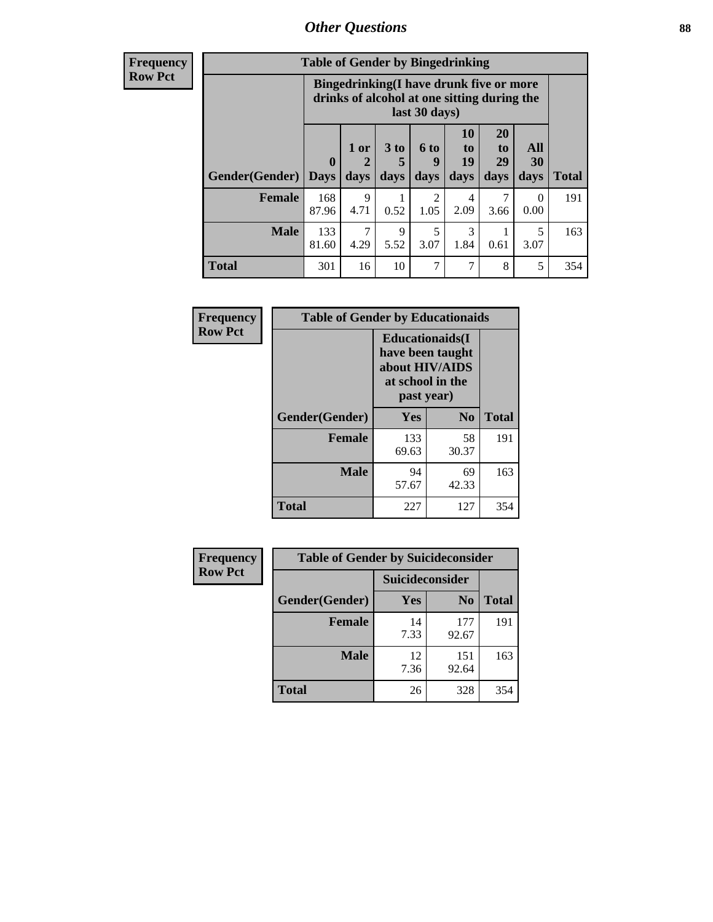# Other Questions

**Frequency**
**Row Pct**

| Table of Gender by Bingedrinking | | | | | | | | |
|---|---|---|---|---|---|---|---|---|
| | Bingedrinking(I have drunk five or more drinks of alcohol at one sitting during the last 30 days) | | | | | | | |
| Gender(Gender) | 0 Days | 1 or 2 days | 3 to 5 days | 6 to 9 days | 10 to 19 days | 20 to 29 days | All 30 days | Total |
| **Female** | 168<br>87.96 | 9<br>4.71 | 1<br>0.52 | 2<br>1.05 | 4<br>2.09 | 7<br>3.66 | 0<br>0.00 | 191 |
| **Male** | 133<br>81.60 | 7<br>4.29 | 9<br>5.52 | 5<br>3.07 | 3<br>1.84 | 1<br>0.61 | 5<br>3.07 | 163 |
| **Total** | 301 | 16 | 10 | 7 | 7 | 8 | 5 | 354 |

**Frequency**
**Row Pct**

| Table of Gender by Educationaids | | | |
|---|---|---|---|
| | Educationaids(I have been taught about HIV/AIDS at school in the past year) | | |
| Gender(Gender) | Yes | No | Total |
| **Female** | 133<br>69.63 | 58<br>30.37 | 191 |
| **Male** | 94<br>57.67 | 69<br>42.33 | 163 |
| **Total** | 227 | 127 | 354 |

**Frequency**
**Row Pct**

| Table of Gender by Suicideconsider | | | |
|---|---|---|---|
| | Suicideconsider | | |
| Gender(Gender) | Yes | No | Total |
| **Female** | 14<br>7.33 | 177<br>92.67 | 191 |
| **Male** | 12<br>7.36 | 151<br>92.64 | 163 |
| **Total** | 26 | 328 | 354 |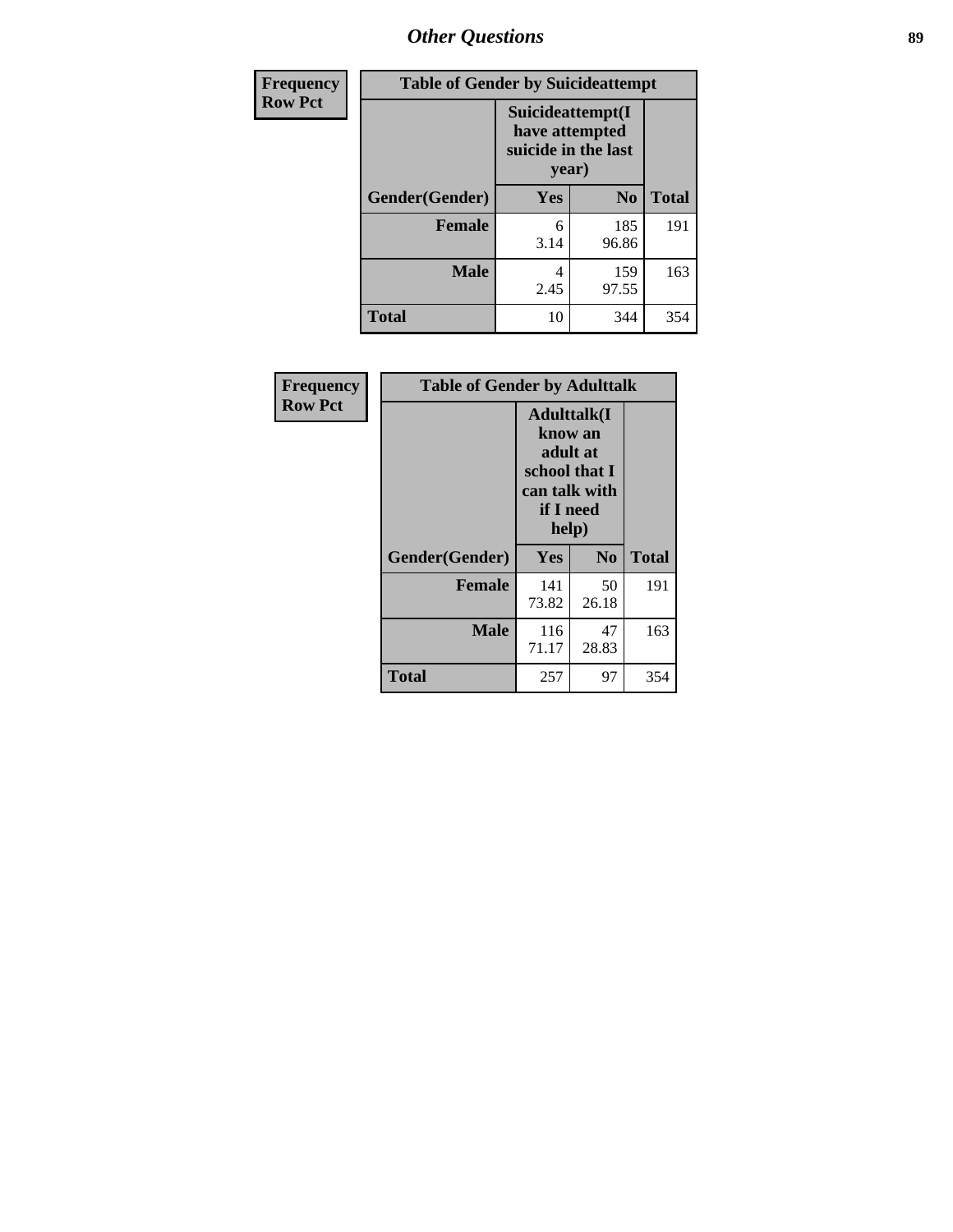| Frequency<br>Row Pct | Table of Gender by Suicideattempt | | |
|---|---|---|---|
| | Suicideattempt(I have attempted suicide in the last year) | | |
| Gender(Gender) | Yes | No | Total |
| Female | 6<br>3.14 | 185<br>96.86 | 191 |
| Male | 4<br>2.45 | 159<br>97.55 | 163 |
| Total | 10 | 344 | 354 |

| Frequency<br>Row Pct | Table of Gender by Adulttalk | | |
|---|---|---|---|
| | Adulttalk(I know an adult at school that I can talk with if I need help) | | |
| Gender(Gender) | Yes | No | Total |
| Female | 141<br>73.82 | 50<br>26.18 | 191 |
| Male | 116<br>71.17 | 47<br>28.83 | 163 |
| Total | 257 | 97 | 354 |